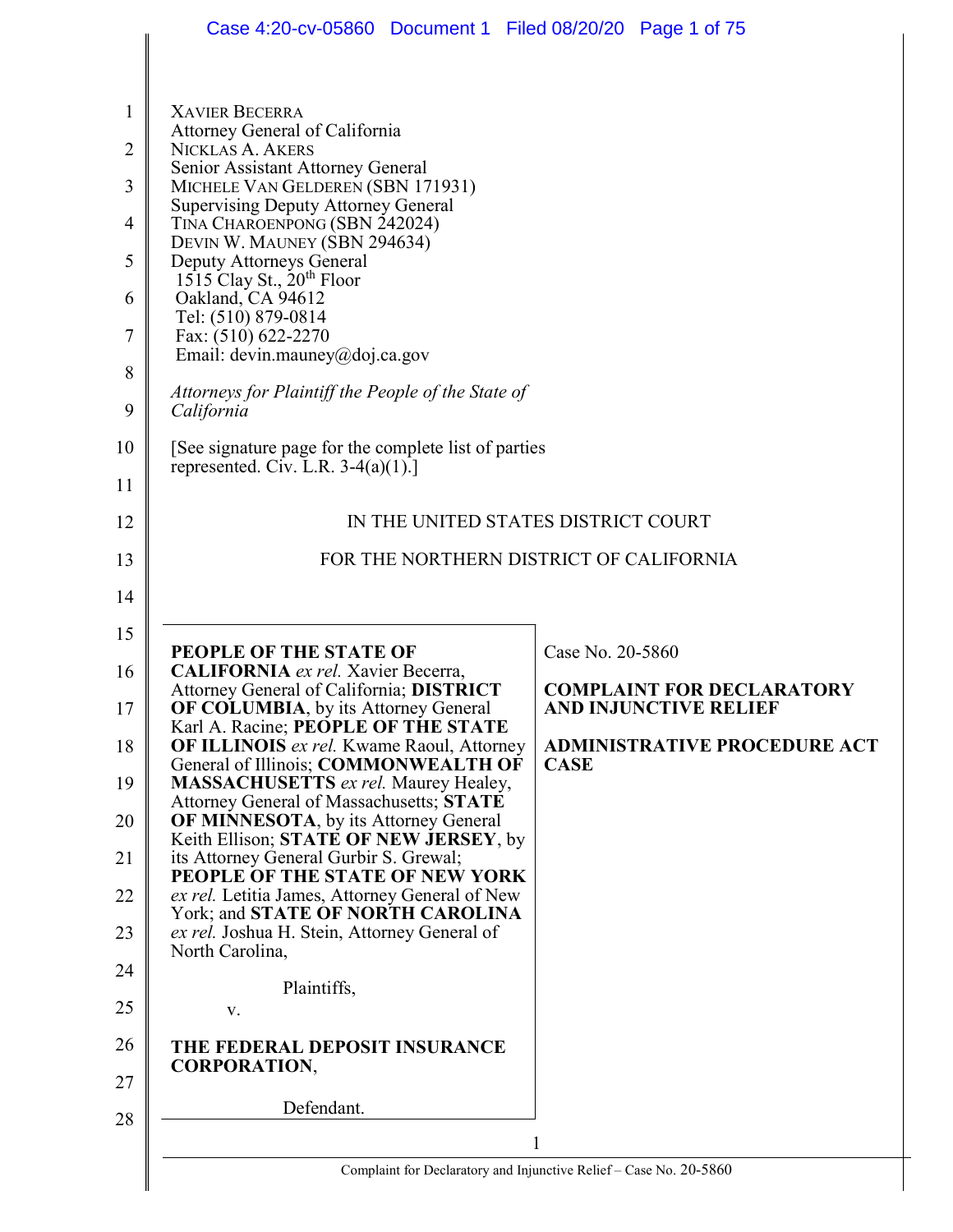XAVIER BECERRA
Attorney General of California
NICKLAS A. AKERS
Senior Assistant Attorney General
MICHELE VAN GELDEREN (SBN 171931)
Supervising Deputy Attorney General
TINA CHAROENPONG (SBN 242024)
DEVIN W. MAUNEY (SBN 294634)
Deputy Attorneys General
1515 Clay St., 20th Floor
Oakland, CA 94612
Tel: (510) 879-0814
Fax: (510) 622-2270
Email: devin.mauney@doj.ca.gov

*Attorneys for Plaintiff the People of the State of California*

[See signature page for the complete list of parties represented. Civ. L.R. 3-4(a)(1).]

IN THE UNITED STATES DISTRICT COURT

FOR THE NORTHERN DISTRICT OF CALIFORNIA

| | |
|---|---|
| **PEOPLE OF THE STATE OF CALIFORNIA** *ex rel.* Xavier Becerra, Attorney General of California; **DISTRICT OF COLUMBIA**, by its Attorney General Karl A. Racine; **PEOPLE OF THE STATE OF ILLINOIS** *ex rel.* Kwame Raoul, Attorney General of Illinois; **COMMONWEALTH OF MASSACHUSETTS** *ex rel.* Maurey Healey, Attorney General of Massachusetts; **STATE OF MINNESOTA**, by its Attorney General Keith Ellison; **STATE OF NEW JERSEY**, by its Attorney General Gurbir S. Grewal; **PEOPLE OF THE STATE OF NEW YORK** *ex rel.* Letitia James, Attorney General of New York; and **STATE OF NORTH CAROLINA** *ex rel.* Joshua H. Stein, Attorney General of North Carolina,<br><br>Plaintiffs,<br><br>v.<br><br>**THE FEDERAL DEPOSIT INSURANCE CORPORATION**,<br><br>Defendant. | Case No. 20-5860<br><br>**COMPLAINT FOR DECLARATORY AND INJUNCTIVE RELIEF**<br><br>**ADMINISTRATIVE PROCEDURE ACT CASE** |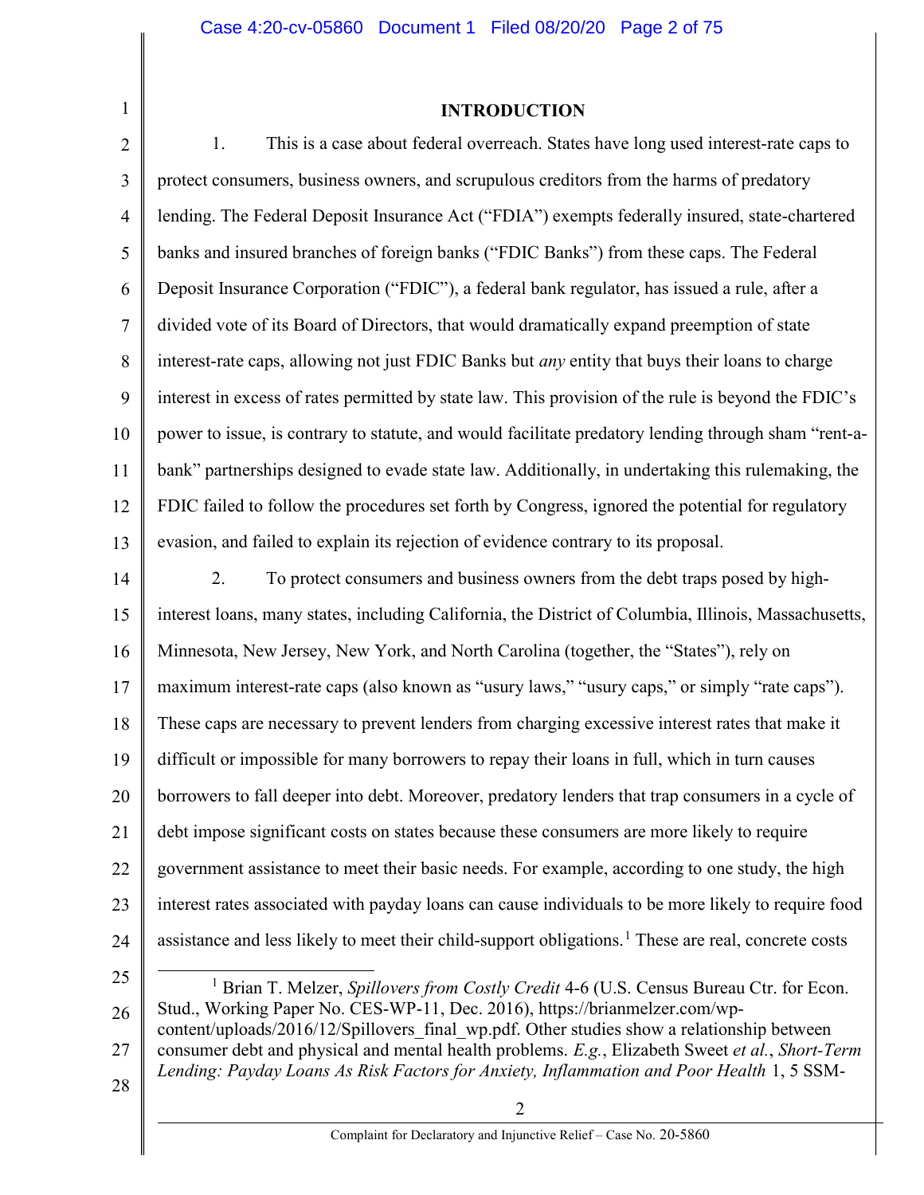## INTRODUCTION

1. This is a case about federal overreach. States have long used interest-rate caps to protect consumers, business owners, and scrupulous creditors from the harms of predatory lending. The Federal Deposit Insurance Act ("FDIA") exempts federally insured, state-chartered banks and insured branches of foreign banks ("FDIC Banks") from these caps. The Federal Deposit Insurance Corporation ("FDIC"), a federal bank regulator, has issued a rule, after a divided vote of its Board of Directors, that would dramatically expand preemption of state interest-rate caps, allowing not just FDIC Banks but *any* entity that buys their loans to charge interest in excess of rates permitted by state law. This provision of the rule is beyond the FDIC's power to issue, is contrary to statute, and would facilitate predatory lending through sham "rent-a-bank" partnerships designed to evade state law. Additionally, in undertaking this rulemaking, the FDIC failed to follow the procedures set forth by Congress, ignored the potential for regulatory evasion, and failed to explain its rejection of evidence contrary to its proposal.

2. To protect consumers and business owners from the debt traps posed by high-interest loans, many states, including California, the District of Columbia, Illinois, Massachusetts, Minnesota, New Jersey, New York, and North Carolina (together, the "States"), rely on maximum interest-rate caps (also known as "usury laws," "usury caps," or simply "rate caps"). These caps are necessary to prevent lenders from charging excessive interest rates that make it difficult or impossible for many borrowers to repay their loans in full, which in turn causes borrowers to fall deeper into debt. Moreover, predatory lenders that trap consumers in a cycle of debt impose significant costs on states because these consumers are more likely to require government assistance to meet their basic needs. For example, according to one study, the high interest rates associated with payday loans can cause individuals to be more likely to require food assistance and less likely to meet their child-support obligations.[1] These are real, concrete costs

[1] Brian T. Melzer, *Spillovers from Costly Credit* 4-6 (U.S. Census Bureau Ctr. for Econ. Stud., Working Paper No. CES-WP-11, Dec. 2016), https://brianmelzer.com/wp-content/uploads/2016/12/Spillovers_final_wp.pdf. Other studies show a relationship between consumer debt and physical and mental health problems. *E.g.*, Elizabeth Sweet *et al.*, *Short-Term Lending: Payday Loans As Risk Factors for Anxiety, Inflammation and Poor Health* 1, 5 SSM-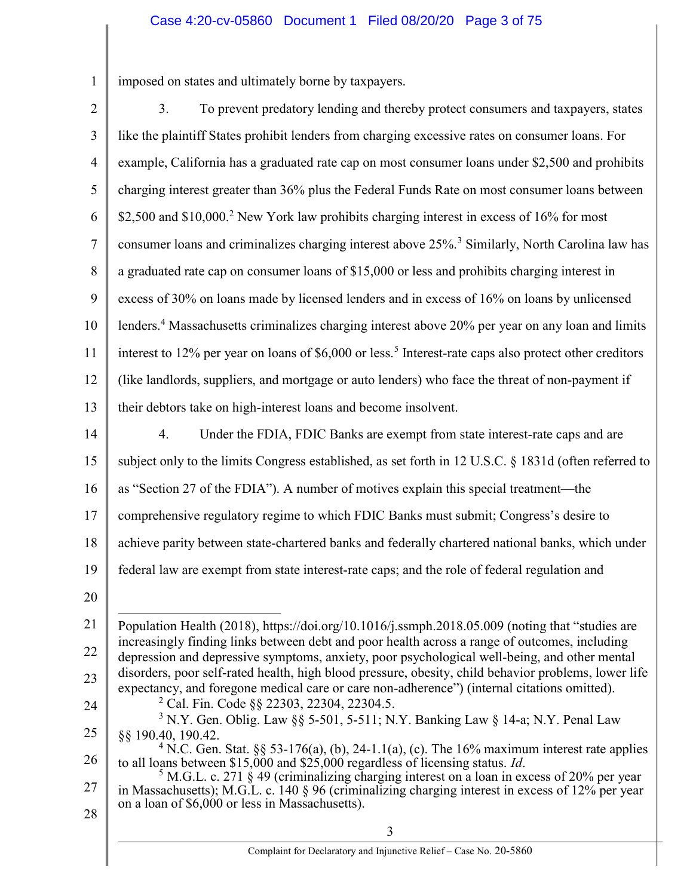imposed on states and ultimately borne by taxpayers.

3. To prevent predatory lending and thereby protect consumers and taxpayers, states like the plaintiff States prohibit lenders from charging excessive rates on consumer loans. For example, California has a graduated rate cap on most consumer loans under $2,500 and prohibits charging interest greater than 36% plus the Federal Funds Rate on most consumer loans between $2,500 and $10,000.[2] New York law prohibits charging interest in excess of 16% for most consumer loans and criminalizes charging interest above 25%.[3] Similarly, North Carolina law has a graduated rate cap on consumer loans of $15,000 or less and prohibits charging interest in excess of 30% on loans made by licensed lenders and in excess of 16% on loans by unlicensed lenders.[4] Massachusetts criminalizes charging interest above 20% per year on any loan and limits interest to 12% per year on loans of $6,000 or less.[5] Interest-rate caps also protect other creditors (like landlords, suppliers, and mortgage or auto lenders) who face the threat of non-payment if their debtors take on high-interest loans and become insolvent.

4. Under the FDIA, FDIC Banks are exempt from state interest-rate caps and are subject only to the limits Congress established, as set forth in 12 U.S.C. § 1831d (often referred to as "Section 27 of the FDIA"). A number of motives explain this special treatment—the comprehensive regulatory regime to which FDIC Banks must submit; Congress's desire to achieve parity between state-chartered banks and federally chartered national banks, which under federal law are exempt from state interest-rate caps; and the role of federal regulation and

---

Population Health (2018), https://doi.org/10.1016/j.ssmph.2018.05.009 (noting that "studies are increasingly finding links between debt and poor health across a range of outcomes, including depression and depressive symptoms, anxiety, poor psychological well-being, and other mental disorders, poor self-rated health, high blood pressure, obesity, child behavior problems, lower life expectancy, and foregone medical care or care non-adherence") (internal citations omitted).

[2] Cal. Fin. Code §§ 22303, 22304, 22304.5.

[3] N.Y. Gen. Oblig. Law §§ 5-501, 5-511; N.Y. Banking Law § 14-a; N.Y. Penal Law §§ 190.40, 190.42.

[4] N.C. Gen. Stat. §§ 53-176(a), (b), 24-1.1(a), (c). The 16% maximum interest rate applies to all loans between $15,000 and $25,000 regardless of licensing status. *Id*.

[5] M.G.L. c. 271 § 49 (criminalizing charging interest on a loan in excess of 20% per year in Massachusetts); M.G.L. c. 140 § 96 (criminalizing charging interest in excess of 12% per year on a loan of $6,000 or less in Massachusetts).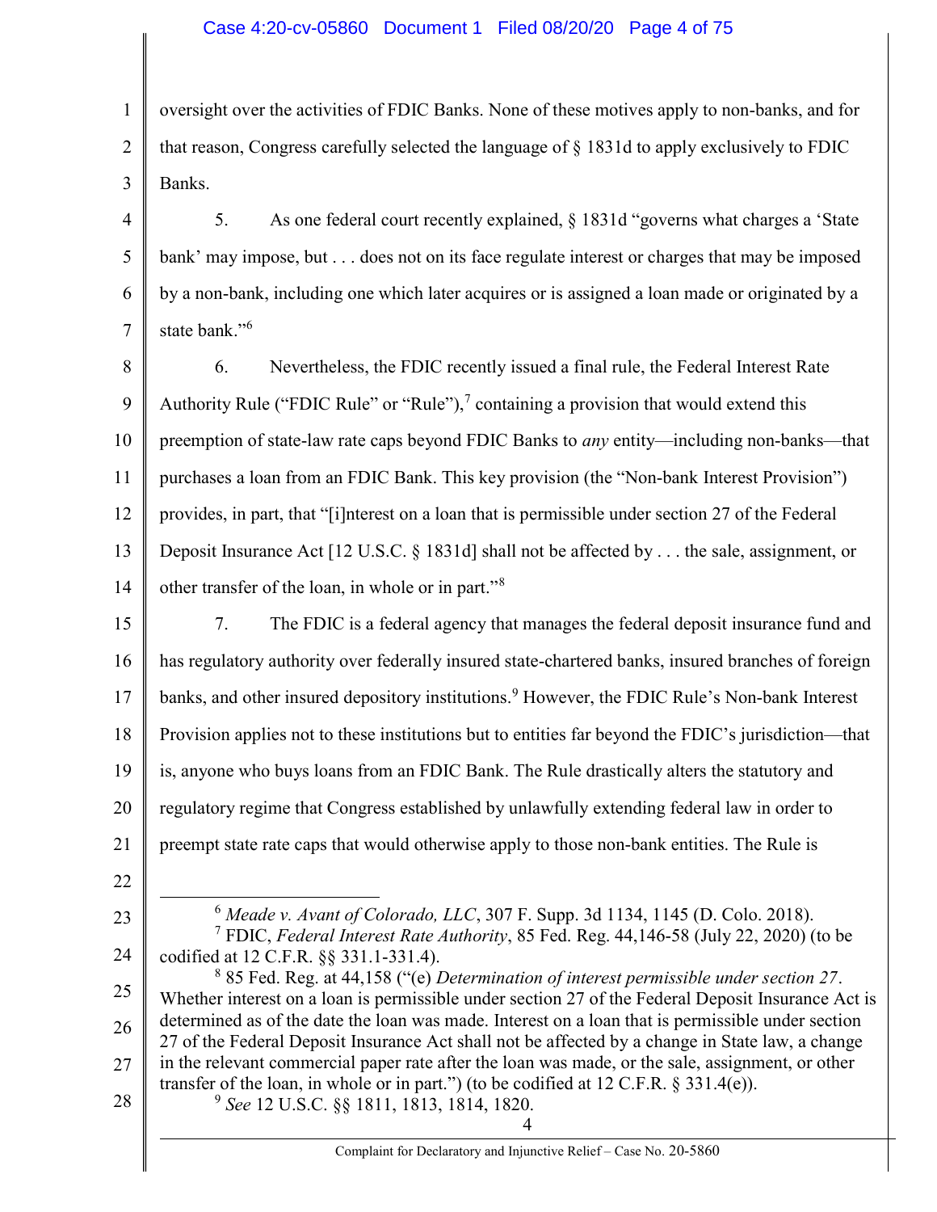oversight over the activities of FDIC Banks. None of these motives apply to non-banks, and for that reason, Congress carefully selected the language of § 1831d to apply exclusively to FDIC Banks.

5. As one federal court recently explained, § 1831d "governs what charges a 'State bank' may impose, but . . . does not on its face regulate interest or charges that may be imposed by a non-bank, including one which later acquires or is assigned a loan made or originated by a state bank."[6]

6. Nevertheless, the FDIC recently issued a final rule, the Federal Interest Rate Authority Rule ("FDIC Rule" or "Rule"),[7] containing a provision that would extend this preemption of state-law rate caps beyond FDIC Banks to *any* entity—including non-banks—that purchases a loan from an FDIC Bank. This key provision (the "Non-bank Interest Provision") provides, in part, that "[i]nterest on a loan that is permissible under section 27 of the Federal Deposit Insurance Act [12 U.S.C. § 1831d] shall not be affected by . . . the sale, assignment, or other transfer of the loan, in whole or in part."[8]

7. The FDIC is a federal agency that manages the federal deposit insurance fund and has regulatory authority over federally insured state-chartered banks, insured branches of foreign banks, and other insured depository institutions.[9] However, the FDIC Rule's Non-bank Interest Provision applies not to these institutions but to entities far beyond the FDIC's jurisdiction—that is, anyone who buys loans from an FDIC Bank. The Rule drastically alters the statutory and regulatory regime that Congress established by unlawfully extending federal law in order to preempt state rate caps that would otherwise apply to those non-bank entities. The Rule is

---

[6] *Meade v. Avant of Colorado, LLC*, 307 F. Supp. 3d 1134, 1145 (D. Colo. 2018).

[7] FDIC, *Federal Interest Rate Authority*, 85 Fed. Reg. 44,146-58 (July 22, 2020) (to be codified at 12 C.F.R. §§ 331.1-331.4).

[8] 85 Fed. Reg. at 44,158 ("(e) *Determination of interest permissible under section 27*. Whether interest on a loan is permissible under section 27 of the Federal Deposit Insurance Act is determined as of the date the loan was made. Interest on a loan that is permissible under section 27 of the Federal Deposit Insurance Act shall not be affected by a change in State law, a change in the relevant commercial paper rate after the loan was made, or the sale, assignment, or other transfer of the loan, in whole or in part.") (to be codified at 12 C.F.R. § 331.4(e)).

[9] *See* 12 U.S.C. §§ 1811, 1813, 1814, 1820.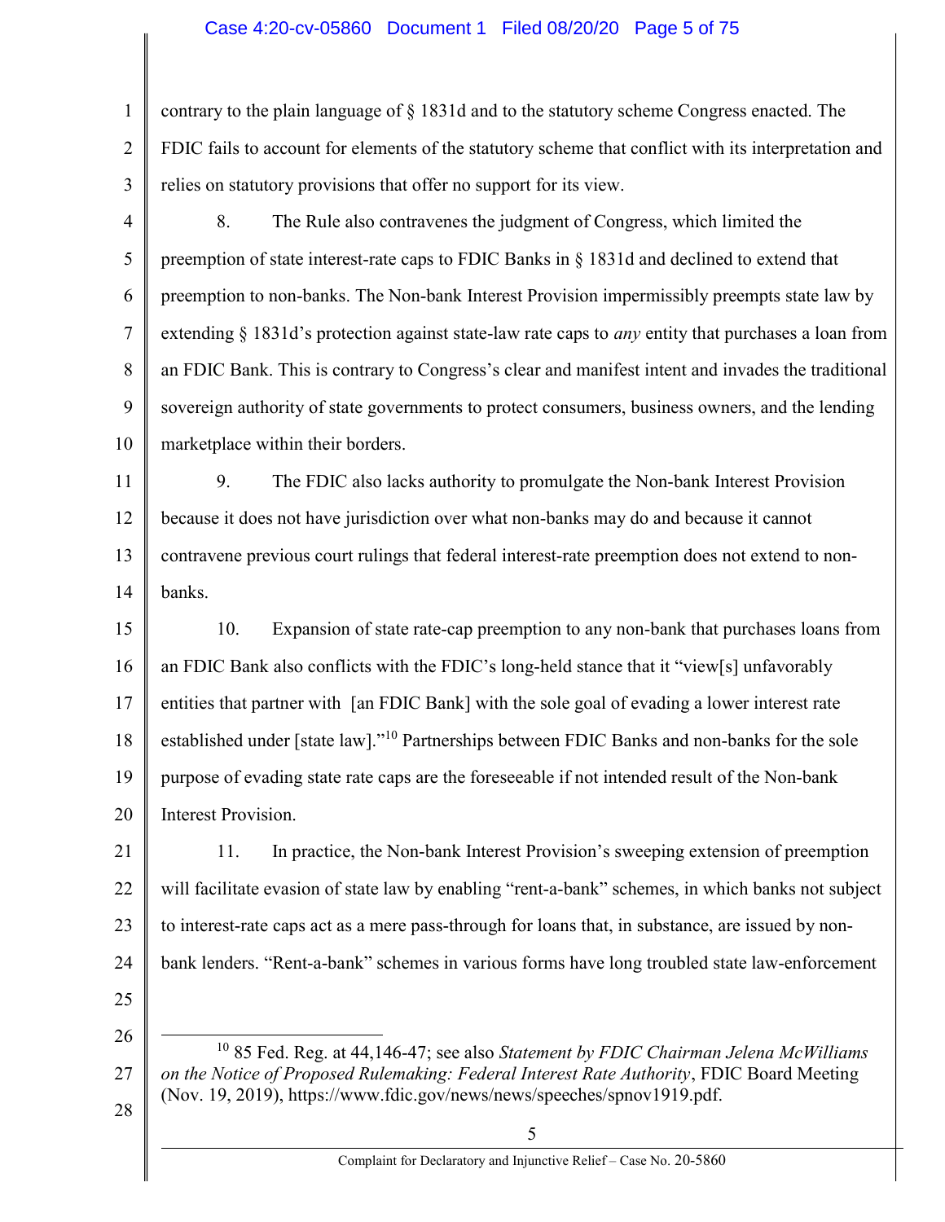contrary to the plain language of § 1831d and to the statutory scheme Congress enacted. The FDIC fails to account for elements of the statutory scheme that conflict with its interpretation and relies on statutory provisions that offer no support for its view.

8. The Rule also contravenes the judgment of Congress, which limited the preemption of state interest-rate caps to FDIC Banks in § 1831d and declined to extend that preemption to non-banks. The Non-bank Interest Provision impermissibly preempts state law by extending § 1831d's protection against state-law rate caps to *any* entity that purchases a loan from an FDIC Bank. This is contrary to Congress's clear and manifest intent and invades the traditional sovereign authority of state governments to protect consumers, business owners, and the lending marketplace within their borders.

9. The FDIC also lacks authority to promulgate the Non-bank Interest Provision because it does not have jurisdiction over what non-banks may do and because it cannot contravene previous court rulings that federal interest-rate preemption does not extend to non-banks.

10. Expansion of state rate-cap preemption to any non-bank that purchases loans from an FDIC Bank also conflicts with the FDIC's long-held stance that it "view[s] unfavorably entities that partner with [an FDIC Bank] with the sole goal of evading a lower interest rate established under [state law]."[10] Partnerships between FDIC Banks and non-banks for the sole purpose of evading state rate caps are the foreseeable if not intended result of the Non-bank Interest Provision.

11. In practice, the Non-bank Interest Provision's sweeping extension of preemption will facilitate evasion of state law by enabling "rent-a-bank" schemes, in which banks not subject to interest-rate caps act as a mere pass-through for loans that, in substance, are issued by non-bank lenders. "Rent-a-bank" schemes in various forms have long troubled state law-enforcement

---

[10] 85 Fed. Reg. at 44,146-47; see also *Statement by FDIC Chairman Jelena McWilliams on the Notice of Proposed Rulemaking: Federal Interest Rate Authority*, FDIC Board Meeting (Nov. 19, 2019), https://www.fdic.gov/news/news/speeches/spnov1919.pdf.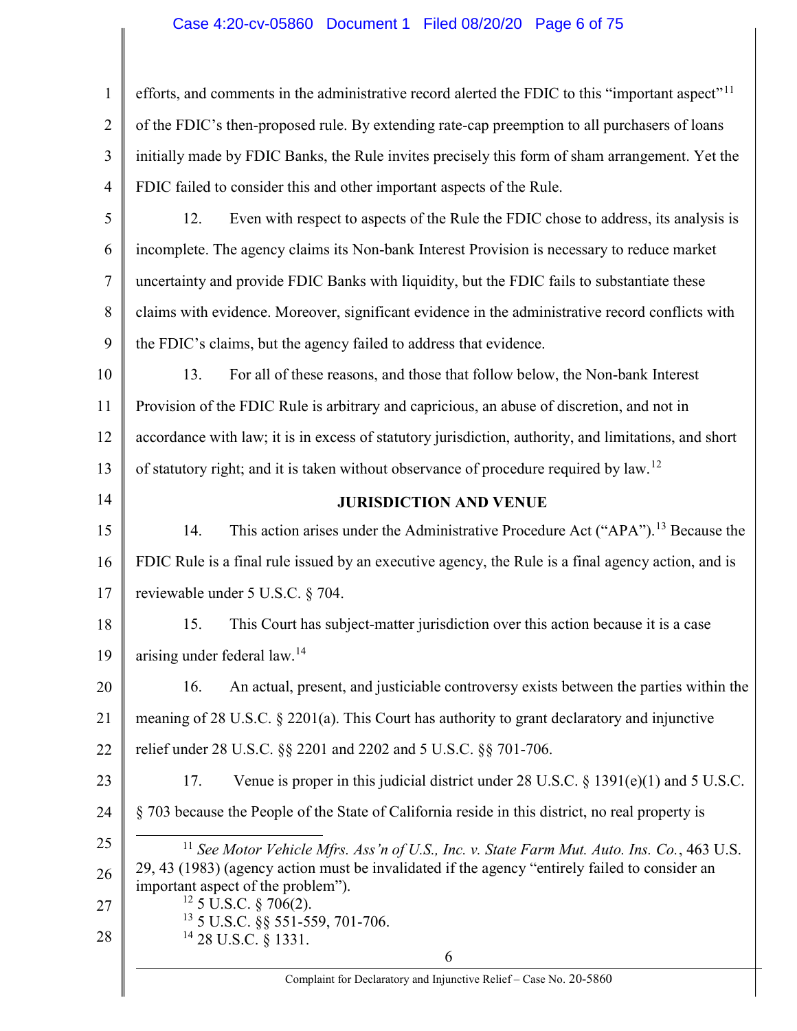efforts, and comments in the administrative record alerted the FDIC to this "important aspect"[11] of the FDIC's then-proposed rule. By extending rate-cap preemption to all purchasers of loans initially made by FDIC Banks, the Rule invites precisely this form of sham arrangement. Yet the FDIC failed to consider this and other important aspects of the Rule.

12. Even with respect to aspects of the Rule the FDIC chose to address, its analysis is incomplete. The agency claims its Non-bank Interest Provision is necessary to reduce market uncertainty and provide FDIC Banks with liquidity, but the FDIC fails to substantiate these claims with evidence. Moreover, significant evidence in the administrative record conflicts with the FDIC's claims, but the agency failed to address that evidence.

13. For all of these reasons, and those that follow below, the Non-bank Interest Provision of the FDIC Rule is arbitrary and capricious, an abuse of discretion, and not in accordance with law; it is in excess of statutory jurisdiction, authority, and limitations, and short of statutory right; and it is taken without observance of procedure required by law.[12]

## JURISDICTION AND VENUE

14. This action arises under the Administrative Procedure Act ("APA").[13] Because the FDIC Rule is a final rule issued by an executive agency, the Rule is a final agency action, and is reviewable under 5 U.S.C. § 704.

15. This Court has subject-matter jurisdiction over this action because it is a case arising under federal law.[14]

16. An actual, present, and justiciable controversy exists between the parties within the meaning of 28 U.S.C. § 2201(a). This Court has authority to grant declaratory and injunctive relief under 28 U.S.C. §§ 2201 and 2202 and 5 U.S.C. §§ 701-706.

17. Venue is proper in this judicial district under 28 U.S.C. § 1391(e)(1) and 5 U.S.C. § 703 because the People of the State of California reside in this district, no real property is

---

[11] *See Motor Vehicle Mfrs. Ass'n of U.S., Inc. v. State Farm Mut. Auto. Ins. Co.*, 463 U.S. 29, 43 (1983) (agency action must be invalidated if the agency "entirely failed to consider an important aspect of the problem").

[12] 5 U.S.C. § 706(2).

[13] 5 U.S.C. §§ 551-559, 701-706.

[14] 28 U.S.C. § 1331.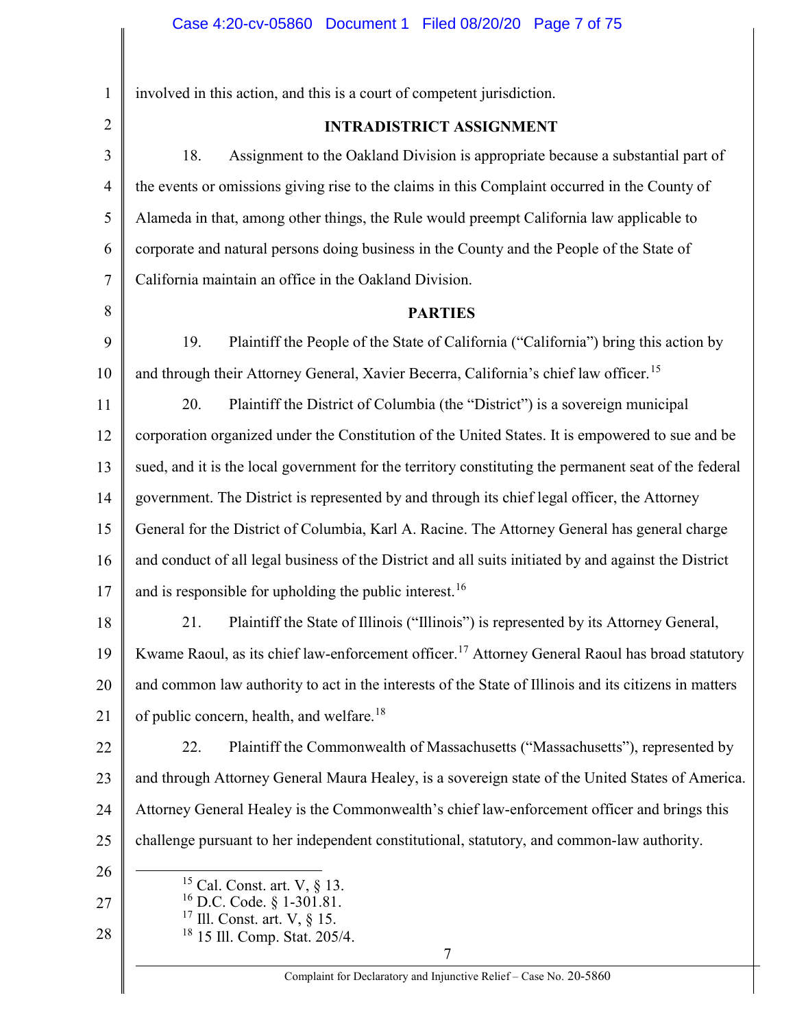involved in this action, and this is a court of competent jurisdiction.

## INTRADISTRICT ASSIGNMENT

18. Assignment to the Oakland Division is appropriate because a substantial part of the events or omissions giving rise to the claims in this Complaint occurred in the County of Alameda in that, among other things, the Rule would preempt California law applicable to corporate and natural persons doing business in the County and the People of the State of California maintain an office in the Oakland Division.

## PARTIES

19. Plaintiff the People of the State of California ("California") bring this action by and through their Attorney General, Xavier Becerra, California's chief law officer.[15]

20. Plaintiff the District of Columbia (the "District") is a sovereign municipal corporation organized under the Constitution of the United States. It is empowered to sue and be sued, and it is the local government for the territory constituting the permanent seat of the federal government. The District is represented by and through its chief legal officer, the Attorney General for the District of Columbia, Karl A. Racine. The Attorney General has general charge and conduct of all legal business of the District and all suits initiated by and against the District and is responsible for upholding the public interest.[16]

21. Plaintiff the State of Illinois ("Illinois") is represented by its Attorney General, Kwame Raoul, as its chief law-enforcement officer.[17] Attorney General Raoul has broad statutory and common law authority to act in the interests of the State of Illinois and its citizens in matters of public concern, health, and welfare.[18]

22. Plaintiff the Commonwealth of Massachusetts ("Massachusetts"), represented by and through Attorney General Maura Healey, is a sovereign state of the United States of America. Attorney General Healey is the Commonwealth's chief law-enforcement officer and brings this challenge pursuant to her independent constitutional, statutory, and common-law authority.

---

[15] Cal. Const. art. V, § 13.
[16] D.C. Code. § 1-301.81.
[17] Ill. Const. art. V, § 15.
[18] 15 Ill. Comp. Stat. 205/4.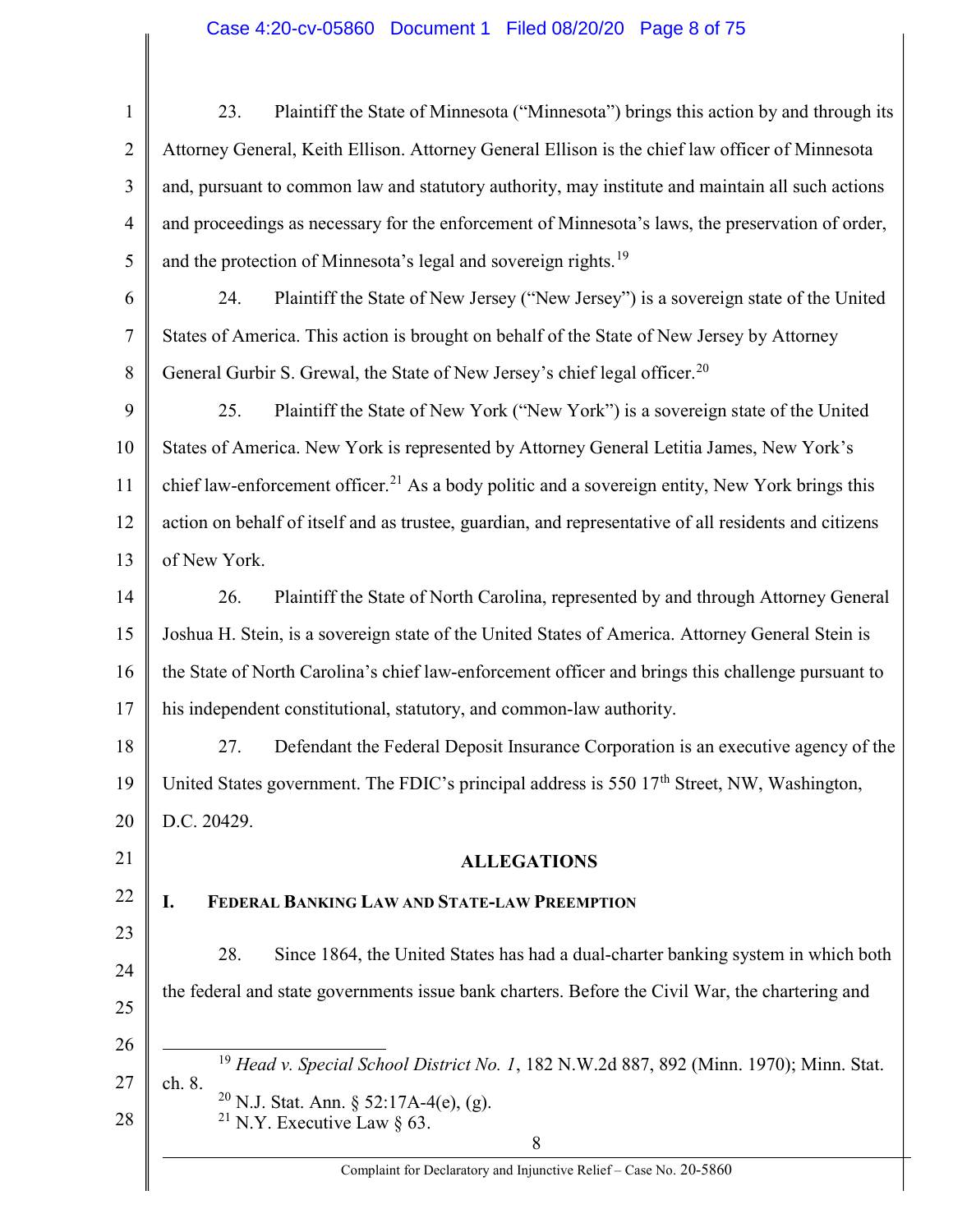23. Plaintiff the State of Minnesota ("Minnesota") brings this action by and through its Attorney General, Keith Ellison. Attorney General Ellison is the chief law officer of Minnesota and, pursuant to common law and statutory authority, may institute and maintain all such actions and proceedings as necessary for the enforcement of Minnesota's laws, the preservation of order, and the protection of Minnesota's legal and sovereign rights.[19]

24. Plaintiff the State of New Jersey ("New Jersey") is a sovereign state of the United States of America. This action is brought on behalf of the State of New Jersey by Attorney General Gurbir S. Grewal, the State of New Jersey's chief legal officer.[20]

25. Plaintiff the State of New York ("New York") is a sovereign state of the United States of America. New York is represented by Attorney General Letitia James, New York's chief law-enforcement officer.[21] As a body politic and a sovereign entity, New York brings this action on behalf of itself and as trustee, guardian, and representative of all residents and citizens of New York.

26. Plaintiff the State of North Carolina, represented by and through Attorney General Joshua H. Stein, is a sovereign state of the United States of America. Attorney General Stein is the State of North Carolina's chief law-enforcement officer and brings this challenge pursuant to his independent constitutional, statutory, and common-law authority.

27. Defendant the Federal Deposit Insurance Corporation is an executive agency of the United States government. The FDIC's principal address is 550 17th Street, NW, Washington, D.C. 20429.

## ALLEGATIONS

### I. Federal Banking Law and State-law Preemption

28. Since 1864, the United States has had a dual-charter banking system in which both the federal and state governments issue bank charters. Before the Civil War, the chartering and

---

[19] *Head v. Special School District No. 1*, 182 N.W.2d 887, 892 (Minn. 1970); Minn. Stat. ch. 8.

[20] N.J. Stat. Ann. § 52:17A-4(e), (g).

[21] N.Y. Executive Law § 63.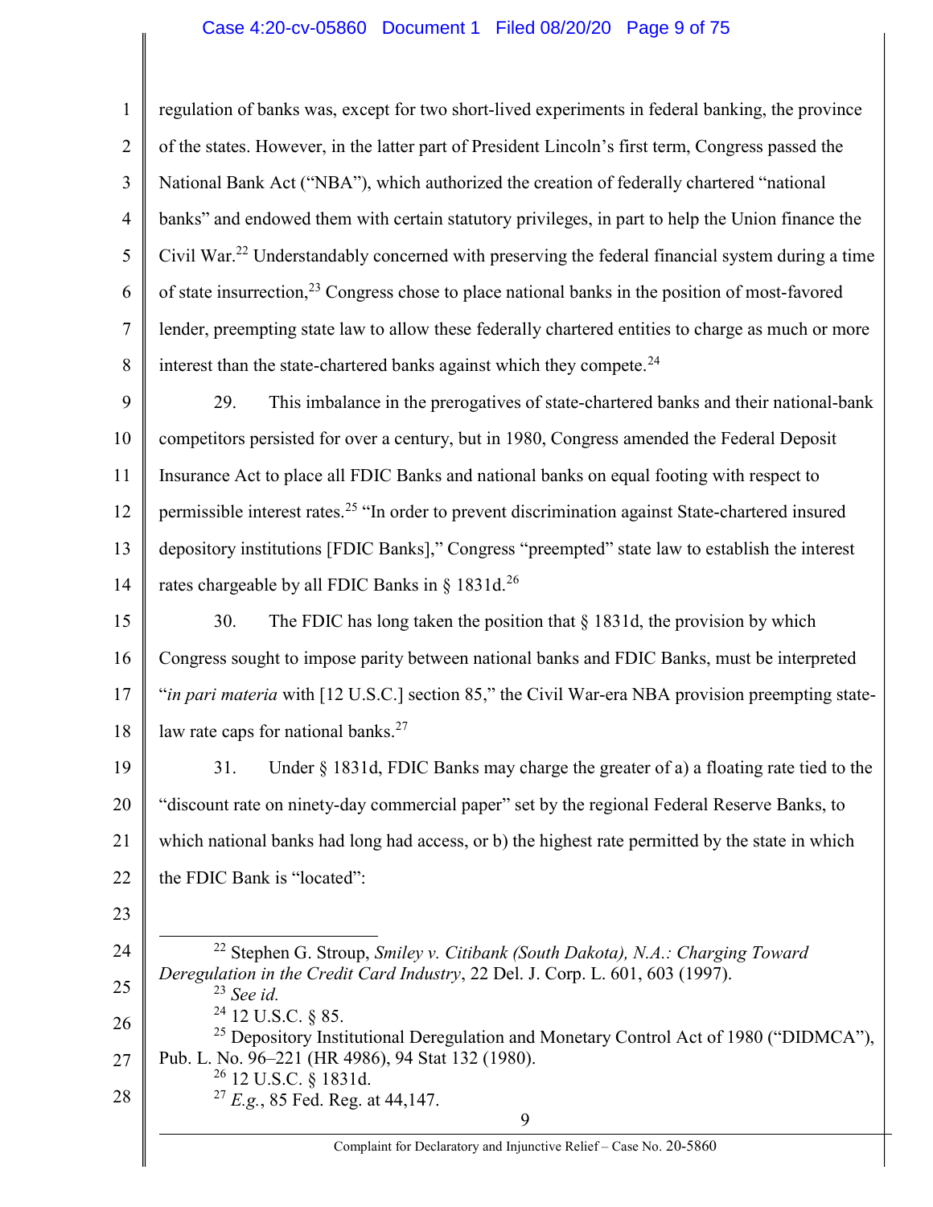regulation of banks was, except for two short-lived experiments in federal banking, the province of the states. However, in the latter part of President Lincoln's first term, Congress passed the National Bank Act ("NBA"), which authorized the creation of federally chartered "national banks" and endowed them with certain statutory privileges, in part to help the Union finance the Civil War.[22] Understandably concerned with preserving the federal financial system during a time of state insurrection,[23] Congress chose to place national banks in the position of most-favored lender, preempting state law to allow these federally chartered entities to charge as much or more interest than the state-chartered banks against which they compete.[24]

29. This imbalance in the prerogatives of state-chartered banks and their national-bank competitors persisted for over a century, but in 1980, Congress amended the Federal Deposit Insurance Act to place all FDIC Banks and national banks on equal footing with respect to permissible interest rates.[25] "In order to prevent discrimination against State-chartered insured depository institutions [FDIC Banks]," Congress "preempted" state law to establish the interest rates chargeable by all FDIC Banks in § 1831d.[26]

30. The FDIC has long taken the position that § 1831d, the provision by which Congress sought to impose parity between national banks and FDIC Banks, must be interpreted "*in pari materia* with [12 U.S.C.] section 85," the Civil War-era NBA provision preempting state-law rate caps for national banks.[27]

31. Under § 1831d, FDIC Banks may charge the greater of a) a floating rate tied to the "discount rate on ninety-day commercial paper" set by the regional Federal Reserve Banks, to which national banks had long had access, or b) the highest rate permitted by the state in which the FDIC Bank is "located":

---

[22] Stephen G. Stroup, *Smiley v. Citibank (South Dakota), N.A.: Charging Toward Deregulation in the Credit Card Industry*, 22 Del. J. Corp. L. 601, 603 (1997).

[23] *See id.*

[24] 12 U.S.C. § 85.

[25] Depository Institutional Deregulation and Monetary Control Act of 1980 ("DIDMCA"), Pub. L. No. 96–221 (HR 4986), 94 Stat 132 (1980).

[26] 12 U.S.C. § 1831d.

[27] *E.g.*, 85 Fed. Reg. at 44,147.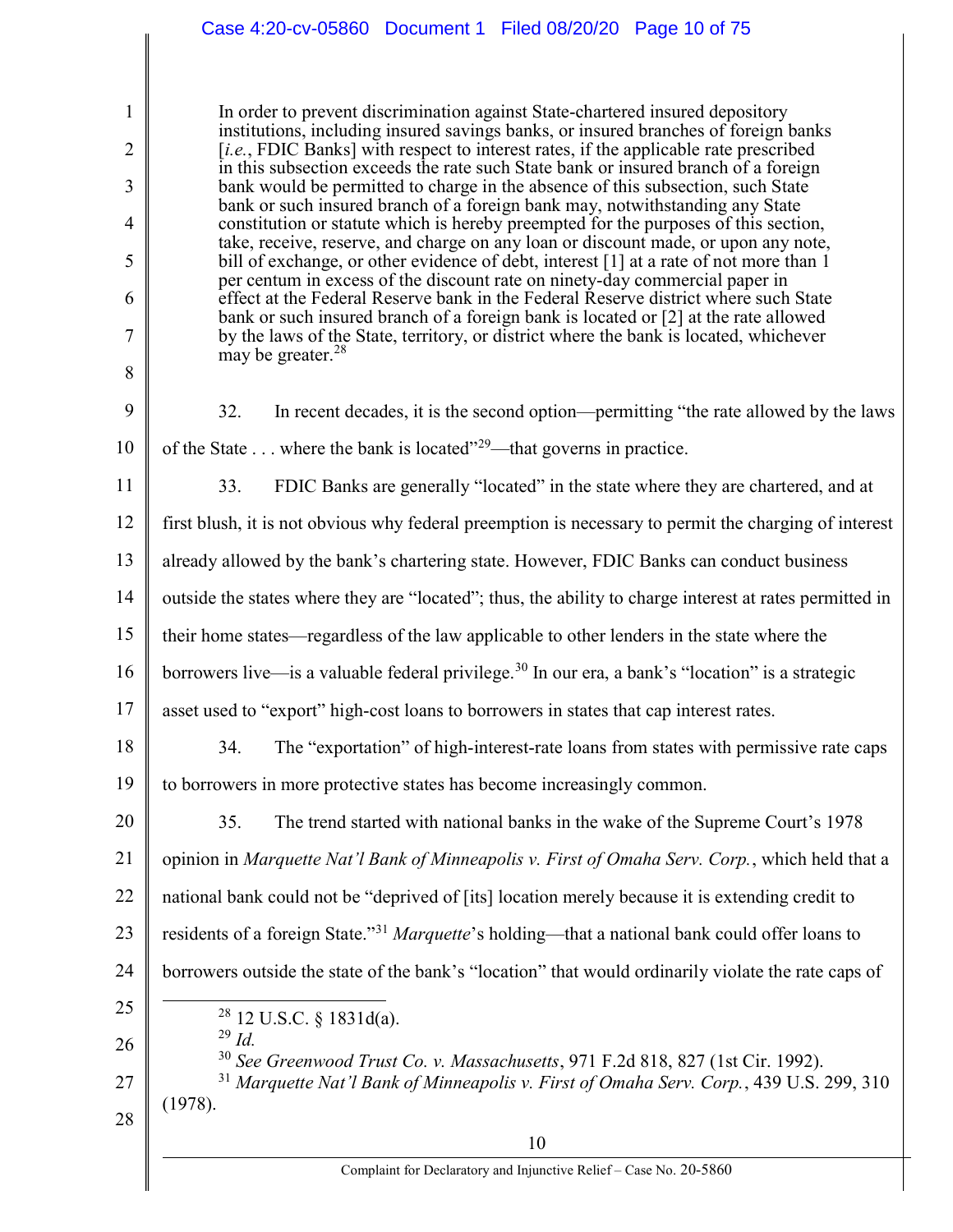> In order to prevent discrimination against State-chartered insured depository institutions, including insured savings banks, or insured branches of foreign banks [*i.e.*, FDIC Banks] with respect to interest rates, if the applicable rate prescribed in this subsection exceeds the rate such State bank or insured branch of a foreign bank would be permitted to charge in the absence of this subsection, such State bank or such insured branch of a foreign bank may, notwithstanding any State constitution or statute which is hereby preempted for the purposes of this section, take, receive, reserve, and charge on any loan or discount made, or upon any note, bill of exchange, or other evidence of debt, interest [1] at a rate of not more than 1 per centum in excess of the discount rate on ninety-day commercial paper in effect at the Federal Reserve bank in the Federal Reserve district where such State bank or such insured branch of a foreign bank is located or [2] at the rate allowed by the laws of the State, territory, or district where the bank is located, whichever may be greater.[28]

32. In recent decades, it is the second option—permitting "the rate allowed by the laws of the State . . . where the bank is located"[29]—that governs in practice.

33. FDIC Banks are generally "located" in the state where they are chartered, and at first blush, it is not obvious why federal preemption is necessary to permit the charging of interest already allowed by the bank's chartering state. However, FDIC Banks can conduct business outside the states where they are "located"; thus, the ability to charge interest at rates permitted in their home states—regardless of the law applicable to other lenders in the state where the borrowers live—is a valuable federal privilege.[30] In our era, a bank's "location" is a strategic asset used to "export" high-cost loans to borrowers in states that cap interest rates.

34. The "exportation" of high-interest-rate loans from states with permissive rate caps to borrowers in more protective states has become increasingly common.

35. The trend started with national banks in the wake of the Supreme Court's 1978 opinion in *Marquette Nat'l Bank of Minneapolis v. First of Omaha Serv. Corp.*, which held that a national bank could not be "deprived of [its] location merely because it is extending credit to residents of a foreign State."[31] *Marquette*'s holding—that a national bank could offer loans to borrowers outside the state of the bank's "location" that would ordinarily violate the rate caps of

---

[28] 12 U.S.C. § 1831d(a).

[29] *Id.*

[30] *See Greenwood Trust Co. v. Massachusetts*, 971 F.2d 818, 827 (1st Cir. 1992).

[31] *Marquette Nat'l Bank of Minneapolis v. First of Omaha Serv. Corp.*, 439 U.S. 299, 310 (1978).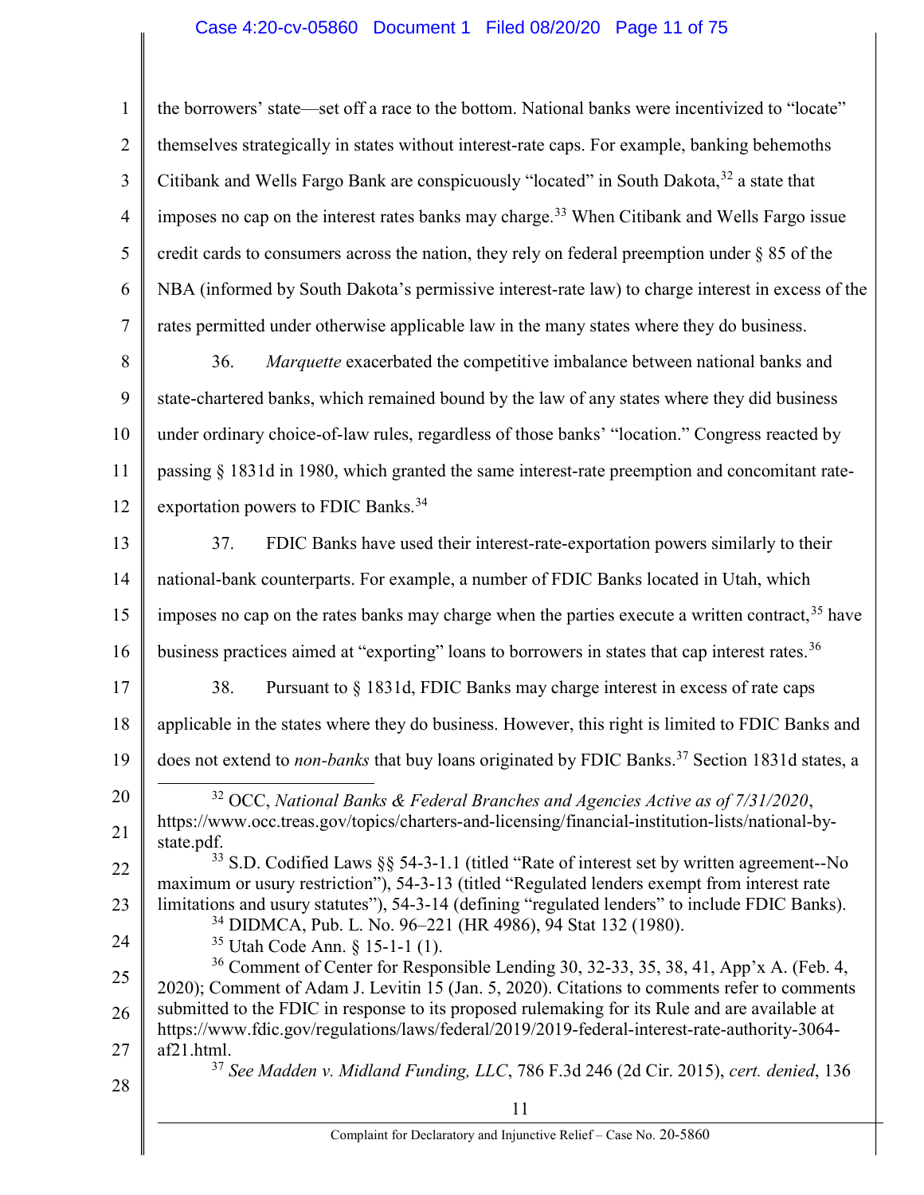the borrowers' state—set off a race to the bottom. National banks were incentivized to "locate" themselves strategically in states without interest-rate caps. For example, banking behemoths Citibank and Wells Fargo Bank are conspicuously "located" in South Dakota,[32] a state that imposes no cap on the interest rates banks may charge.[33] When Citibank and Wells Fargo issue credit cards to consumers across the nation, they rely on federal preemption under § 85 of the NBA (informed by South Dakota's permissive interest-rate law) to charge interest in excess of the rates permitted under otherwise applicable law in the many states where they do business.

36. *Marquette* exacerbated the competitive imbalance between national banks and state-chartered banks, which remained bound by the law of any states where they did business under ordinary choice-of-law rules, regardless of those banks' "location." Congress reacted by passing § 1831d in 1980, which granted the same interest-rate preemption and concomitant rate-exportation powers to FDIC Banks.[34]

37. FDIC Banks have used their interest-rate-exportation powers similarly to their national-bank counterparts. For example, a number of FDIC Banks located in Utah, which imposes no cap on the rates banks may charge when the parties execute a written contract,[35] have business practices aimed at "exporting" loans to borrowers in states that cap interest rates.[36]

38. Pursuant to § 1831d, FDIC Banks may charge interest in excess of rate caps applicable in the states where they do business. However, this right is limited to FDIC Banks and does not extend to *non-banks* that buy loans originated by FDIC Banks.[37] Section 1831d states, a

---

[32] OCC, *National Banks & Federal Branches and Agencies Active as of 7/31/2020*, https://www.occ.treas.gov/topics/charters-and-licensing/financial-institution-lists/national-by-state.pdf.

[33] S.D. Codified Laws §§ 54-3-1.1 (titled "Rate of interest set by written agreement--No maximum or usury restriction"), 54-3-13 (titled "Regulated lenders exempt from interest rate limitations and usury statutes"), 54-3-14 (defining "regulated lenders" to include FDIC Banks).

[34] DIDMCA, Pub. L. No. 96–221 (HR 4986), 94 Stat 132 (1980).

[35] Utah Code Ann. § 15-1-1 (1).

[36] Comment of Center for Responsible Lending 30, 32-33, 35, 38, 41, App'x A. (Feb. 4, 2020); Comment of Adam J. Levitin 15 (Jan. 5, 2020). Citations to comments refer to comments submitted to the FDIC in response to its proposed rulemaking for its Rule and are available at https://www.fdic.gov/regulations/laws/federal/2019/2019-federal-interest-rate-authority-3064-af21.html.

[37] *See Madden v. Midland Funding, LLC*, 786 F.3d 246 (2d Cir. 2015), *cert. denied*, 136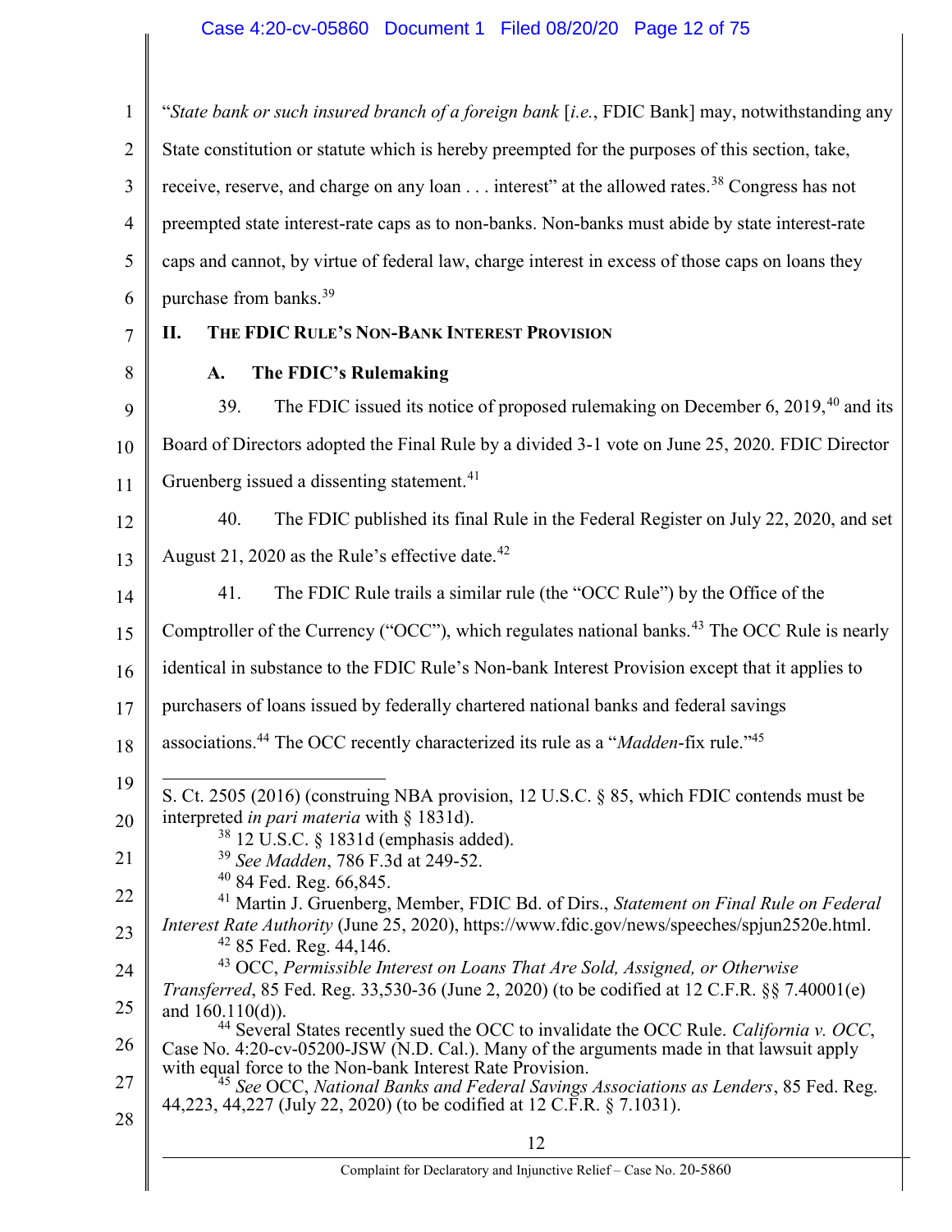"*State bank or such insured branch of a foreign bank* [*i.e.*, FDIC Bank] may, notwithstanding any State constitution or statute which is hereby preempted for the purposes of this section, take, receive, reserve, and charge on any loan . . . interest" at the allowed rates.[38] Congress has not preempted state interest-rate caps as to non-banks. Non-banks must abide by state interest-rate caps and cannot, by virtue of federal law, charge interest in excess of those caps on loans they purchase from banks.[39]

## II. THE FDIC RULE'S NON-BANK INTEREST PROVISION

### A. The FDIC's Rulemaking

39. The FDIC issued its notice of proposed rulemaking on December 6, 2019,[40] and its Board of Directors adopted the Final Rule by a divided 3-1 vote on June 25, 2020. FDIC Director Gruenberg issued a dissenting statement.[41]

40. The FDIC published its final Rule in the Federal Register on July 22, 2020, and set August 21, 2020 as the Rule's effective date.[42]

41. The FDIC Rule trails a similar rule (the "OCC Rule") by the Office of the Comptroller of the Currency ("OCC"), which regulates national banks.[43] The OCC Rule is nearly identical in substance to the FDIC Rule's Non-bank Interest Provision except that it applies to purchasers of loans issued by federally chartered national banks and federal savings associations.[44] The OCC recently characterized its rule as a "*Madden*-fix rule."[45]

---

S. Ct. 2505 (2016) (construing NBA provision, 12 U.S.C. § 85, which FDIC contends must be interpreted *in pari materia* with § 1831d).

[38] 12 U.S.C. § 1831d (emphasis added).

[39] *See Madden*, 786 F.3d at 249-52.

[40] 84 Fed. Reg. 66,845.

[41] Martin J. Gruenberg, Member, FDIC Bd. of Dirs., *Statement on Final Rule on Federal Interest Rate Authority* (June 25, 2020), https://www.fdic.gov/news/speeches/spjun2520e.html.

[42] 85 Fed. Reg. 44,146.

[43] OCC, *Permissible Interest on Loans That Are Sold, Assigned, or Otherwise Transferred*, 85 Fed. Reg. 33,530-36 (June 2, 2020) (to be codified at 12 C.F.R. §§ 7.40001(e) and 160.110(d)).

[44] Several States recently sued the OCC to invalidate the OCC Rule. *California v. OCC*, Case No. 4:20-cv-05200-JSW (N.D. Cal.). Many of the arguments made in that lawsuit apply with equal force to the Non-bank Interest Rate Provision.

[45] *See* OCC, *National Banks and Federal Savings Associations as Lenders*, 85 Fed. Reg. 44,223, 44,227 (July 22, 2020) (to be codified at 12 C.F.R. § 7.1031).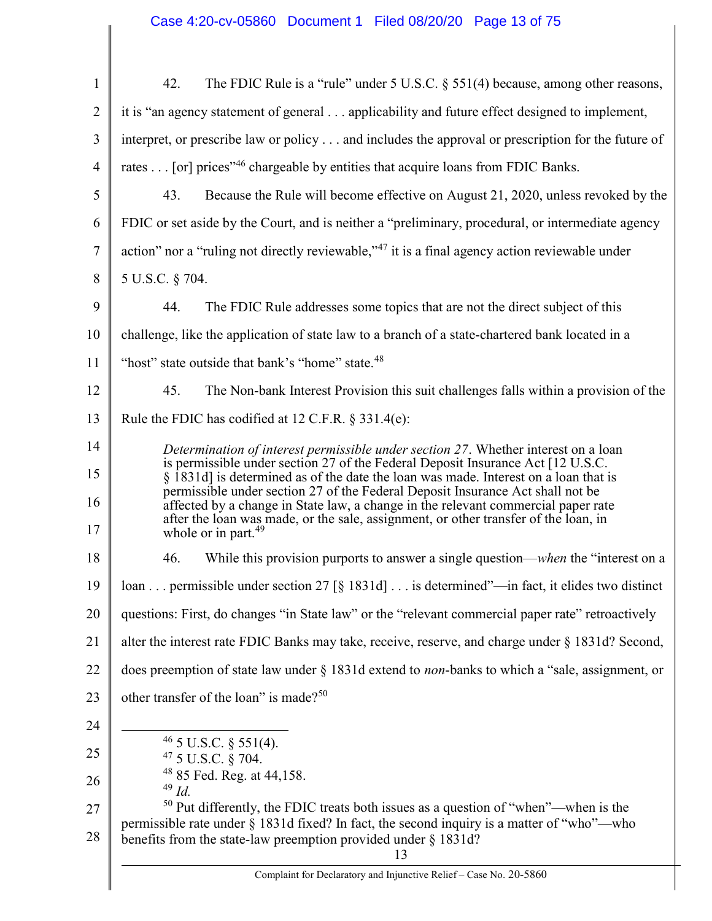42. The FDIC Rule is a "rule" under 5 U.S.C. § 551(4) because, among other reasons, it is "an agency statement of general . . . applicability and future effect designed to implement, interpret, or prescribe law or policy . . . and includes the approval or prescription for the future of rates . . . [or] prices"[46] chargeable by entities that acquire loans from FDIC Banks.

43. Because the Rule will become effective on August 21, 2020, unless revoked by the FDIC or set aside by the Court, and is neither a "preliminary, procedural, or intermediate agency action" nor a "ruling not directly reviewable,"[47] it is a final agency action reviewable under 5 U.S.C. § 704.

44. The FDIC Rule addresses some topics that are not the direct subject of this challenge, like the application of state law to a branch of a state-chartered bank located in a "host" state outside that bank's "home" state.[48]

45. The Non-bank Interest Provision this suit challenges falls within a provision of the Rule the FDIC has codified at 12 C.F.R. § 331.4(e):

> *Determination of interest permissible under section 27*. Whether interest on a loan is permissible under section 27 of the Federal Deposit Insurance Act [12 U.S.C. § 1831d] is determined as of the date the loan was made. Interest on a loan that is permissible under section 27 of the Federal Deposit Insurance Act shall not be affected by a change in State law, a change in the relevant commercial paper rate after the loan was made, or the sale, assignment, or other transfer of the loan, in whole or in part.[49]

46. While this provision purports to answer a single question—*when* the "interest on a loan . . . permissible under section 27 [§ 1831d] . . . is determined"—in fact, it elides two distinct questions: First, do changes "in State law" or the "relevant commercial paper rate" retroactively alter the interest rate FDIC Banks may take, receive, reserve, and charge under § 1831d? Second, does preemption of state law under § 1831d extend to *non*-banks to which a "sale, assignment, or other transfer of the loan" is made?[50]

---

[46] 5 U.S.C. § 551(4).

[47] 5 U.S.C. § 704.

[48] 85 Fed. Reg. at 44,158.

[49] *Id.*

[50] Put differently, the FDIC treats both issues as a question of "when"—when is the permissible rate under § 1831d fixed? In fact, the second inquiry is a matter of "who"—who benefits from the state-law preemption provided under § 1831d?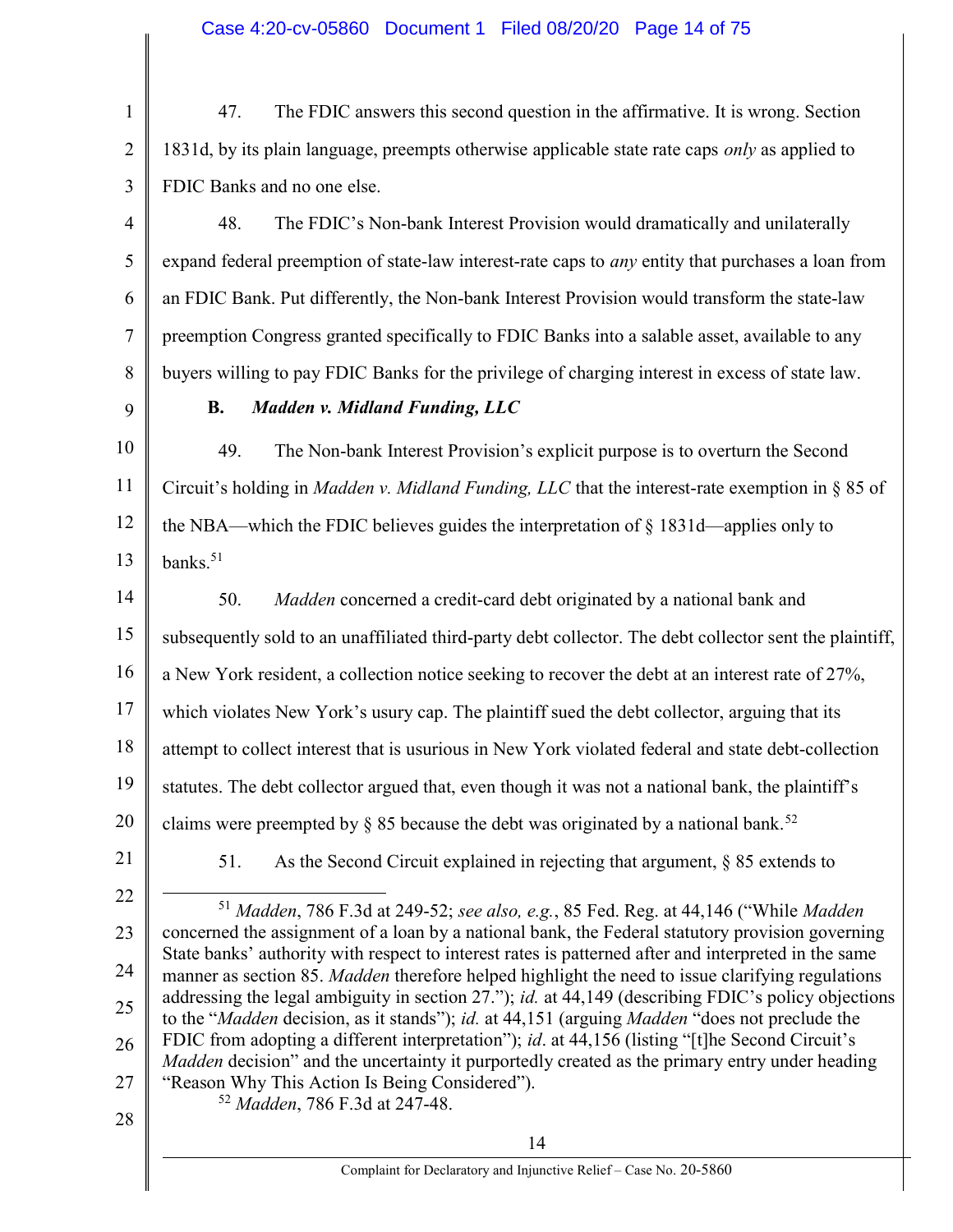47. The FDIC answers this second question in the affirmative. It is wrong. Section 1831d, by its plain language, preempts otherwise applicable state rate caps *only* as applied to FDIC Banks and no one else.

48. The FDIC's Non-bank Interest Provision would dramatically and unilaterally expand federal preemption of state-law interest-rate caps to *any* entity that purchases a loan from an FDIC Bank. Put differently, the Non-bank Interest Provision would transform the state-law preemption Congress granted specifically to FDIC Banks into a salable asset, available to any buyers willing to pay FDIC Banks for the privilege of charging interest in excess of state law.

### B. *Madden v. Midland Funding, LLC*

49. The Non-bank Interest Provision's explicit purpose is to overturn the Second Circuit's holding in *Madden v. Midland Funding, LLC* that the interest-rate exemption in § 85 of the NBA—which the FDIC believes guides the interpretation of § 1831d—applies only to banks.[51]

50. *Madden* concerned a credit-card debt originated by a national bank and subsequently sold to an unaffiliated third-party debt collector. The debt collector sent the plaintiff, a New York resident, a collection notice seeking to recover the debt at an interest rate of 27%, which violates New York's usury cap. The plaintiff sued the debt collector, arguing that its attempt to collect interest that is usurious in New York violated federal and state debt-collection statutes. The debt collector argued that, even though it was not a national bank, the plaintiff's claims were preempted by § 85 because the debt was originated by a national bank.[52]

51. As the Second Circuit explained in rejecting that argument, § 85 extends to

---

[51] *Madden*, 786 F.3d at 249-52; *see also, e.g.*, 85 Fed. Reg. at 44,146 ("While *Madden* concerned the assignment of a loan by a national bank, the Federal statutory provision governing State banks' authority with respect to interest rates is patterned after and interpreted in the same manner as section 85. *Madden* therefore helped highlight the need to issue clarifying regulations addressing the legal ambiguity in section 27."); *id.* at 44,149 (describing FDIC's policy objections to the "*Madden* decision, as it stands"); *id.* at 44,151 (arguing *Madden* "does not preclude the FDIC from adopting a different interpretation"); *id*. at 44,156 (listing "[t]he Second Circuit's *Madden* decision" and the uncertainty it purportedly created as the primary entry under heading "Reason Why This Action Is Being Considered").

[52] *Madden*, 786 F.3d at 247-48.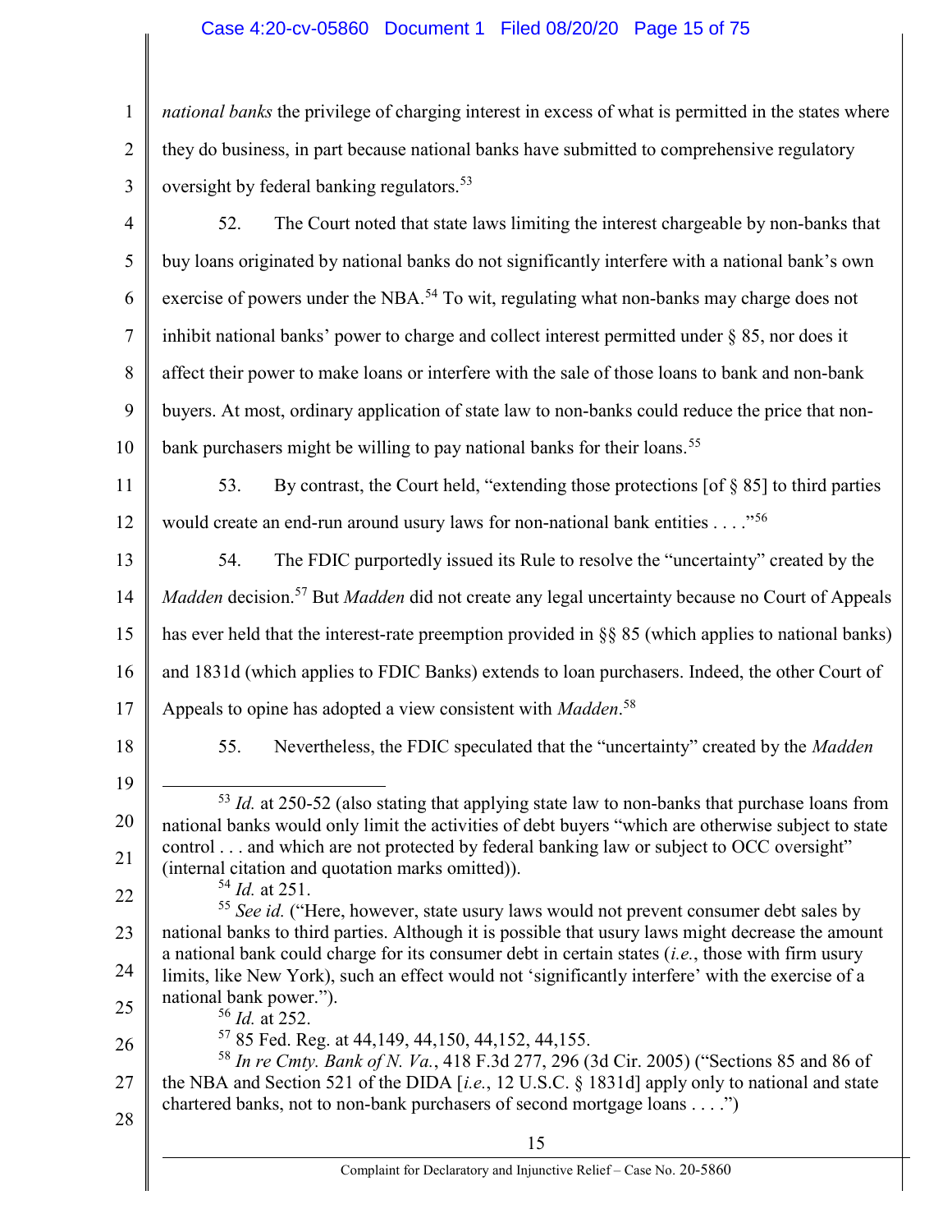*national banks* the privilege of charging interest in excess of what is permitted in the states where they do business, in part because national banks have submitted to comprehensive regulatory oversight by federal banking regulators.[53]

52. The Court noted that state laws limiting the interest chargeable by non-banks that buy loans originated by national banks do not significantly interfere with a national bank's own exercise of powers under the NBA.[54] To wit, regulating what non-banks may charge does not inhibit national banks' power to charge and collect interest permitted under § 85, nor does it affect their power to make loans or interfere with the sale of those loans to bank and non-bank buyers. At most, ordinary application of state law to non-banks could reduce the price that non-bank purchasers might be willing to pay national banks for their loans.[55]

53. By contrast, the Court held, "extending those protections [of § 85] to third parties would create an end-run around usury laws for non-national bank entities . . . ."[56]

54. The FDIC purportedly issued its Rule to resolve the "uncertainty" created by the *Madden* decision.[57] But *Madden* did not create any legal uncertainty because no Court of Appeals has ever held that the interest-rate preemption provided in §§ 85 (which applies to national banks) and 1831d (which applies to FDIC Banks) extends to loan purchasers. Indeed, the other Court of Appeals to opine has adopted a view consistent with *Madden*.[58]

55. Nevertheless, the FDIC speculated that the "uncertainty" created by the *Madden*

---

[53] *Id.* at 250-52 (also stating that applying state law to non-banks that purchase loans from national banks would only limit the activities of debt buyers "which are otherwise subject to state control . . . and which are not protected by federal banking law or subject to OCC oversight" (internal citation and quotation marks omitted)).

[54] *Id.* at 251.

[55] *See id.* ("Here, however, state usury laws would not prevent consumer debt sales by national banks to third parties. Although it is possible that usury laws might decrease the amount a national bank could charge for its consumer debt in certain states (*i.e.*, those with firm usury limits, like New York), such an effect would not 'significantly interfere' with the exercise of a national bank power.").

[56] *Id.* at 252.

[57] 85 Fed. Reg. at 44,149, 44,150, 44,152, 44,155.

[58] *In re Cmty. Bank of N. Va.*, 418 F.3d 277, 296 (3d Cir. 2005) ("Sections 85 and 86 of the NBA and Section 521 of the DIDA [*i.e.*, 12 U.S.C. § 1831d] apply only to national and state chartered banks, not to non-bank purchasers of second mortgage loans . . . .")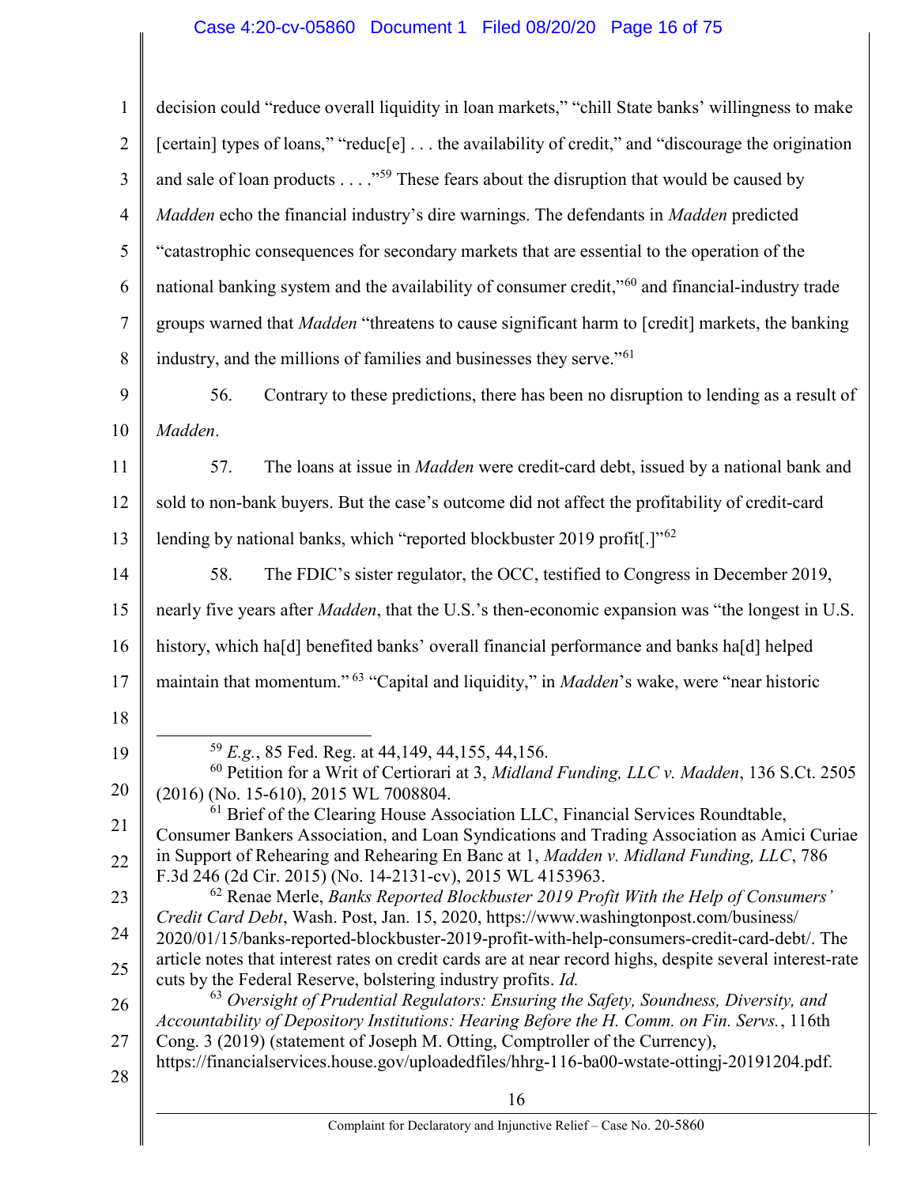decision could "reduce overall liquidity in loan markets," "chill State banks' willingness to make [certain] types of loans," "reduc[e] . . . the availability of credit," and "discourage the origination and sale of loan products . . . ."[59] These fears about the disruption that would be caused by *Madden* echo the financial industry's dire warnings. The defendants in *Madden* predicted "catastrophic consequences for secondary markets that are essential to the operation of the national banking system and the availability of consumer credit,"[60] and financial-industry trade groups warned that *Madden* "threatens to cause significant harm to [credit] markets, the banking industry, and the millions of families and businesses they serve."[61]

56. Contrary to these predictions, there has been no disruption to lending as a result of *Madden*.

57. The loans at issue in *Madden* were credit-card debt, issued by a national bank and sold to non-bank buyers. But the case's outcome did not affect the profitability of credit-card lending by national banks, which "reported blockbuster 2019 profit[.]"[62]

58. The FDIC's sister regulator, the OCC, testified to Congress in December 2019, nearly five years after *Madden*, that the U.S.'s then-economic expansion was "the longest in U.S. history, which ha[d] benefited banks' overall financial performance and banks ha[d] helped maintain that momentum."[63] "Capital and liquidity," in *Madden*'s wake, were "near historic

---

[59] *E.g.*, 85 Fed. Reg. at 44,149, 44,155, 44,156.

[60] Petition for a Writ of Certiorari at 3, *Midland Funding, LLC v. Madden*, 136 S.Ct. 2505 (2016) (No. 15-610), 2015 WL 7008804.

[61] Brief of the Clearing House Association LLC, Financial Services Roundtable, Consumer Bankers Association, and Loan Syndications and Trading Association as Amici Curiae in Support of Rehearing and Rehearing En Banc at 1, *Madden v. Midland Funding, LLC*, 786 F.3d 246 (2d Cir. 2015) (No. 14-2131-cv), 2015 WL 4153963.

[62] Renae Merle, *Banks Reported Blockbuster 2019 Profit With the Help of Consumers' Credit Card Debt*, Wash. Post, Jan. 15, 2020, https://www.washingtonpost.com/business/2020/01/15/banks-reported-blockbuster-2019-profit-with-help-consumers-credit-card-debt/. The article notes that interest rates on credit cards are at near record highs, despite several interest-rate cuts by the Federal Reserve, bolstering industry profits. *Id.*

[63] *Oversight of Prudential Regulators: Ensuring the Safety, Soundness, Diversity, and Accountability of Depository Institutions: Hearing Before the H. Comm. on Fin. Servs.*, 116th Cong. 3 (2019) (statement of Joseph M. Otting, Comptroller of the Currency), https://financialservices.house.gov/uploadedfiles/hhrg-116-ba00-wstate-ottingj-20191204.pdf.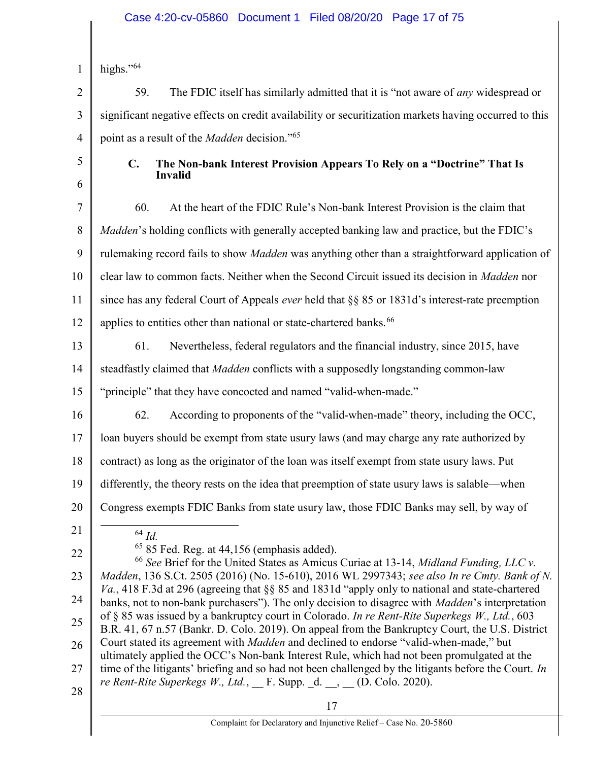highs."[64]

59. The FDIC itself has similarly admitted that it is "not aware of *any* widespread or significant negative effects on credit availability or securitization markets having occurred to this point as a result of the *Madden* decision."[65]

### C. The Non-bank Interest Provision Appears To Rely on a "Doctrine" That Is Invalid

60. At the heart of the FDIC Rule's Non-bank Interest Provision is the claim that *Madden*'s holding conflicts with generally accepted banking law and practice, but the FDIC's rulemaking record fails to show *Madden* was anything other than a straightforward application of clear law to common facts. Neither when the Second Circuit issued its decision in *Madden* nor since has any federal Court of Appeals *ever* held that §§ 85 or 1831d's interest-rate preemption applies to entities other than national or state-chartered banks.[66]

61. Nevertheless, federal regulators and the financial industry, since 2015, have steadfastly claimed that *Madden* conflicts with a supposedly longstanding common-law "principle" that they have concocted and named "valid-when-made."

62. According to proponents of the "valid-when-made" theory, including the OCC, loan buyers should be exempt from state usury laws (and may charge any rate authorized by contract) as long as the originator of the loan was itself exempt from state usury laws. Put differently, the theory rests on the idea that preemption of state usury laws is salable—when Congress exempts FDIC Banks from state usury law, those FDIC Banks may sell, by way of

---

[64] *Id.*

[65] 85 Fed. Reg. at 44,156 (emphasis added).

[66] *See* Brief for the United States as Amicus Curiae at 13-14, *Midland Funding, LLC v. Madden*, 136 S.Ct. 2505 (2016) (No. 15-610), 2016 WL 2997343; *see also In re Cmty. Bank of N. Va.*, 418 F.3d at 296 (agreeing that §§ 85 and 1831d "apply only to national and state-chartered banks, not to non-bank purchasers"). The only decision to disagree with *Madden*'s interpretation of § 85 was issued by a bankruptcy court in Colorado. *In re Rent-Rite Superkegs W., Ltd.*, 603 B.R. 41, 67 n.57 (Bankr. D. Colo. 2019). On appeal from the Bankruptcy Court, the U.S. District Court stated its agreement with *Madden* and declined to endorse "valid-when-made," but ultimately applied the OCC's Non-bank Interest Rule, which had not been promulgated at the time of the litigants' briefing and so had not been challenged by the litigants before the Court. *In re Rent-Rite Superkegs W., Ltd.*, __ F. Supp. _d. __, __ (D. Colo. 2020).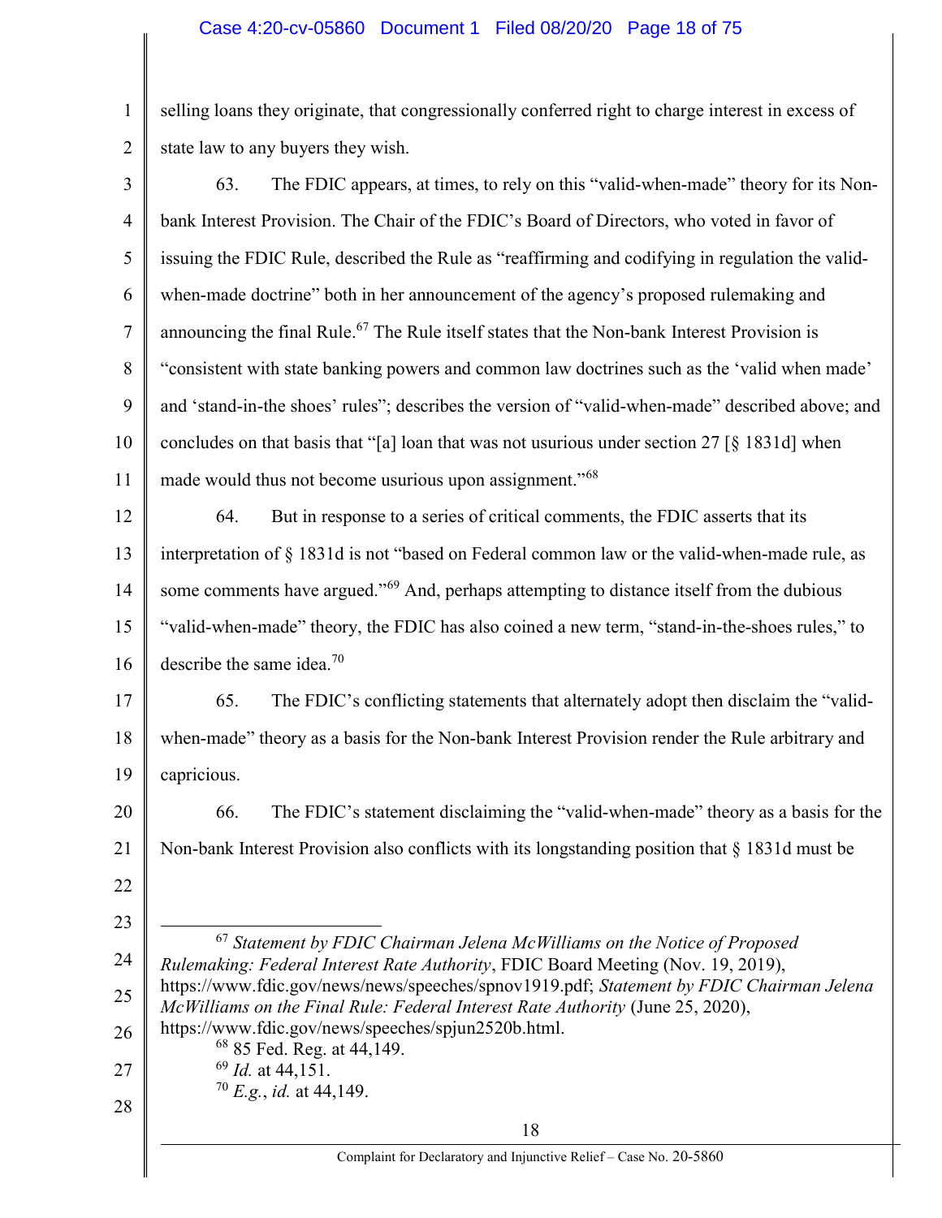selling loans they originate, that congressionally conferred right to charge interest in excess of state law to any buyers they wish.

63. The FDIC appears, at times, to rely on this "valid-when-made" theory for its Non-bank Interest Provision. The Chair of the FDIC's Board of Directors, who voted in favor of issuing the FDIC Rule, described the Rule as "reaffirming and codifying in regulation the valid-when-made doctrine" both in her announcement of the agency's proposed rulemaking and announcing the final Rule.[67] The Rule itself states that the Non-bank Interest Provision is "consistent with state banking powers and common law doctrines such as the 'valid when made' and 'stand-in-the shoes' rules"; describes the version of "valid-when-made" described above; and concludes on that basis that "[a] loan that was not usurious under section 27 [§ 1831d] when made would thus not become usurious upon assignment."[68]

64. But in response to a series of critical comments, the FDIC asserts that its interpretation of § 1831d is not "based on Federal common law or the valid-when-made rule, as some comments have argued."[69] And, perhaps attempting to distance itself from the dubious "valid-when-made" theory, the FDIC has also coined a new term, "stand-in-the-shoes rules," to describe the same idea.[70]

65. The FDIC's conflicting statements that alternately adopt then disclaim the "valid-when-made" theory as a basis for the Non-bank Interest Provision render the Rule arbitrary and capricious.

66. The FDIC's statement disclaiming the "valid-when-made" theory as a basis for the Non-bank Interest Provision also conflicts with its longstanding position that § 1831d must be

---

[67] *Statement by FDIC Chairman Jelena McWilliams on the Notice of Proposed Rulemaking: Federal Interest Rate Authority*, FDIC Board Meeting (Nov. 19, 2019), https://www.fdic.gov/news/news/speeches/spnov1919.pdf; *Statement by FDIC Chairman Jelena McWilliams on the Final Rule: Federal Interest Rate Authority* (June 25, 2020), https://www.fdic.gov/news/speeches/spjun2520b.html.

[68] 85 Fed. Reg. at 44,149.

[69] *Id.* at 44,151.

[70] *E.g.*, *id.* at 44,149.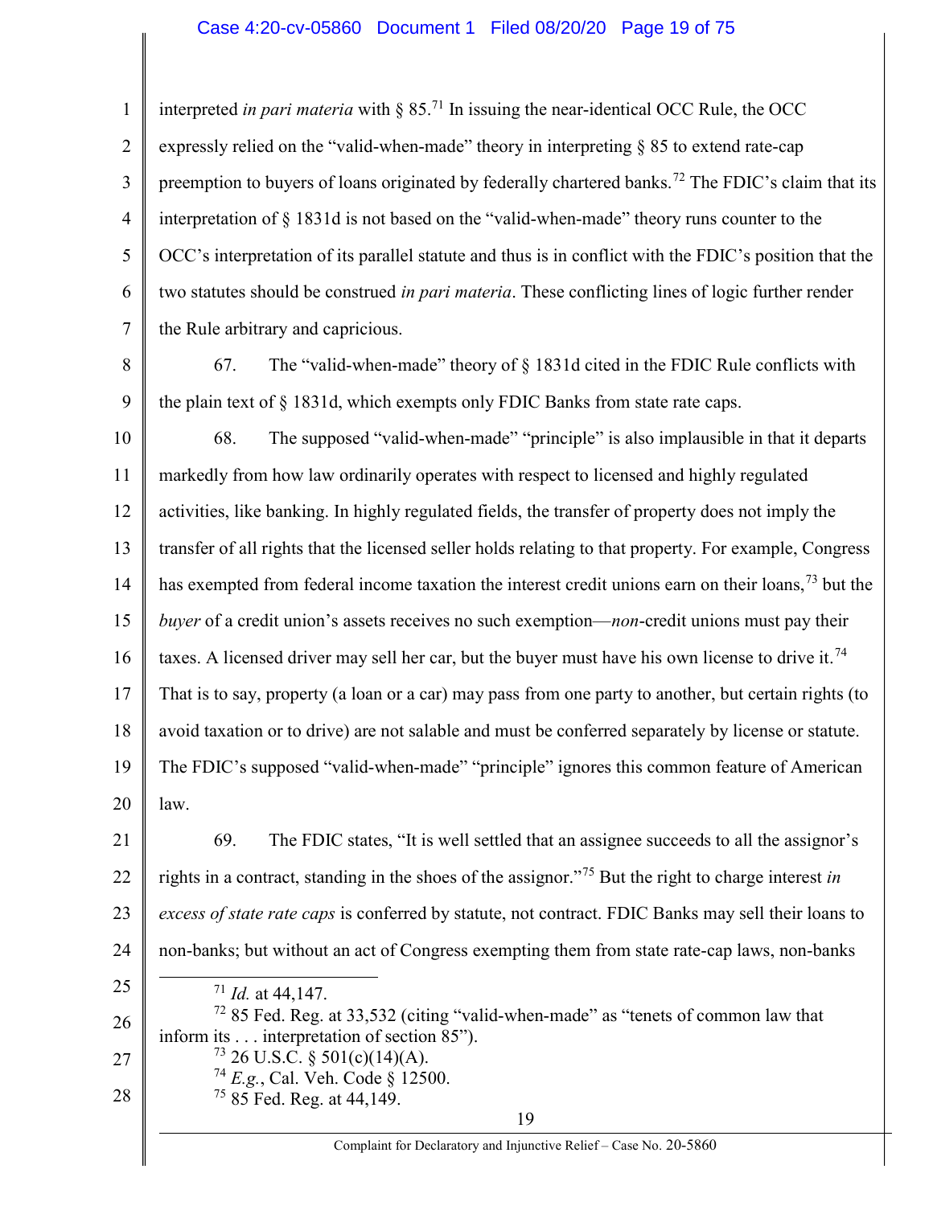interpreted *in pari materia* with § 85.[71] In issuing the near-identical OCC Rule, the OCC expressly relied on the "valid-when-made" theory in interpreting § 85 to extend rate-cap preemption to buyers of loans originated by federally chartered banks.[72] The FDIC's claim that its interpretation of § 1831d is not based on the "valid-when-made" theory runs counter to the OCC's interpretation of its parallel statute and thus is in conflict with the FDIC's position that the two statutes should be construed *in pari materia*. These conflicting lines of logic further render the Rule arbitrary and capricious.

67. The "valid-when-made" theory of § 1831d cited in the FDIC Rule conflicts with the plain text of § 1831d, which exempts only FDIC Banks from state rate caps.

68. The supposed "valid-when-made" "principle" is also implausible in that it departs markedly from how law ordinarily operates with respect to licensed and highly regulated activities, like banking. In highly regulated fields, the transfer of property does not imply the transfer of all rights that the licensed seller holds relating to that property. For example, Congress has exempted from federal income taxation the interest credit unions earn on their loans,[73] but the *buyer* of a credit union's assets receives no such exemption—*non*-credit unions must pay their taxes. A licensed driver may sell her car, but the buyer must have his own license to drive it.[74] That is to say, property (a loan or a car) may pass from one party to another, but certain rights (to avoid taxation or to drive) are not salable and must be conferred separately by license or statute. The FDIC's supposed "valid-when-made" "principle" ignores this common feature of American law.

69. The FDIC states, "It is well settled that an assignee succeeds to all the assignor's rights in a contract, standing in the shoes of the assignor."[75] But the right to charge interest *in excess of state rate caps* is conferred by statute, not contract. FDIC Banks may sell their loans to non-banks; but without an act of Congress exempting them from state rate-cap laws, non-banks

---

[71] *Id.* at 44,147.

[72] 85 Fed. Reg. at 33,532 (citing "valid-when-made" as "tenets of common law that inform its . . . interpretation of section 85").

[73] 26 U.S.C. § 501(c)(14)(A).

[74] *E.g.*, Cal. Veh. Code § 12500.

[75] 85 Fed. Reg. at 44,149.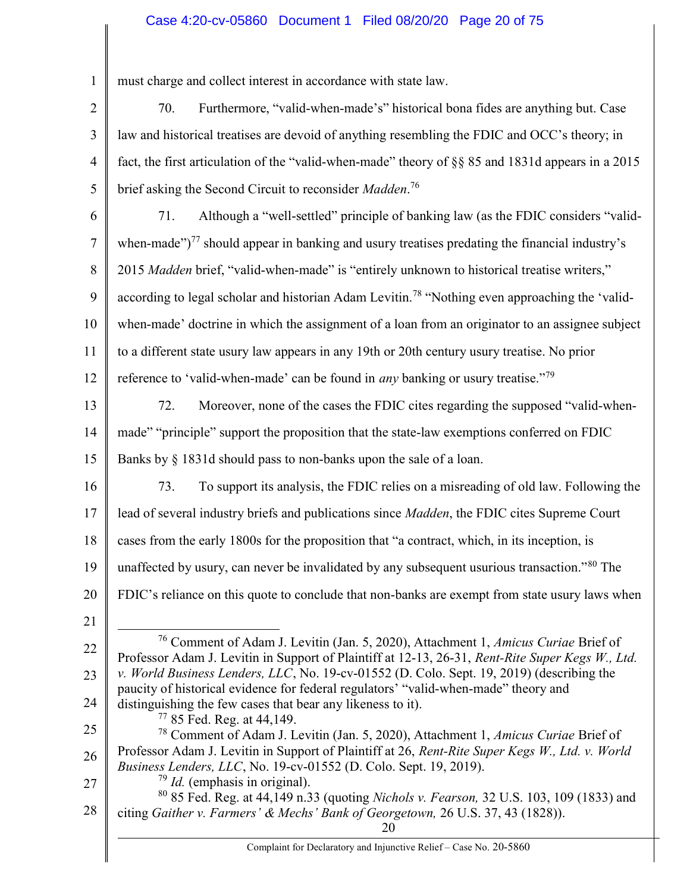must charge and collect interest in accordance with state law.

70. Furthermore, "valid-when-made's" historical bona fides are anything but. Case law and historical treatises are devoid of anything resembling the FDIC and OCC's theory; in fact, the first articulation of the "valid-when-made" theory of §§ 85 and 1831d appears in a 2015 brief asking the Second Circuit to reconsider *Madden*.[76]

71. Although a "well-settled" principle of banking law (as the FDIC considers "valid-when-made")[77] should appear in banking and usury treatises predating the financial industry's 2015 *Madden* brief, "valid-when-made" is "entirely unknown to historical treatise writers," according to legal scholar and historian Adam Levitin.[78] "Nothing even approaching the 'valid-when-made' doctrine in which the assignment of a loan from an originator to an assignee subject to a different state usury law appears in any 19th or 20th century usury treatise. No prior reference to 'valid-when-made' can be found in *any* banking or usury treatise."[79]

72. Moreover, none of the cases the FDIC cites regarding the supposed "valid-when-made" "principle" support the proposition that the state-law exemptions conferred on FDIC Banks by § 1831d should pass to non-banks upon the sale of a loan.

73. To support its analysis, the FDIC relies on a misreading of old law. Following the lead of several industry briefs and publications since *Madden*, the FDIC cites Supreme Court cases from the early 1800s for the proposition that "a contract, which, in its inception, is unaffected by usury, can never be invalidated by any subsequent usurious transaction."[80] The FDIC's reliance on this quote to conclude that non-banks are exempt from state usury laws when

---

[76] Comment of Adam J. Levitin (Jan. 5, 2020), Attachment 1, *Amicus Curiae* Brief of Professor Adam J. Levitin in Support of Plaintiff at 12-13, 26-31, *Rent-Rite Super Kegs W., Ltd. v. World Business Lenders, LLC*, No. 19-cv-01552 (D. Colo. Sept. 19, 2019) (describing the paucity of historical evidence for federal regulators' "valid-when-made" theory and distinguishing the few cases that bear any likeness to it).

[77] 85 Fed. Reg. at 44,149.

[78] Comment of Adam J. Levitin (Jan. 5, 2020), Attachment 1, *Amicus Curiae* Brief of Professor Adam J. Levitin in Support of Plaintiff at 26, *Rent-Rite Super Kegs W., Ltd. v. World Business Lenders, LLC*, No. 19-cv-01552 (D. Colo. Sept. 19, 2019).

[79] *Id.* (emphasis in original).

[80] 85 Fed. Reg. at 44,149 n.33 (quoting *Nichols v. Fearson,* 32 U.S. 103, 109 (1833) and citing *Gaither v. Farmers' & Mechs' Bank of Georgetown,* 26 U.S. 37, 43 (1828)).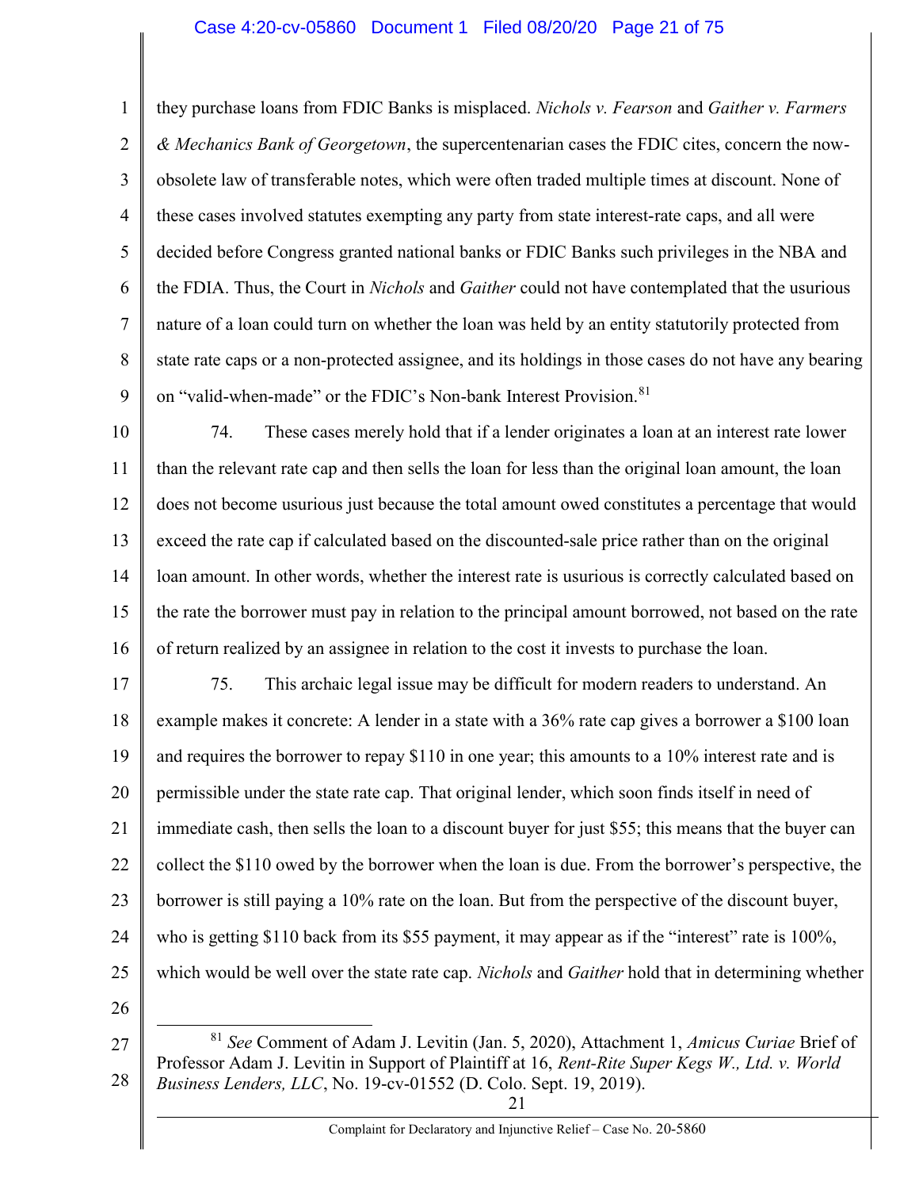they purchase loans from FDIC Banks is misplaced. *Nichols v. Fearson* and *Gaither v. Farmers & Mechanics Bank of Georgetown*, the supercentenarian cases the FDIC cites, concern the now-obsolete law of transferable notes, which were often traded multiple times at discount. None of these cases involved statutes exempting any party from state interest-rate caps, and all were decided before Congress granted national banks or FDIC Banks such privileges in the NBA and the FDIA. Thus, the Court in *Nichols* and *Gaither* could not have contemplated that the usurious nature of a loan could turn on whether the loan was held by an entity statutorily protected from state rate caps or a non-protected assignee, and its holdings in those cases do not have any bearing on "valid-when-made" or the FDIC's Non-bank Interest Provision.[81]

74. These cases merely hold that if a lender originates a loan at an interest rate lower than the relevant rate cap and then sells the loan for less than the original loan amount, the loan does not become usurious just because the total amount owed constitutes a percentage that would exceed the rate cap if calculated based on the discounted-sale price rather than on the original loan amount. In other words, whether the interest rate is usurious is correctly calculated based on the rate the borrower must pay in relation to the principal amount borrowed, not based on the rate of return realized by an assignee in relation to the cost it invests to purchase the loan.

75. This archaic legal issue may be difficult for modern readers to understand. An example makes it concrete: A lender in a state with a 36% rate cap gives a borrower a $100 loan and requires the borrower to repay $110 in one year; this amounts to a 10% interest rate and is permissible under the state rate cap. That original lender, which soon finds itself in need of immediate cash, then sells the loan to a discount buyer for just $55; this means that the buyer can collect the $110 owed by the borrower when the loan is due. From the borrower's perspective, the borrower is still paying a 10% rate on the loan. But from the perspective of the discount buyer, who is getting $110 back from its $55 payment, it may appear as if the "interest" rate is 100%, which would be well over the state rate cap. *Nichols* and *Gaither* hold that in determining whether

[81] *See* Comment of Adam J. Levitin (Jan. 5, 2020), Attachment 1, *Amicus Curiae* Brief of Professor Adam J. Levitin in Support of Plaintiff at 16, *Rent-Rite Super Kegs W., Ltd. v. World Business Lenders, LLC*, No. 19-cv-01552 (D. Colo. Sept. 19, 2019).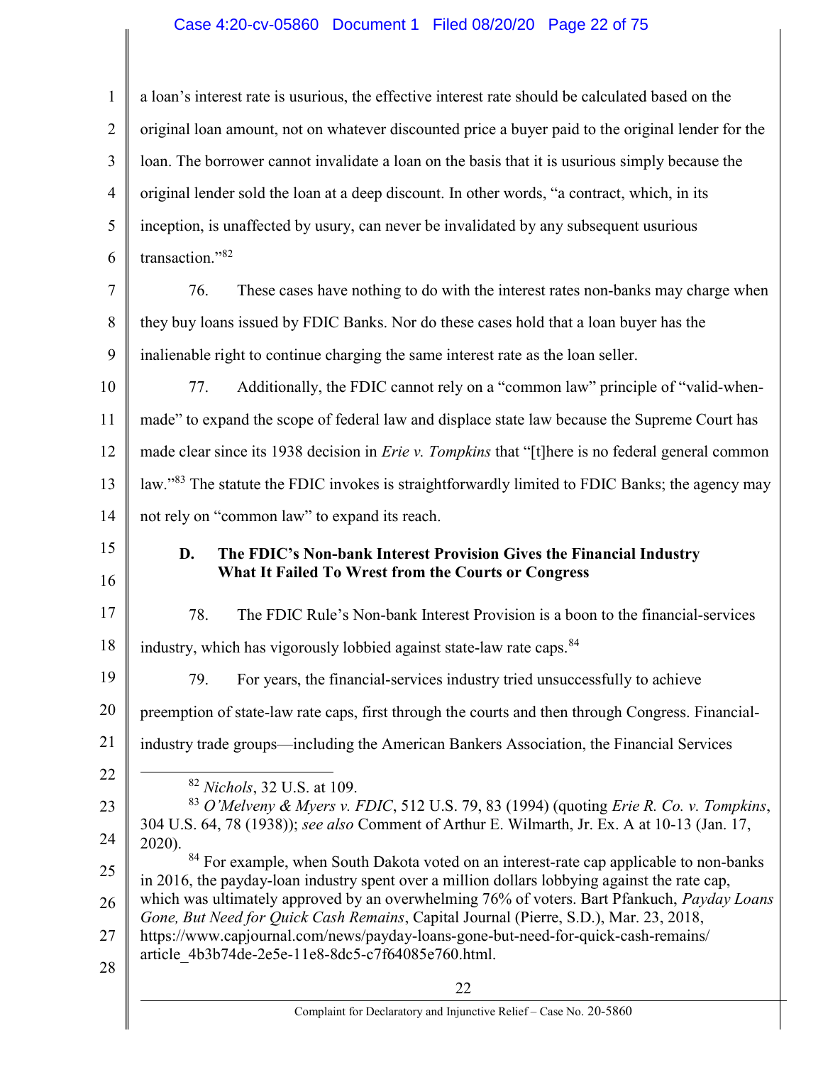a loan's interest rate is usurious, the effective interest rate should be calculated based on the original loan amount, not on whatever discounted price a buyer paid to the original lender for the loan. The borrower cannot invalidate a loan on the basis that it is usurious simply because the original lender sold the loan at a deep discount. In other words, "a contract, which, in its inception, is unaffected by usury, can never be invalidated by any subsequent usurious transaction."[82]

76. These cases have nothing to do with the interest rates non-banks may charge when they buy loans issued by FDIC Banks. Nor do these cases hold that a loan buyer has the inalienable right to continue charging the same interest rate as the loan seller.

77. Additionally, the FDIC cannot rely on a "common law" principle of "valid-when-made" to expand the scope of federal law and displace state law because the Supreme Court has made clear since its 1938 decision in *Erie v. Tompkins* that "[t]here is no federal general common law."[83] The statute the FDIC invokes is straightforwardly limited to FDIC Banks; the agency may not rely on "common law" to expand its reach.

### D. The FDIC's Non-bank Interest Provision Gives the Financial Industry What It Failed To Wrest from the Courts or Congress

78. The FDIC Rule's Non-bank Interest Provision is a boon to the financial-services industry, which has vigorously lobbied against state-law rate caps.[84]

79. For years, the financial-services industry tried unsuccessfully to achieve preemption of state-law rate caps, first through the courts and then through Congress. Financial-industry trade groups—including the American Bankers Association, the Financial Services

---

[82] *Nichols*, 32 U.S. at 109.

[83] *O'Melveny & Myers v. FDIC*, 512 U.S. 79, 83 (1994) (quoting *Erie R. Co. v. Tompkins*, 304 U.S. 64, 78 (1938)); *see also* Comment of Arthur E. Wilmarth, Jr. Ex. A at 10-13 (Jan. 17, 2020).

[84] For example, when South Dakota voted on an interest-rate cap applicable to non-banks in 2016, the payday-loan industry spent over a million dollars lobbying against the rate cap, which was ultimately approved by an overwhelming 76% of voters. Bart Pfankuch, *Payday Loans Gone, But Need for Quick Cash Remains*, Capital Journal (Pierre, S.D.), Mar. 23, 2018, https://www.capjournal.com/news/payday-loans-gone-but-need-for-quick-cash-remains/article_4b3b74de-2e5e-11e8-8dc5-c7f64085e760.html.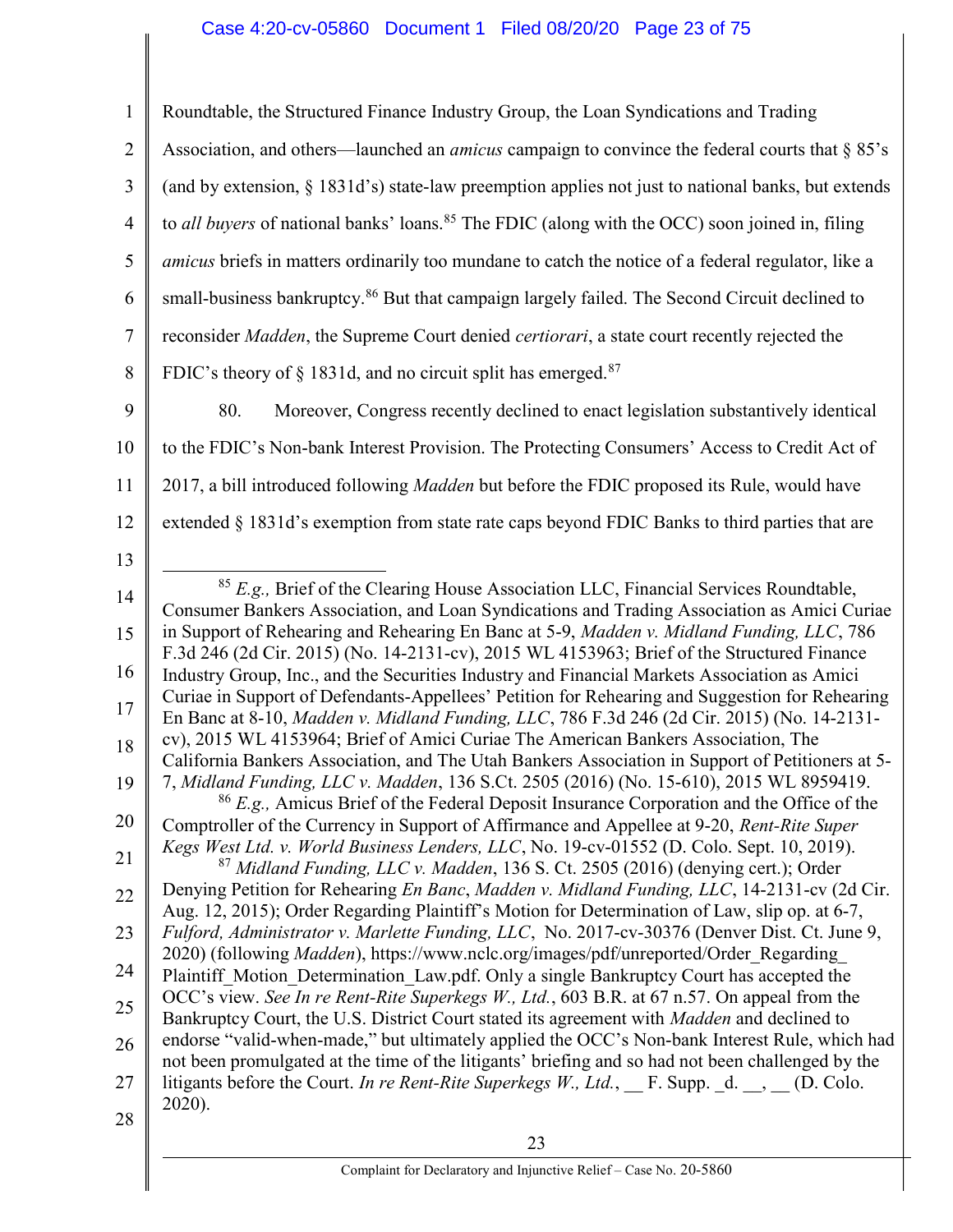Roundtable, the Structured Finance Industry Group, the Loan Syndications and Trading Association, and others—launched an *amicus* campaign to convince the federal courts that § 85's (and by extension, § 1831d's) state-law preemption applies not just to national banks, but extends to *all buyers* of national banks' loans.[85] The FDIC (along with the OCC) soon joined in, filing *amicus* briefs in matters ordinarily too mundane to catch the notice of a federal regulator, like a small-business bankruptcy.[86] But that campaign largely failed. The Second Circuit declined to reconsider *Madden*, the Supreme Court denied *certiorari*, a state court recently rejected the FDIC's theory of § 1831d, and no circuit split has emerged.[87]

80. Moreover, Congress recently declined to enact legislation substantively identical to the FDIC's Non-bank Interest Provision. The Protecting Consumers' Access to Credit Act of 2017, a bill introduced following *Madden* but before the FDIC proposed its Rule, would have extended § 1831d's exemption from state rate caps beyond FDIC Banks to third parties that are

---

[85] *E.g.,* Brief of the Clearing House Association LLC, Financial Services Roundtable, Consumer Bankers Association, and Loan Syndications and Trading Association as Amici Curiae in Support of Rehearing and Rehearing En Banc at 5-9, *Madden v. Midland Funding, LLC*, 786 F.3d 246 (2d Cir. 2015) (No. 14-2131-cv), 2015 WL 4153963; Brief of the Structured Finance Industry Group, Inc., and the Securities Industry and Financial Markets Association as Amici Curiae in Support of Defendants-Appellees' Petition for Rehearing and Suggestion for Rehearing En Banc at 8-10, *Madden v. Midland Funding, LLC*, 786 F.3d 246 (2d Cir. 2015) (No. 14-2131-cv), 2015 WL 4153964; Brief of Amici Curiae The American Bankers Association, The California Bankers Association, and The Utah Bankers Association in Support of Petitioners at 5-7, *Midland Funding, LLC v. Madden*, 136 S.Ct. 2505 (2016) (No. 15-610), 2015 WL 8959419.

[86] *E.g.,* Amicus Brief of the Federal Deposit Insurance Corporation and the Office of the Comptroller of the Currency in Support of Affirmance and Appellee at 9-20, *Rent-Rite Super Kegs West Ltd. v. World Business Lenders, LLC*, No. 19-cv-01552 (D. Colo. Sept. 10, 2019).

[87] *Midland Funding, LLC v. Madden*, 136 S. Ct. 2505 (2016) (denying cert.); Order Denying Petition for Rehearing *En Banc*, *Madden v. Midland Funding, LLC*, 14-2131-cv (2d Cir. Aug. 12, 2015); Order Regarding Plaintiff's Motion for Determination of Law, slip op. at 6-7, *Fulford, Administrator v. Marlette Funding, LLC*, No. 2017-cv-30376 (Denver Dist. Ct. June 9, 2020) (following *Madden*), https://www.nclc.org/images/pdf/unreported/Order_Regarding_Plaintiff_Motion_Determination_Law.pdf. Only a single Bankruptcy Court has accepted the OCC's view. *See In re Rent-Rite Superkegs W., Ltd.*, 603 B.R. at 67 n.57. On appeal from the Bankruptcy Court, the U.S. District Court stated its agreement with *Madden* and declined to endorse "valid-when-made," but ultimately applied the OCC's Non-bank Interest Rule, which had not been promulgated at the time of the litigants' briefing and so had not been challenged by the litigants before the Court. *In re Rent-Rite Superkegs W., Ltd.*, __ F. Supp. _d. __, __ (D. Colo. 2020).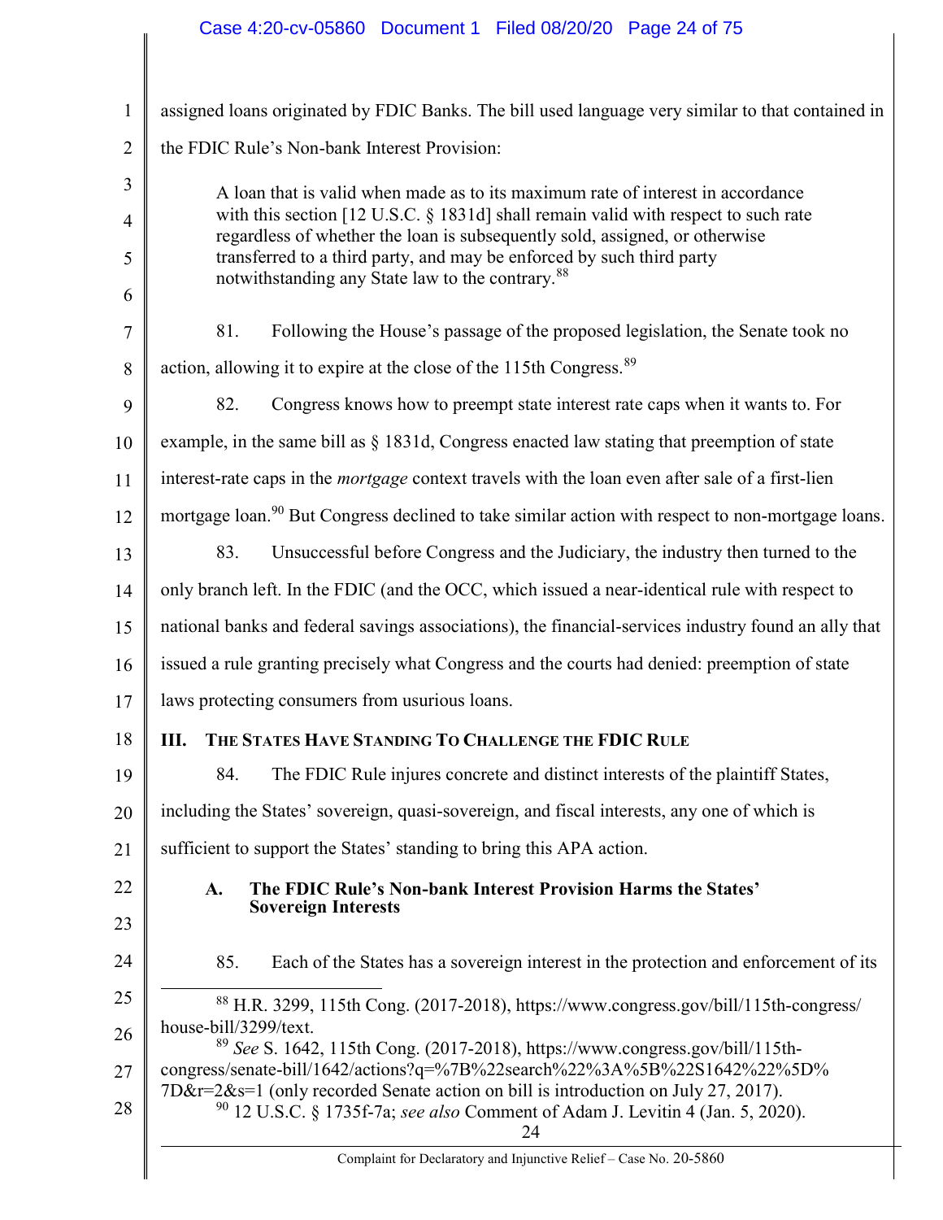assigned loans originated by FDIC Banks. The bill used language very similar to that contained in the FDIC Rule's Non-bank Interest Provision:

> A loan that is valid when made as to its maximum rate of interest in accordance with this section [12 U.S.C. § 1831d] shall remain valid with respect to such rate regardless of whether the loan is subsequently sold, assigned, or otherwise transferred to a third party, and may be enforced by such third party notwithstanding any State law to the contrary.[88]

81. Following the House's passage of the proposed legislation, the Senate took no action, allowing it to expire at the close of the 115th Congress.[89]

82. Congress knows how to preempt state interest rate caps when it wants to. For example, in the same bill as § 1831d, Congress enacted law stating that preemption of state interest-rate caps in the *mortgage* context travels with the loan even after sale of a first-lien mortgage loan.[90] But Congress declined to take similar action with respect to non-mortgage loans.

83. Unsuccessful before Congress and the Judiciary, the industry then turned to the only branch left. In the FDIC (and the OCC, which issued a near-identical rule with respect to national banks and federal savings associations), the financial-services industry found an ally that issued a rule granting precisely what Congress and the courts had denied: preemption of state laws protecting consumers from usurious loans.

## III. The States Have Standing To Challenge the FDIC Rule

84. The FDIC Rule injures concrete and distinct interests of the plaintiff States, including the States' sovereign, quasi-sovereign, and fiscal interests, any one of which is sufficient to support the States' standing to bring this APA action.

### A. The FDIC Rule's Non-bank Interest Provision Harms the States' Sovereign Interests

85. Each of the States has a sovereign interest in the protection and enforcement of its

---

[88] H.R. 3299, 115th Cong. (2017-2018), https://www.congress.gov/bill/115th-congress/house-bill/3299/text.

[89] *See* S. 1642, 115th Cong. (2017-2018), https://www.congress.gov/bill/115th-congress/senate-bill/1642/actions?q=%7B%22search%22%3A%5B%22S1642%22%5D%7D&r=2&s=1 (only recorded Senate action on bill is introduction on July 27, 2017).

[90] 12 U.S.C. § 1735f-7a; *see also* Comment of Adam J. Levitin 4 (Jan. 5, 2020).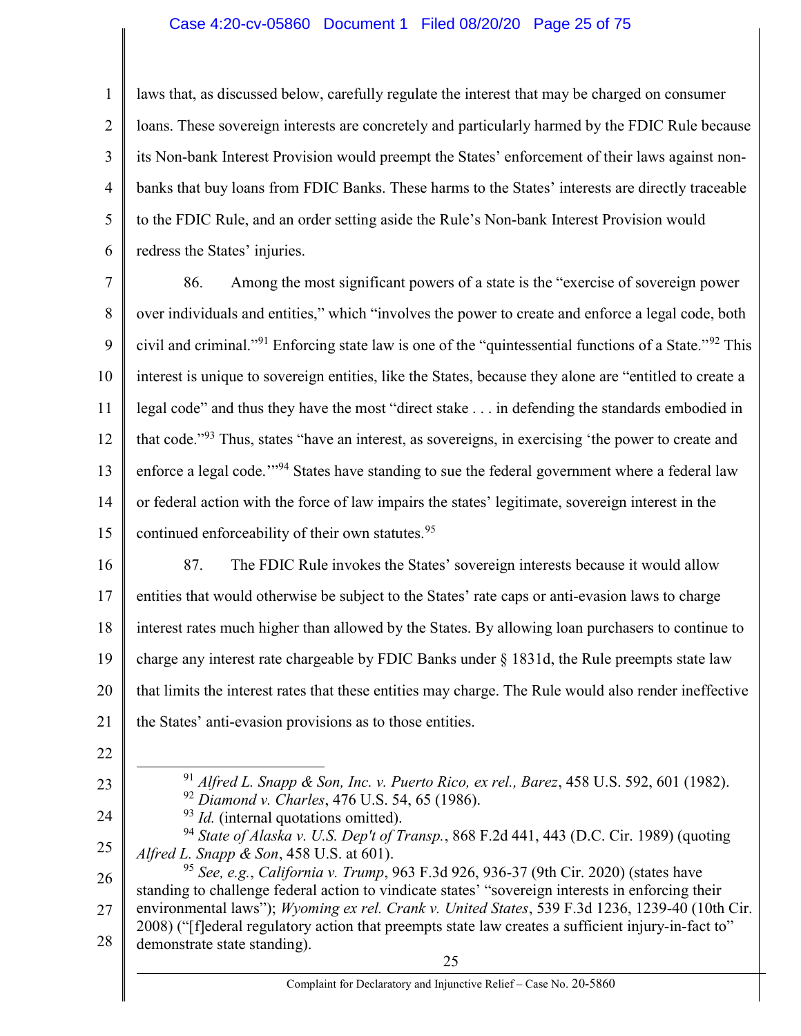laws that, as discussed below, carefully regulate the interest that may be charged on consumer loans. These sovereign interests are concretely and particularly harmed by the FDIC Rule because its Non-bank Interest Provision would preempt the States' enforcement of their laws against non-banks that buy loans from FDIC Banks. These harms to the States' interests are directly traceable to the FDIC Rule, and an order setting aside the Rule's Non-bank Interest Provision would redress the States' injuries.

86. Among the most significant powers of a state is the "exercise of sovereign power over individuals and entities," which "involves the power to create and enforce a legal code, both civil and criminal."[91] Enforcing state law is one of the "quintessential functions of a State."[92] This interest is unique to sovereign entities, like the States, because they alone are "entitled to create a legal code" and thus they have the most "direct stake . . . in defending the standards embodied in that code."[93] Thus, states "have an interest, as sovereigns, in exercising 'the power to create and enforce a legal code.'"[94] States have standing to sue the federal government where a federal law or federal action with the force of law impairs the states' legitimate, sovereign interest in the continued enforceability of their own statutes.[95]

87. The FDIC Rule invokes the States' sovereign interests because it would allow entities that would otherwise be subject to the States' rate caps or anti-evasion laws to charge interest rates much higher than allowed by the States. By allowing loan purchasers to continue to charge any interest rate chargeable by FDIC Banks under § 1831d, the Rule preempts state law that limits the interest rates that these entities may charge. The Rule would also render ineffective the States' anti-evasion provisions as to those entities.

---

[91] *Alfred L. Snapp & Son, Inc. v. Puerto Rico, ex rel., Barez*, 458 U.S. 592, 601 (1982).

[92] *Diamond v. Charles*, 476 U.S. 54, 65 (1986).

[93] *Id.* (internal quotations omitted).

[94] *State of Alaska v. U.S. Dep't of Transp.*, 868 F.2d 441, 443 (D.C. Cir. 1989) (quoting *Alfred L. Snapp & Son*, 458 U.S. at 601).

[95] *See, e.g.*, *California v. Trump*, 963 F.3d 926, 936-37 (9th Cir. 2020) (states have standing to challenge federal action to vindicate states' "sovereign interests in enforcing their environmental laws"); *Wyoming ex rel. Crank v. United States*, 539 F.3d 1236, 1239-40 (10th Cir. 2008) ("[f]ederal regulatory action that preempts state law creates a sufficient injury-in-fact to" demonstrate state standing).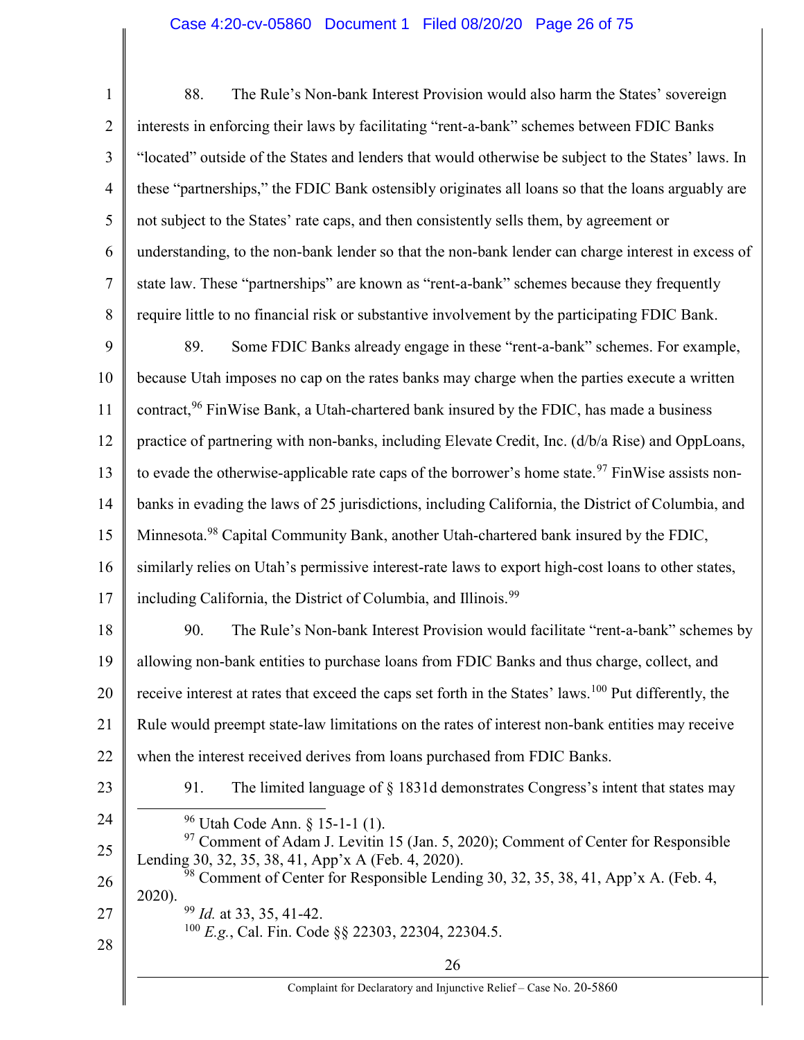88. The Rule's Non-bank Interest Provision would also harm the States' sovereign interests in enforcing their laws by facilitating "rent-a-bank" schemes between FDIC Banks "located" outside of the States and lenders that would otherwise be subject to the States' laws. In these "partnerships," the FDIC Bank ostensibly originates all loans so that the loans arguably are not subject to the States' rate caps, and then consistently sells them, by agreement or understanding, to the non-bank lender so that the non-bank lender can charge interest in excess of state law. These "partnerships" are known as "rent-a-bank" schemes because they frequently require little to no financial risk or substantive involvement by the participating FDIC Bank.

89. Some FDIC Banks already engage in these "rent-a-bank" schemes. For example, because Utah imposes no cap on the rates banks may charge when the parties execute a written contract,[96] FinWise Bank, a Utah-chartered bank insured by the FDIC, has made a business practice of partnering with non-banks, including Elevate Credit, Inc. (d/b/a Rise) and OppLoans, to evade the otherwise-applicable rate caps of the borrower's home state.[97] FinWise assists non-banks in evading the laws of 25 jurisdictions, including California, the District of Columbia, and Minnesota.[98] Capital Community Bank, another Utah-chartered bank insured by the FDIC, similarly relies on Utah's permissive interest-rate laws to export high-cost loans to other states, including California, the District of Columbia, and Illinois.[99]

90. The Rule's Non-bank Interest Provision would facilitate "rent-a-bank" schemes by allowing non-bank entities to purchase loans from FDIC Banks and thus charge, collect, and receive interest at rates that exceed the caps set forth in the States' laws.[100] Put differently, the Rule would preempt state-law limitations on the rates of interest non-bank entities may receive when the interest received derives from loans purchased from FDIC Banks.

91. The limited language of § 1831d demonstrates Congress's intent that states may

---

[96] Utah Code Ann. § 15-1-1 (1).

[97] Comment of Adam J. Levitin 15 (Jan. 5, 2020); Comment of Center for Responsible Lending 30, 32, 35, 38, 41, App'x A (Feb. 4, 2020).

[98] Comment of Center for Responsible Lending 30, 32, 35, 38, 41, App'x A. (Feb. 4, 2020).

[99] *Id.* at 33, 35, 41-42.

[100] *E.g.*, Cal. Fin. Code §§ 22303, 22304, 22304.5.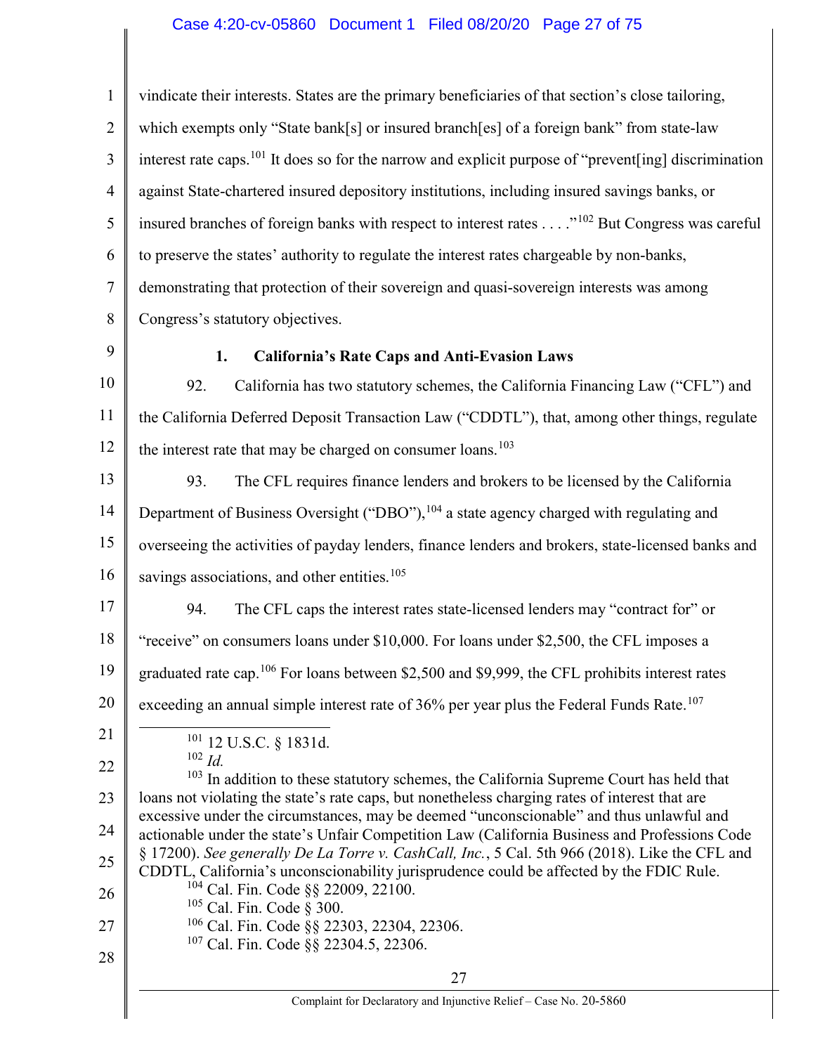vindicate their interests. States are the primary beneficiaries of that section's close tailoring, which exempts only "State bank[s] or insured branch[es] of a foreign bank" from state-law interest rate caps.[101] It does so for the narrow and explicit purpose of "prevent[ing] discrimination against State-chartered insured depository institutions, including insured savings banks, or insured branches of foreign banks with respect to interest rates . . . ."[102] But Congress was careful to preserve the states' authority to regulate the interest rates chargeable by non-banks, demonstrating that protection of their sovereign and quasi-sovereign interests was among Congress's statutory objectives.

### 1. California's Rate Caps and Anti-Evasion Laws

92. California has two statutory schemes, the California Financing Law ("CFL") and the California Deferred Deposit Transaction Law ("CDDTL"), that, among other things, regulate the interest rate that may be charged on consumer loans.[103]

93. The CFL requires finance lenders and brokers to be licensed by the California Department of Business Oversight ("DBO"),[104] a state agency charged with regulating and overseeing the activities of payday lenders, finance lenders and brokers, state-licensed banks and savings associations, and other entities.[105]

94. The CFL caps the interest rates state-licensed lenders may "contract for" or "receive" on consumers loans under $10,000. For loans under $2,500, the CFL imposes a graduated rate cap.[106] For loans between $2,500 and $9,999, the CFL prohibits interest rates exceeding an annual simple interest rate of 36% per year plus the Federal Funds Rate.[107]

---

[101] 12 U.S.C. § 1831d.

[102] *Id.*

[103] In addition to these statutory schemes, the California Supreme Court has held that loans not violating the state's rate caps, but nonetheless charging rates of interest that are excessive under the circumstances, may be deemed "unconscionable" and thus unlawful and actionable under the state's Unfair Competition Law (California Business and Professions Code § 17200). *See generally De La Torre v. CashCall, Inc.*, 5 Cal. 5th 966 (2018). Like the CFL and CDDTL, California's unconscionability jurisprudence could be affected by the FDIC Rule.

[104] Cal. Fin. Code §§ 22009, 22100.

[105] Cal. Fin. Code § 300.

[106] Cal. Fin. Code §§ 22303, 22304, 22306.

[107] Cal. Fin. Code §§ 22304.5, 22306.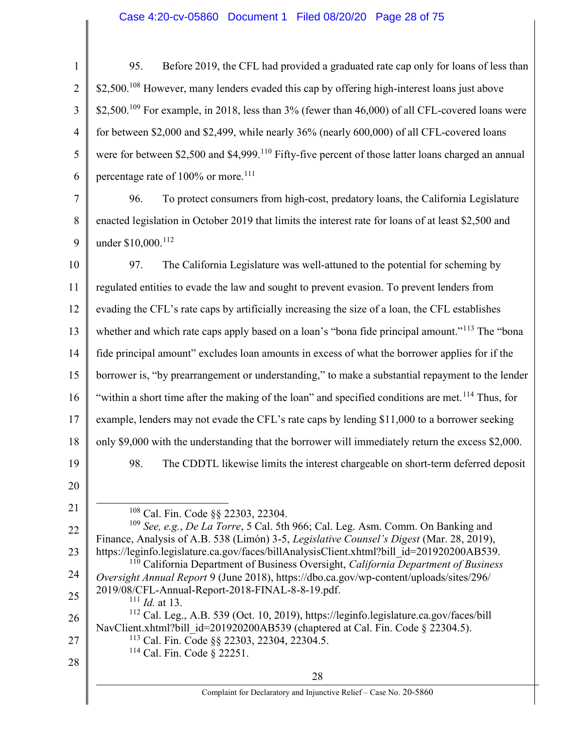95. Before 2019, the CFL had provided a graduated rate cap only for loans of less than $2,500.[108] However, many lenders evaded this cap by offering high-interest loans just above $2,500.[109] For example, in 2018, less than 3% (fewer than 46,000) of all CFL-covered loans were for between $2,000 and $2,499, while nearly 36% (nearly 600,000) of all CFL-covered loans were for between $2,500 and $4,999.[110] Fifty-five percent of those latter loans charged an annual percentage rate of 100% or more.[111]

96. To protect consumers from high-cost, predatory loans, the California Legislature enacted legislation in October 2019 that limits the interest rate for loans of at least $2,500 and under $10,000.[112]

97. The California Legislature was well-attuned to the potential for scheming by regulated entities to evade the law and sought to prevent evasion. To prevent lenders from evading the CFL's rate caps by artificially increasing the size of a loan, the CFL establishes whether and which rate caps apply based on a loan's "bona fide principal amount."[113] The "bona fide principal amount" excludes loan amounts in excess of what the borrower applies for if the borrower is, "by prearrangement or understanding," to make a substantial repayment to the lender "within a short time after the making of the loan" and specified conditions are met.[114] Thus, for example, lenders may not evade the CFL's rate caps by lending $11,000 to a borrower seeking only $9,000 with the understanding that the borrower will immediately return the excess $2,000.

98. The CDDTL likewise limits the interest chargeable on short-term deferred deposit

---

[108] Cal. Fin. Code §§ 22303, 22304.

[109] *See, e.g.*, *De La Torre*, 5 Cal. 5th 966; Cal. Leg. Asm. Comm. On Banking and Finance, Analysis of A.B. 538 (Limón) 3-5, *Legislative Counsel's Digest* (Mar. 28, 2019), https://leginfo.legislature.ca.gov/faces/billAnalysisClient.xhtml?bill_id=201920200AB539.

[110] California Department of Business Oversight, *California Department of Business Oversight Annual Report* 9 (June 2018), https://dbo.ca.gov/wp-content/uploads/sites/296/2019/08/CFL-Annual-Report-2018-FINAL-8-8-19.pdf.

[111] *Id.* at 13.

[112] Cal. Leg., A.B. 539 (Oct. 10, 2019), https://leginfo.legislature.ca.gov/faces/billNavClient.xhtml?bill_id=201920200AB539 (chaptered at Cal. Fin. Code § 22304.5).

[113] Cal. Fin. Code §§ 22303, 22304, 22304.5.

[114] Cal. Fin. Code § 22251.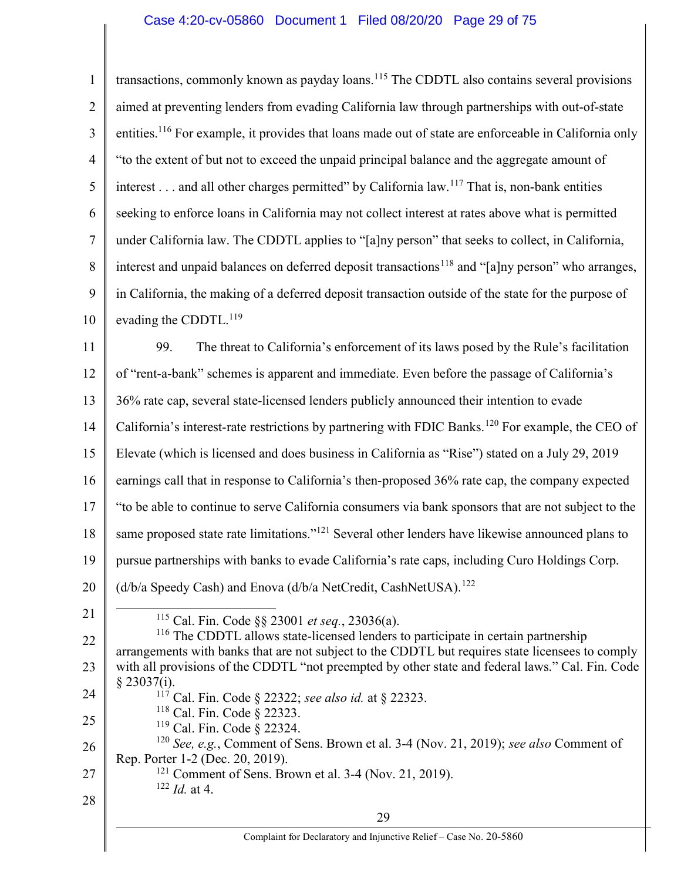transactions, commonly known as payday loans.[115] The CDDTL also contains several provisions aimed at preventing lenders from evading California law through partnerships with out-of-state entities.[116] For example, it provides that loans made out of state are enforceable in California only "to the extent of but not to exceed the unpaid principal balance and the aggregate amount of interest . . . and all other charges permitted" by California law.[117] That is, non-bank entities seeking to enforce loans in California may not collect interest at rates above what is permitted under California law. The CDDTL applies to "[a]ny person" that seeks to collect, in California, interest and unpaid balances on deferred deposit transactions[118] and "[a]ny person" who arranges, in California, the making of a deferred deposit transaction outside of the state for the purpose of evading the CDDTL.[119]

99. The threat to California's enforcement of its laws posed by the Rule's facilitation of "rent-a-bank" schemes is apparent and immediate. Even before the passage of California's 36% rate cap, several state-licensed lenders publicly announced their intention to evade California's interest-rate restrictions by partnering with FDIC Banks.[120] For example, the CEO of Elevate (which is licensed and does business in California as "Rise") stated on a July 29, 2019 earnings call that in response to California's then-proposed 36% rate cap, the company expected "to be able to continue to serve California consumers via bank sponsors that are not subject to the same proposed state rate limitations."[121] Several other lenders have likewise announced plans to pursue partnerships with banks to evade California's rate caps, including Curo Holdings Corp. (d/b/a Speedy Cash) and Enova (d/b/a NetCredit, CashNetUSA).[122]

---

[115] Cal. Fin. Code §§ 23001 *et seq.*, 23036(a).

[116] The CDDTL allows state-licensed lenders to participate in certain partnership arrangements with banks that are not subject to the CDDTL but requires state licensees to comply with all provisions of the CDDTL "not preempted by other state and federal laws." Cal. Fin. Code § 23037(i).

[117] Cal. Fin. Code § 22322; *see also id.* at § 22323.

[118] Cal. Fin. Code § 22323.

[119] Cal. Fin. Code § 22324.

[120] *See, e.g.*, Comment of Sens. Brown et al. 3-4 (Nov. 21, 2019); *see also* Comment of Rep. Porter 1-2 (Dec. 20, 2019).

[121] Comment of Sens. Brown et al. 3-4 (Nov. 21, 2019).

[122] *Id.* at 4.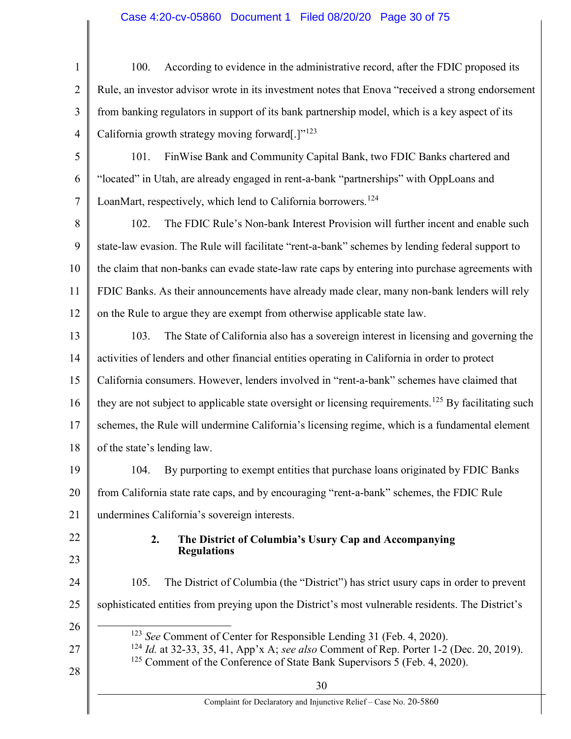100. According to evidence in the administrative record, after the FDIC proposed its Rule, an investor advisor wrote in its investment notes that Enova "received a strong endorsement from banking regulators in support of its bank partnership model, which is a key aspect of its California growth strategy moving forward[.]"[123]

101. FinWise Bank and Community Capital Bank, two FDIC Banks chartered and "located" in Utah, are already engaged in rent-a-bank "partnerships" with OppLoans and LoanMart, respectively, which lend to California borrowers.[124]

102. The FDIC Rule's Non-bank Interest Provision will further incent and enable such state-law evasion. The Rule will facilitate "rent-a-bank" schemes by lending federal support to the claim that non-banks can evade state-law rate caps by entering into purchase agreements with FDIC Banks. As their announcements have already made clear, many non-bank lenders will rely on the Rule to argue they are exempt from otherwise applicable state law.

103. The State of California also has a sovereign interest in licensing and governing the activities of lenders and other financial entities operating in California in order to protect California consumers. However, lenders involved in "rent-a-bank" schemes have claimed that they are not subject to applicable state oversight or licensing requirements.[125] By facilitating such schemes, the Rule will undermine California's licensing regime, which is a fundamental element of the state's lending law.

104. By purporting to exempt entities that purchase loans originated by FDIC Banks from California state rate caps, and by encouraging "rent-a-bank" schemes, the FDIC Rule undermines California's sovereign interests.

#### 2. The District of Columbia's Usury Cap and Accompanying Regulations

105. The District of Columbia (the "District") has strict usury caps in order to prevent sophisticated entities from preying upon the District's most vulnerable residents. The District's

---

[123] *See* Comment of Center for Responsible Lending 31 (Feb. 4, 2020).

[124] *Id.* at 32-33, 35, 41, App'x A; *see also* Comment of Rep. Porter 1-2 (Dec. 20, 2019).

[125] Comment of the Conference of State Bank Supervisors 5 (Feb. 4, 2020).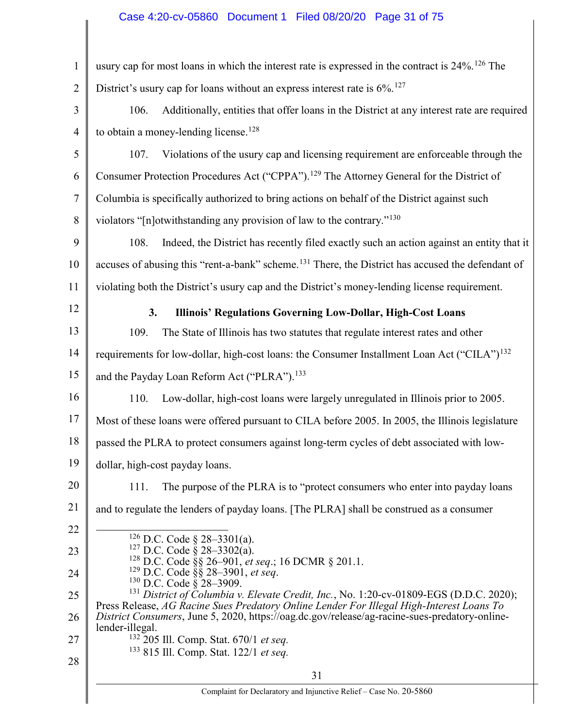usury cap for most loans in which the interest rate is expressed in the contract is 24%.[126] The District's usury cap for loans without an express interest rate is 6%.[127]

106. Additionally, entities that offer loans in the District at any interest rate are required to obtain a money-lending license.[128]

107. Violations of the usury cap and licensing requirement are enforceable through the Consumer Protection Procedures Act ("CPPA").[129] The Attorney General for the District of Columbia is specifically authorized to bring actions on behalf of the District against such violators "[n]otwithstanding any provision of law to the contrary."[130]

108. Indeed, the District has recently filed exactly such an action against an entity that it accuses of abusing this "rent-a-bank" scheme.[131] There, the District has accused the defendant of violating both the District's usury cap and the District's money-lending license requirement.

### 3. Illinois' Regulations Governing Low-Dollar, High-Cost Loans

109. The State of Illinois has two statutes that regulate interest rates and other requirements for low-dollar, high-cost loans: the Consumer Installment Loan Act ("CILA")[132] and the Payday Loan Reform Act ("PLRA").[133]

110. Low-dollar, high-cost loans were largely unregulated in Illinois prior to 2005. Most of these loans were offered pursuant to CILA before 2005. In 2005, the Illinois legislature passed the PLRA to protect consumers against long-term cycles of debt associated with low-dollar, high-cost payday loans.

111. The purpose of the PLRA is to "protect consumers who enter into payday loans and to regulate the lenders of payday loans. [The PLRA] shall be construed as a consumer

---

[126] D.C. Code § 28–3301(a).

[127] D.C. Code § 28–3302(a).

[128] D.C. Code §§ 26–901, *et seq*.; 16 DCMR § 201.1.

[129] D.C. Code §§ 28–3901, *et seq*.

[130] D.C. Code § 28–3909.

[131] *District of Columbia v. Elevate Credit, Inc.*, No. 1:20-cv-01809-EGS (D.D.C. 2020); Press Release, *AG Racine Sues Predatory Online Lender For Illegal High-Interest Loans To District Consumers*, June 5, 2020, https://oag.dc.gov/release/ag-racine-sues-predatory-online-lender-illegal.

[132] 205 Ill. Comp. Stat. 670/1 *et seq.*

[133] 815 Ill. Comp. Stat. 122/1 *et seq.*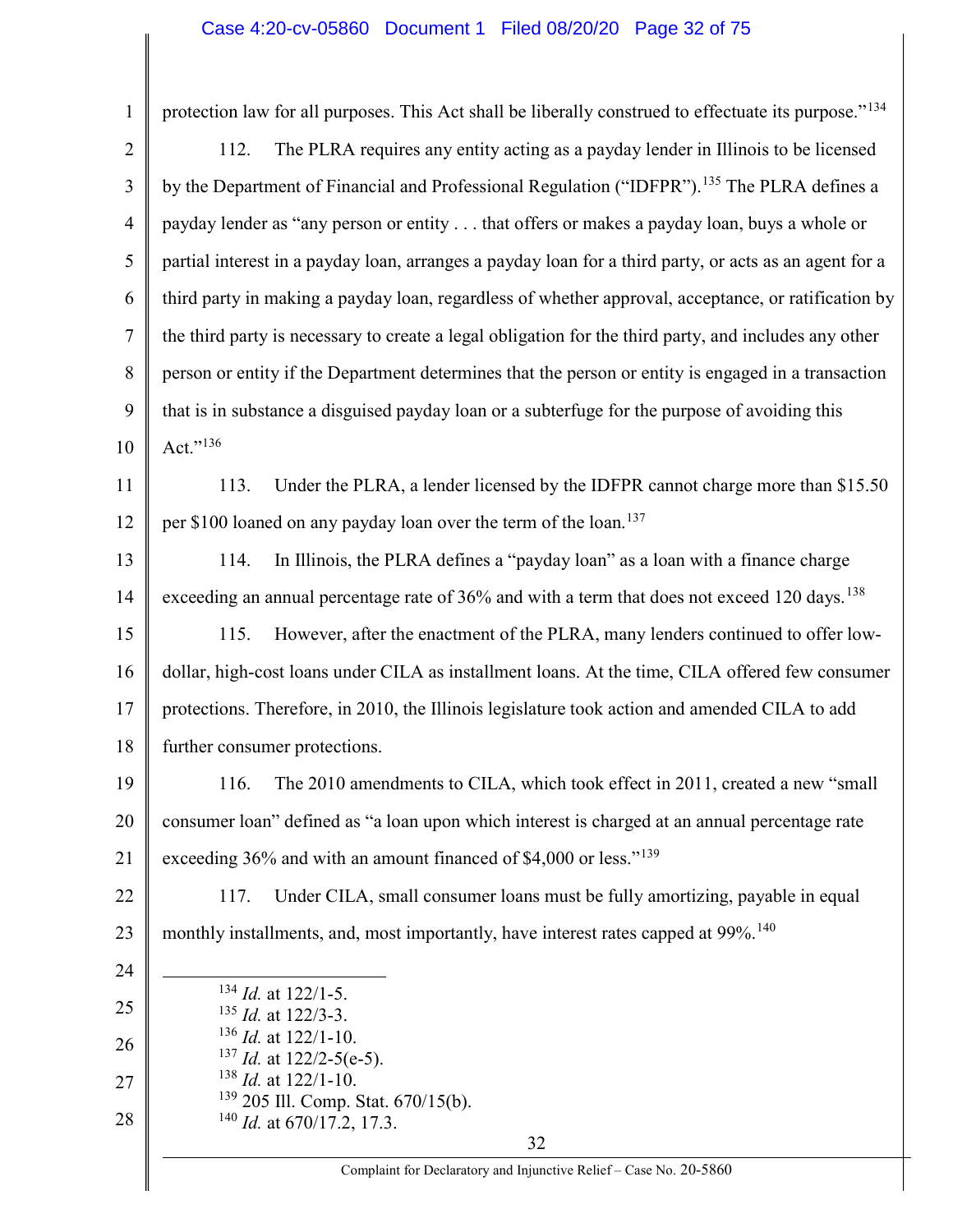protection law for all purposes. This Act shall be liberally construed to effectuate its purpose."[134]

112. The PLRA requires any entity acting as a payday lender in Illinois to be licensed by the Department of Financial and Professional Regulation ("IDFPR").[135] The PLRA defines a payday lender as "any person or entity . . . that offers or makes a payday loan, buys a whole or partial interest in a payday loan, arranges a payday loan for a third party, or acts as an agent for a third party in making a payday loan, regardless of whether approval, acceptance, or ratification by the third party is necessary to create a legal obligation for the third party, and includes any other person or entity if the Department determines that the person or entity is engaged in a transaction that is in substance a disguised payday loan or a subterfuge for the purpose of avoiding this Act."[136]

113. Under the PLRA, a lender licensed by the IDFPR cannot charge more than $15.50 per $100 loaned on any payday loan over the term of the loan.[137]

114. In Illinois, the PLRA defines a "payday loan" as a loan with a finance charge exceeding an annual percentage rate of 36% and with a term that does not exceed 120 days.[138]

115. However, after the enactment of the PLRA, many lenders continued to offer low-dollar, high-cost loans under CILA as installment loans. At the time, CILA offered few consumer protections. Therefore, in 2010, the Illinois legislature took action and amended CILA to add further consumer protections.

116. The 2010 amendments to CILA, which took effect in 2011, created a new "small consumer loan" defined as "a loan upon which interest is charged at an annual percentage rate exceeding 36% and with an amount financed of $4,000 or less."[139]

117. Under CILA, small consumer loans must be fully amortizing, payable in equal monthly installments, and, most importantly, have interest rates capped at 99%.[140]

---

[134] *Id.* at 122/1-5.
[135] *Id.* at 122/3-3.
[136] *Id.* at 122/1-10.
[137] *Id.* at 122/2-5(e-5).
[138] *Id.* at 122/1-10.
[139] 205 Ill. Comp. Stat. 670/15(b).
[140] *Id.* at 670/17.2, 17.3.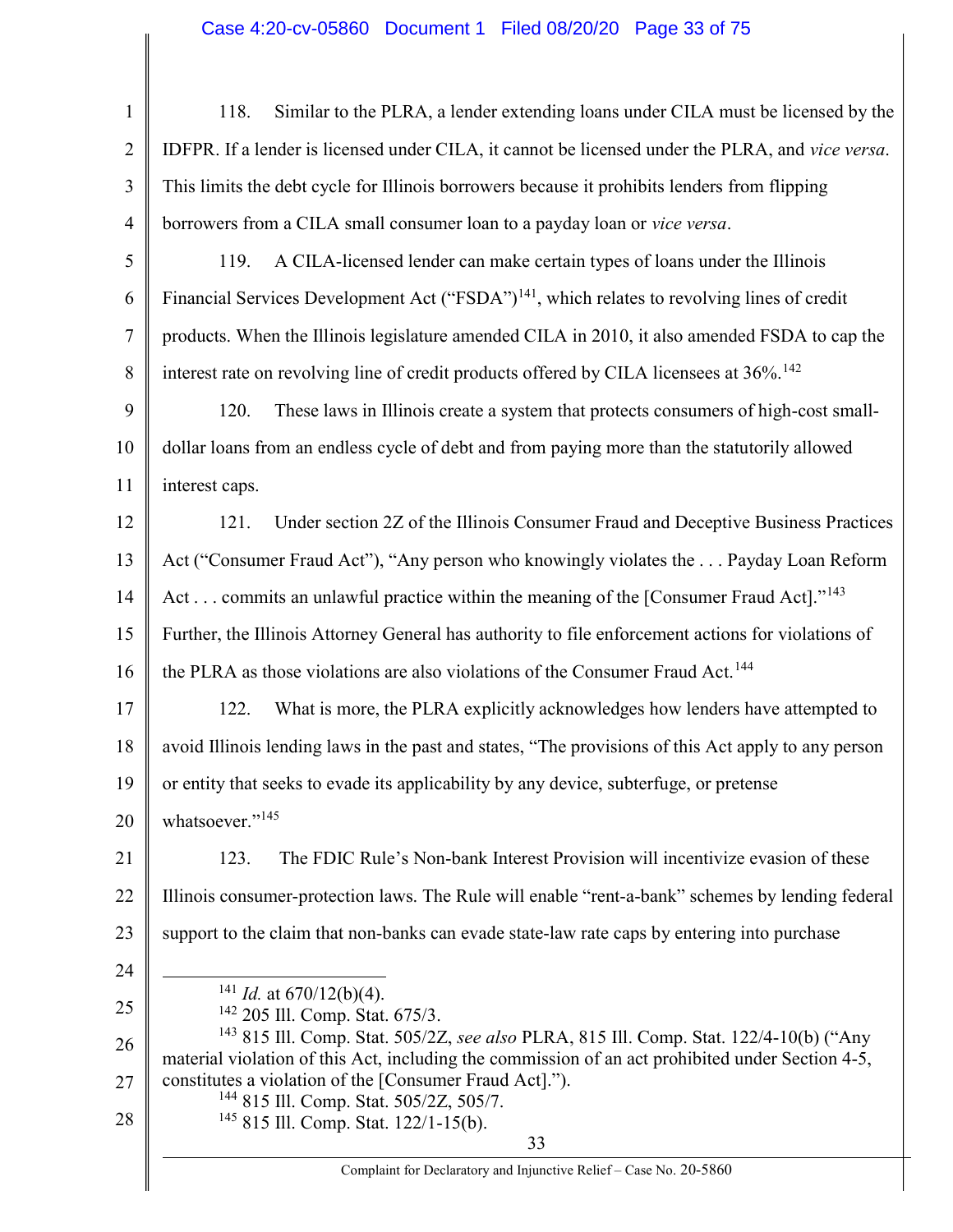118. Similar to the PLRA, a lender extending loans under CILA must be licensed by the IDFPR. If a lender is licensed under CILA, it cannot be licensed under the PLRA, and *vice versa*. This limits the debt cycle for Illinois borrowers because it prohibits lenders from flipping borrowers from a CILA small consumer loan to a payday loan or *vice versa*.

119. A CILA-licensed lender can make certain types of loans under the Illinois Financial Services Development Act ("FSDA")[141], which relates to revolving lines of credit products. When the Illinois legislature amended CILA in 2010, it also amended FSDA to cap the interest rate on revolving line of credit products offered by CILA licensees at 36%.[142]

120. These laws in Illinois create a system that protects consumers of high-cost small-dollar loans from an endless cycle of debt and from paying more than the statutorily allowed interest caps.

121. Under section 2Z of the Illinois Consumer Fraud and Deceptive Business Practices Act ("Consumer Fraud Act"), "Any person who knowingly violates the . . . Payday Loan Reform Act . . . commits an unlawful practice within the meaning of the [Consumer Fraud Act]."[143] Further, the Illinois Attorney General has authority to file enforcement actions for violations of the PLRA as those violations are also violations of the Consumer Fraud Act.[144]

122. What is more, the PLRA explicitly acknowledges how lenders have attempted to avoid Illinois lending laws in the past and states, "The provisions of this Act apply to any person or entity that seeks to evade its applicability by any device, subterfuge, or pretense whatsoever."[145]

123. The FDIC Rule's Non-bank Interest Provision will incentivize evasion of these Illinois consumer-protection laws. The Rule will enable "rent-a-bank" schemes by lending federal support to the claim that non-banks can evade state-law rate caps by entering into purchase

---

[141] *Id.* at 670/12(b)(4).

[142] 205 Ill. Comp. Stat. 675/3.

[143] 815 Ill. Comp. Stat. 505/2Z, *see also* PLRA, 815 Ill. Comp. Stat. 122/4-10(b) ("Any material violation of this Act, including the commission of an act prohibited under Section 4-5, constitutes a violation of the [Consumer Fraud Act].").

[144] 815 Ill. Comp. Stat. 505/2Z, 505/7.

[145] 815 Ill. Comp. Stat. 122/1-15(b).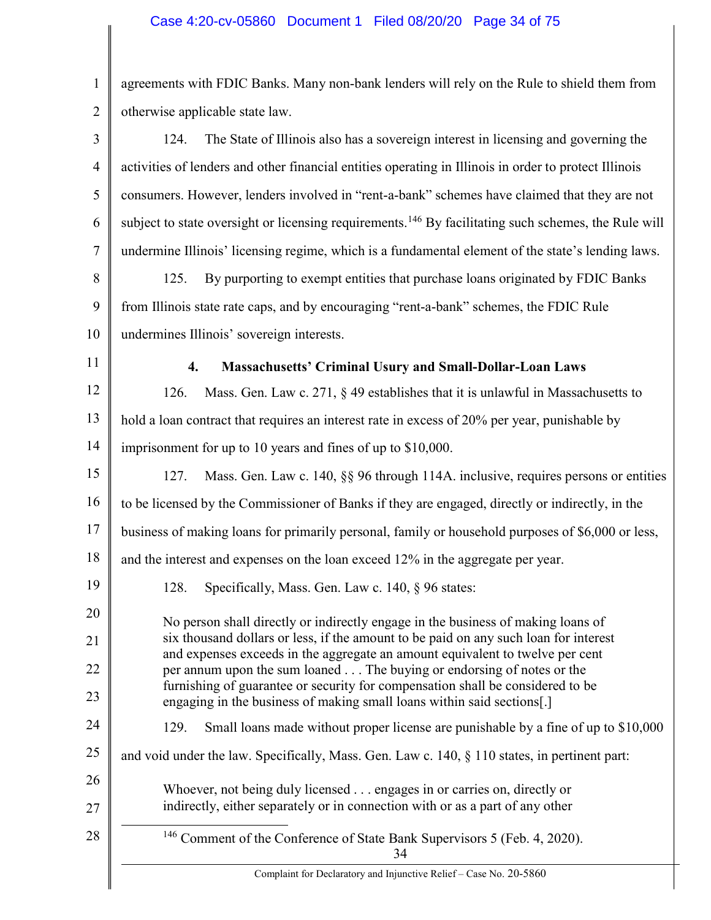agreements with FDIC Banks. Many non-bank lenders will rely on the Rule to shield them from otherwise applicable state law.

124. The State of Illinois also has a sovereign interest in licensing and governing the activities of lenders and other financial entities operating in Illinois in order to protect Illinois consumers. However, lenders involved in "rent-a-bank" schemes have claimed that they are not subject to state oversight or licensing requirements.[146] By facilitating such schemes, the Rule will undermine Illinois' licensing regime, which is a fundamental element of the state's lending laws.

125. By purporting to exempt entities that purchase loans originated by FDIC Banks from Illinois state rate caps, and by encouraging "rent-a-bank" schemes, the FDIC Rule undermines Illinois' sovereign interests.

#### 4. Massachusetts' Criminal Usury and Small-Dollar-Loan Laws

126. Mass. Gen. Law c. 271, § 49 establishes that it is unlawful in Massachusetts to hold a loan contract that requires an interest rate in excess of 20% per year, punishable by imprisonment for up to 10 years and fines of up to $10,000.

127. Mass. Gen. Law c. 140, §§ 96 through 114A. inclusive, requires persons or entities to be licensed by the Commissioner of Banks if they are engaged, directly or indirectly, in the business of making loans for primarily personal, family or household purposes of $6,000 or less, and the interest and expenses on the loan exceed 12% in the aggregate per year.

128. Specifically, Mass. Gen. Law c. 140, § 96 states:

> No person shall directly or indirectly engage in the business of making loans of six thousand dollars or less, if the amount to be paid on any such loan for interest and expenses exceeds in the aggregate an amount equivalent to twelve per cent per annum upon the sum loaned . . . The buying or endorsing of notes or the furnishing of guarantee or security for compensation shall be considered to be engaging in the business of making small loans within said sections[.]

129. Small loans made without proper license are punishable by a fine of up to $10,000 and void under the law. Specifically, Mass. Gen. Law c. 140, § 110 states, in pertinent part:

> Whoever, not being duly licensed . . . engages in or carries on, directly or indirectly, either separately or in connection with or as a part of any other

[146] Comment of the Conference of State Bank Supervisors 5 (Feb. 4, 2020).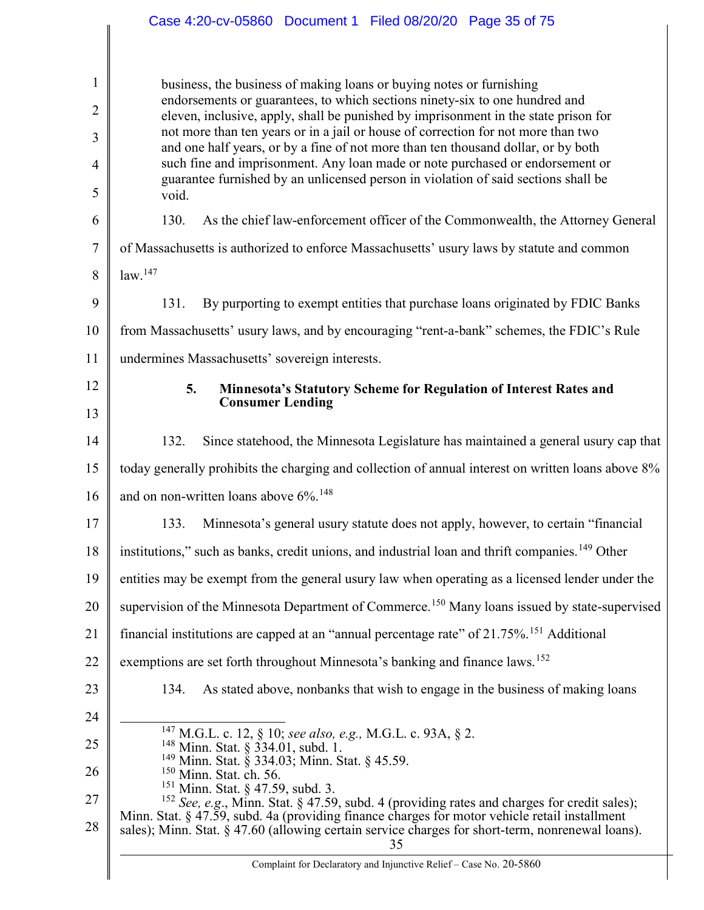> business, the business of making loans or buying notes or furnishing endorsements or guarantees, to which sections ninety-six to one hundred and eleven, inclusive, apply, shall be punished by imprisonment in the state prison for not more than ten years or in a jail or house of correction for not more than two and one half years, or by a fine of not more than ten thousand dollar, or by both such fine and imprisonment. Any loan made or note purchased or endorsement or guarantee furnished by an unlicensed person in violation of said sections shall be void.

130. As the chief law-enforcement officer of the Commonwealth, the Attorney General of Massachusetts is authorized to enforce Massachusetts' usury laws by statute and common law.[147]

131. By purporting to exempt entities that purchase loans originated by FDIC Banks from Massachusetts' usury laws, and by encouraging "rent-a-bank" schemes, the FDIC's Rule undermines Massachusetts' sovereign interests.

#### 5. Minnesota's Statutory Scheme for Regulation of Interest Rates and Consumer Lending

132. Since statehood, the Minnesota Legislature has maintained a general usury cap that today generally prohibits the charging and collection of annual interest on written loans above 8% and on non-written loans above 6%.[148]

133. Minnesota's general usury statute does not apply, however, to certain "financial institutions," such as banks, credit unions, and industrial loan and thrift companies.[149] Other entities may be exempt from the general usury law when operating as a licensed lender under the supervision of the Minnesota Department of Commerce.[150] Many loans issued by state-supervised financial institutions are capped at an "annual percentage rate" of 21.75%.[151] Additional exemptions are set forth throughout Minnesota's banking and finance laws.[152]

134. As stated above, nonbanks that wish to engage in the business of making loans

---

[147] M.G.L. c. 12, § 10; *see also, e.g.,* M.G.L. c. 93A, § 2.

[148] Minn. Stat. § 334.01, subd. 1.

[149] Minn. Stat. § 334.03; Minn. Stat. § 45.59.

[150] Minn. Stat. ch. 56.

[151] Minn. Stat. § 47.59, subd. 3.

[152] *See, e.g.*, Minn. Stat. § 47.59, subd. 4 (providing rates and charges for credit sales); Minn. Stat. § 47.59, subd. 4a (providing finance charges for motor vehicle retail installment sales); Minn. Stat. § 47.60 (allowing certain service charges for short-term, nonrenewal loans).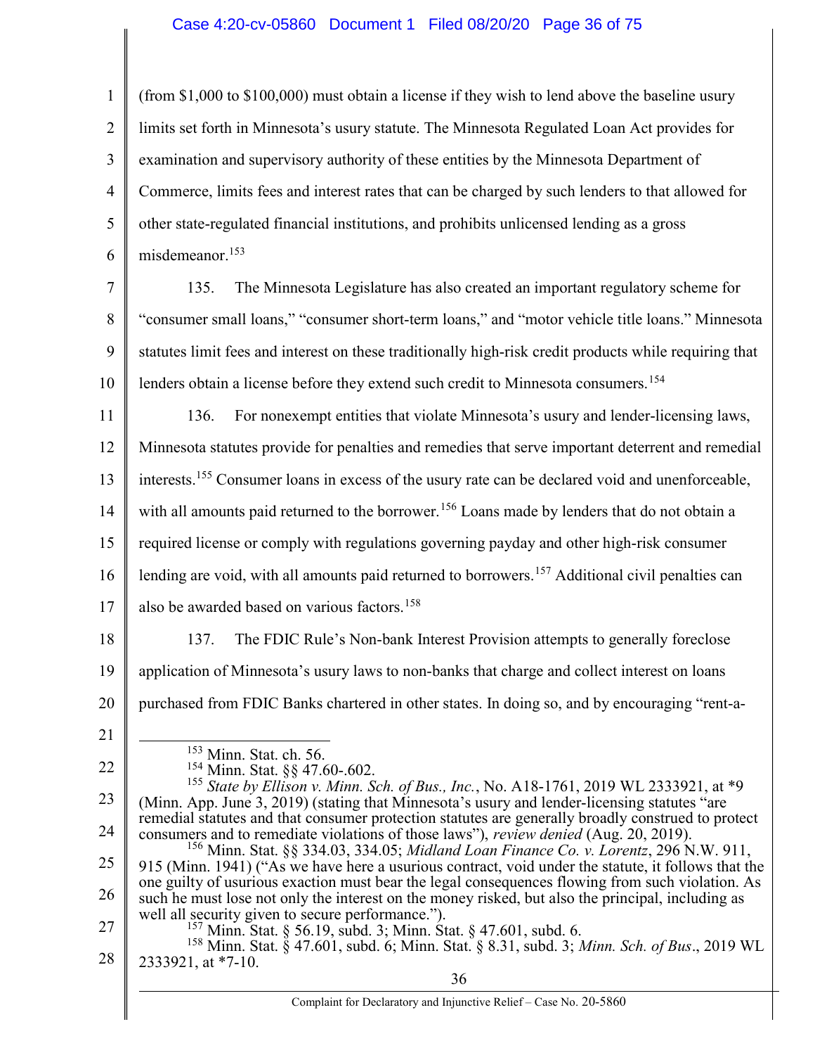(from $1,000 to $100,000) must obtain a license if they wish to lend above the baseline usury limits set forth in Minnesota's usury statute. The Minnesota Regulated Loan Act provides for examination and supervisory authority of these entities by the Minnesota Department of Commerce, limits fees and interest rates that can be charged by such lenders to that allowed for other state-regulated financial institutions, and prohibits unlicensed lending as a gross misdemeanor.[153]

135. The Minnesota Legislature has also created an important regulatory scheme for "consumer small loans," "consumer short-term loans," and "motor vehicle title loans." Minnesota statutes limit fees and interest on these traditionally high-risk credit products while requiring that lenders obtain a license before they extend such credit to Minnesota consumers.[154]

136. For nonexempt entities that violate Minnesota's usury and lender-licensing laws, Minnesota statutes provide for penalties and remedies that serve important deterrent and remedial interests.[155] Consumer loans in excess of the usury rate can be declared void and unenforceable, with all amounts paid returned to the borrower.[156] Loans made by lenders that do not obtain a required license or comply with regulations governing payday and other high-risk consumer lending are void, with all amounts paid returned to borrowers.[157] Additional civil penalties can also be awarded based on various factors.[158]

137. The FDIC Rule's Non-bank Interest Provision attempts to generally foreclose application of Minnesota's usury laws to non-banks that charge and collect interest on loans purchased from FDIC Banks chartered in other states. In doing so, and by encouraging "rent-a-

---

[153] Minn. Stat. ch. 56.

[154] Minn. Stat. §§ 47.60-.602.

[155] *State by Ellison v. Minn. Sch. of Bus., Inc.*, No. A18-1761, 2019 WL 2333921, at *9 (Minn. App. June 3, 2019) (stating that Minnesota's usury and lender-licensing statutes "are remedial statutes and that consumer protection statutes are generally broadly construed to protect consumers and to remediate violations of those laws"), *review denied* (Aug. 20, 2019).

[156] Minn. Stat. §§ 334.03, 334.05; *Midland Loan Finance Co. v. Lorentz*, 296 N.W. 911, 915 (Minn. 1941) ("As we have here a usurious contract, void under the statute, it follows that the one guilty of usurious exaction must bear the legal consequences flowing from such violation. As such he must lose not only the interest on the money risked, but also the principal, including as well all security given to secure performance.").

[157] Minn. Stat. § 56.19, subd. 3; Minn. Stat. § 47.601, subd. 6.

[158] Minn. Stat. § 47.601, subd. 6; Minn. Stat. § 8.31, subd. 3; *Minn. Sch. of Bus*., 2019 WL 2333921, at *7-10.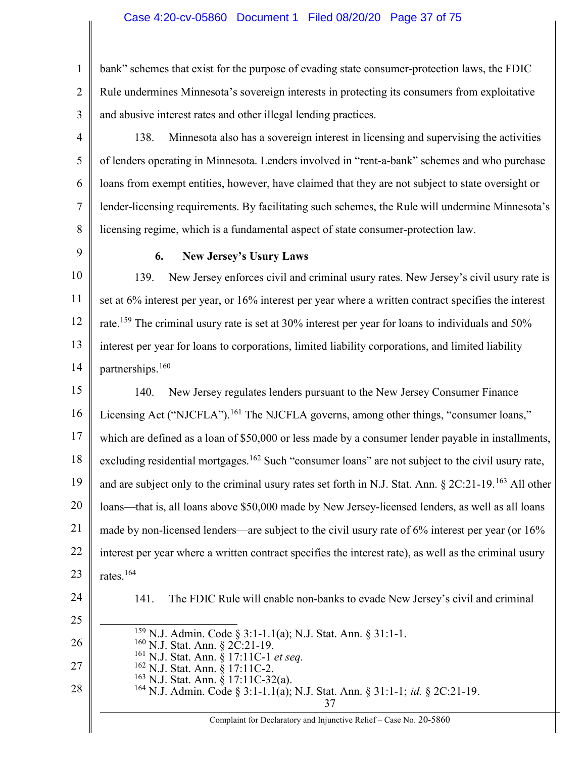bank" schemes that exist for the purpose of evading state consumer-protection laws, the FDIC Rule undermines Minnesota's sovereign interests in protecting its consumers from exploitative and abusive interest rates and other illegal lending practices.

138. Minnesota also has a sovereign interest in licensing and supervising the activities of lenders operating in Minnesota. Lenders involved in "rent-a-bank" schemes and who purchase loans from exempt entities, however, have claimed that they are not subject to state oversight or lender-licensing requirements. By facilitating such schemes, the Rule will undermine Minnesota's licensing regime, which is a fundamental aspect of state consumer-protection law.

### 6. New Jersey's Usury Laws

139. New Jersey enforces civil and criminal usury rates. New Jersey's civil usury rate is set at 6% interest per year, or 16% interest per year where a written contract specifies the interest rate.[159] The criminal usury rate is set at 30% interest per year for loans to individuals and 50% interest per year for loans to corporations, limited liability corporations, and limited liability partnerships.[160]

140. New Jersey regulates lenders pursuant to the New Jersey Consumer Finance Licensing Act ("NJCFLA").[161] The NJCFLA governs, among other things, "consumer loans," which are defined as a loan of $50,000 or less made by a consumer lender payable in installments, excluding residential mortgages.[162] Such "consumer loans" are not subject to the civil usury rate, and are subject only to the criminal usury rates set forth in N.J. Stat. Ann. § 2C:21-19.[163] All other loans—that is, all loans above $50,000 made by New Jersey-licensed lenders, as well as all loans made by non-licensed lenders—are subject to the civil usury rate of 6% interest per year (or 16% interest per year where a written contract specifies the interest rate), as well as the criminal usury rates.[164]

141. The FDIC Rule will enable non-banks to evade New Jersey's civil and criminal

---

[159] N.J. Admin. Code § 3:1-1.1(a); N.J. Stat. Ann. § 31:1-1.
[160] N.J. Stat. Ann. § 2C:21-19.
[161] N.J. Stat. Ann. § 17:11C-1 *et seq.*
[162] N.J. Stat. Ann. § 17:11C-2.
[163] N.J. Stat. Ann. § 17:11C-32(a).
[164] N.J. Admin. Code § 3:1-1.1(a); N.J. Stat. Ann. § 31:1-1; *id.* § 2C:21-19.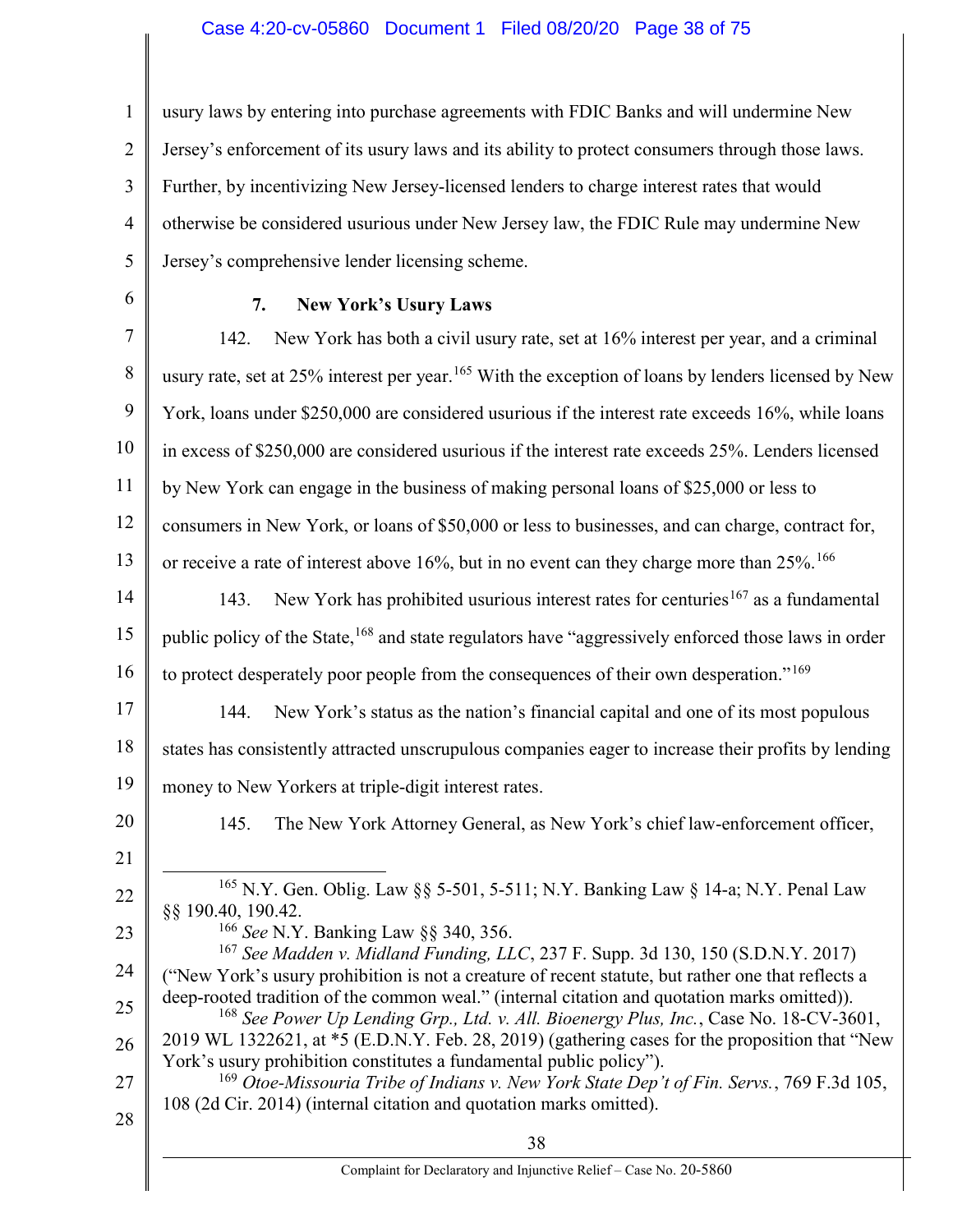usury laws by entering into purchase agreements with FDIC Banks and will undermine New Jersey's enforcement of its usury laws and its ability to protect consumers through those laws. Further, by incentivizing New Jersey-licensed lenders to charge interest rates that would otherwise be considered usurious under New Jersey law, the FDIC Rule may undermine New Jersey's comprehensive lender licensing scheme.

#### 7. New York's Usury Laws

142. New York has both a civil usury rate, set at 16% interest per year, and a criminal usury rate, set at 25% interest per year.[165] With the exception of loans by lenders licensed by New York, loans under $250,000 are considered usurious if the interest rate exceeds 16%, while loans in excess of $250,000 are considered usurious if the interest rate exceeds 25%. Lenders licensed by New York can engage in the business of making personal loans of $25,000 or less to consumers in New York, or loans of $50,000 or less to businesses, and can charge, contract for, or receive a rate of interest above 16%, but in no event can they charge more than 25%.[166]

143. New York has prohibited usurious interest rates for centuries[167] as a fundamental public policy of the State,[168] and state regulators have "aggressively enforced those laws in order to protect desperately poor people from the consequences of their own desperation."[169]

144. New York's status as the nation's financial capital and one of its most populous states has consistently attracted unscrupulous companies eager to increase their profits by lending money to New Yorkers at triple-digit interest rates.

145. The New York Attorney General, as New York's chief law-enforcement officer,

---

[165] N.Y. Gen. Oblig. Law §§ 5-501, 5-511; N.Y. Banking Law § 14-a; N.Y. Penal Law §§ 190.40, 190.42.

[166] *See* N.Y. Banking Law §§ 340, 356.

[167] *See Madden v. Midland Funding, LLC*, 237 F. Supp. 3d 130, 150 (S.D.N.Y. 2017) ("New York's usury prohibition is not a creature of recent statute, but rather one that reflects a deep-rooted tradition of the common weal." (internal citation and quotation marks omitted)).

[168] *See Power Up Lending Grp., Ltd. v. All. Bioenergy Plus, Inc.*, Case No. 18-CV-3601, 2019 WL 1322621, at *5 (E.D.N.Y. Feb. 28, 2019) (gathering cases for the proposition that "New York's usury prohibition constitutes a fundamental public policy").

[169] *Otoe-Missouria Tribe of Indians v. New York State Dep't of Fin. Servs.*, 769 F.3d 105, 108 (2d Cir. 2014) (internal citation and quotation marks omitted).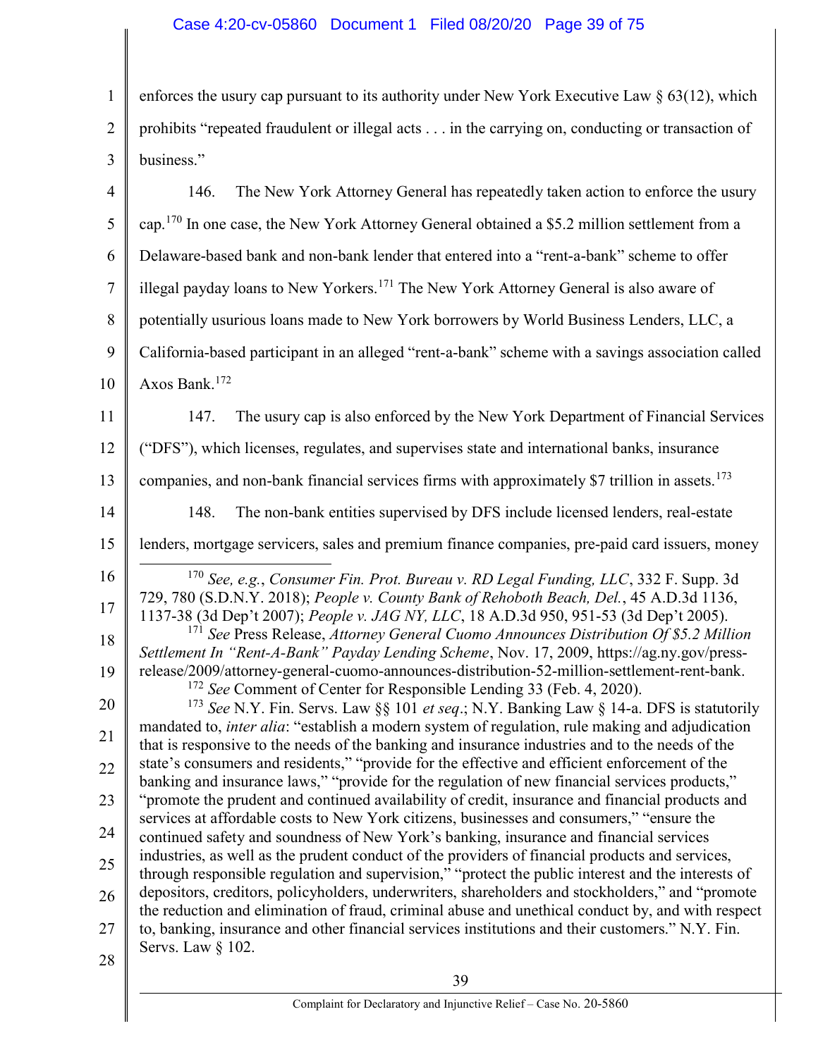enforces the usury cap pursuant to its authority under New York Executive Law § 63(12), which prohibits "repeated fraudulent or illegal acts . . . in the carrying on, conducting or transaction of business."

146. The New York Attorney General has repeatedly taken action to enforce the usury cap.[170] In one case, the New York Attorney General obtained a $5.2 million settlement from a Delaware-based bank and non-bank lender that entered into a "rent-a-bank" scheme to offer illegal payday loans to New Yorkers.[171] The New York Attorney General is also aware of potentially usurious loans made to New York borrowers by World Business Lenders, LLC, a California-based participant in an alleged "rent-a-bank" scheme with a savings association called Axos Bank.[172]

147. The usury cap is also enforced by the New York Department of Financial Services ("DFS"), which licenses, regulates, and supervises state and international banks, insurance companies, and non-bank financial services firms with approximately $7 trillion in assets.[173]

148. The non-bank entities supervised by DFS include licensed lenders, real-estate lenders, mortgage servicers, sales and premium finance companies, pre-paid card issuers, money

---

[170] *See, e.g.*, *Consumer Fin. Prot. Bureau v. RD Legal Funding, LLC*, 332 F. Supp. 3d 729, 780 (S.D.N.Y. 2018); *People v. County Bank of Rehoboth Beach, Del.*, 45 A.D.3d 1136, 1137-38 (3d Dep't 2007); *People v. JAG NY, LLC*, 18 A.D.3d 950, 951-53 (3d Dep't 2005).

[171] *See* Press Release, *Attorney General Cuomo Announces Distribution Of $5.2 Million Settlement In "Rent-A-Bank" Payday Lending Scheme*, Nov. 17, 2009, https://ag.ny.gov/press-release/2009/attorney-general-cuomo-announces-distribution-52-million-settlement-rent-bank.

[172] *See* Comment of Center for Responsible Lending 33 (Feb. 4, 2020).

[173] *See* N.Y. Fin. Servs. Law §§ 101 *et seq*.; N.Y. Banking Law § 14-a. DFS is statutorily mandated to, *inter alia*: "establish a modern system of regulation, rule making and adjudication that is responsive to the needs of the banking and insurance industries and to the needs of the state's consumers and residents," "provide for the effective and efficient enforcement of the banking and insurance laws," "provide for the regulation of new financial services products," "promote the prudent and continued availability of credit, insurance and financial products and services at affordable costs to New York citizens, businesses and consumers," "ensure the continued safety and soundness of New York's banking, insurance and financial services industries, as well as the prudent conduct of the providers of financial products and services, through responsible regulation and supervision," "protect the public interest and the interests of depositors, creditors, policyholders, underwriters, shareholders and stockholders," and "promote the reduction and elimination of fraud, criminal abuse and unethical conduct by, and with respect to, banking, insurance and other financial services institutions and their customers." N.Y. Fin. Servs. Law § 102.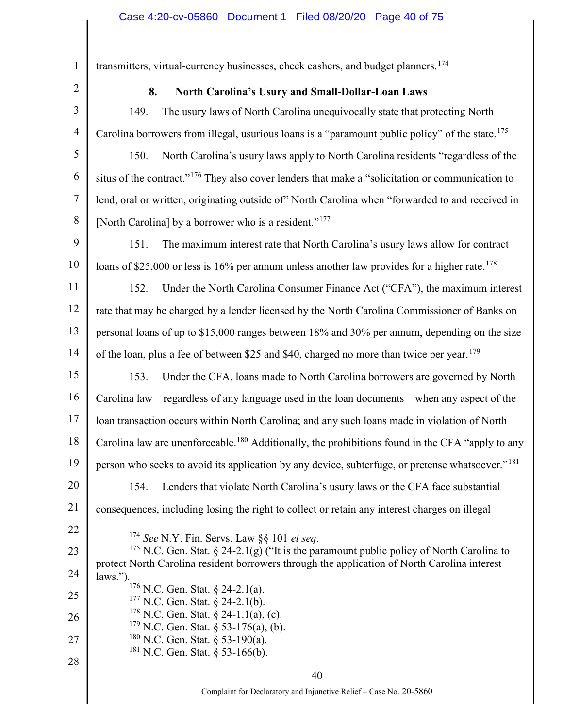transmitters, virtual-currency businesses, check cashers, and budget planners.[174]

### 8. North Carolina's Usury and Small-Dollar-Loan Laws

149. The usury laws of North Carolina unequivocally state that protecting North Carolina borrowers from illegal, usurious loans is a "paramount public policy" of the state.[175]

150. North Carolina's usury laws apply to North Carolina residents "regardless of the situs of the contract."[176] They also cover lenders that make a "solicitation or communication to lend, oral or written, originating outside of" North Carolina when "forwarded to and received in [North Carolina] by a borrower who is a resident."[177]

151. The maximum interest rate that North Carolina's usury laws allow for contract loans of $25,000 or less is 16% per annum unless another law provides for a higher rate.[178]

152. Under the North Carolina Consumer Finance Act ("CFA"), the maximum interest rate that may be charged by a lender licensed by the North Carolina Commissioner of Banks on personal loans of up to $15,000 ranges between 18% and 30% per annum, depending on the size of the loan, plus a fee of between $25 and $40, charged no more than twice per year.[179]

153. Under the CFA, loans made to North Carolina borrowers are governed by North Carolina law—regardless of any language used in the loan documents—when any aspect of the loan transaction occurs within North Carolina; and any such loans made in violation of North Carolina law are unenforceable.[180] Additionally, the prohibitions found in the CFA "apply to any person who seeks to avoid its application by any device, subterfuge, or pretense whatsoever."[181]

154. Lenders that violate North Carolina's usury laws or the CFA face substantial consequences, including losing the right to collect or retain any interest charges on illegal

---

[174] *See* N.Y. Fin. Servs. Law §§ 101 *et seq*.

[175] N.C. Gen. Stat. § 24-2.1(g) ("It is the paramount public policy of North Carolina to protect North Carolina resident borrowers through the application of North Carolina interest laws.").

[176] N.C. Gen. Stat. § 24-2.1(a).

[177] N.C. Gen. Stat. § 24-2.1(b).

[178] N.C. Gen. Stat. § 24-1.1(a), (c).

[179] N.C. Gen. Stat. § 53-176(a), (b).

[180] N.C. Gen. Stat. § 53-190(a).

[181] N.C. Gen. Stat. § 53-166(b).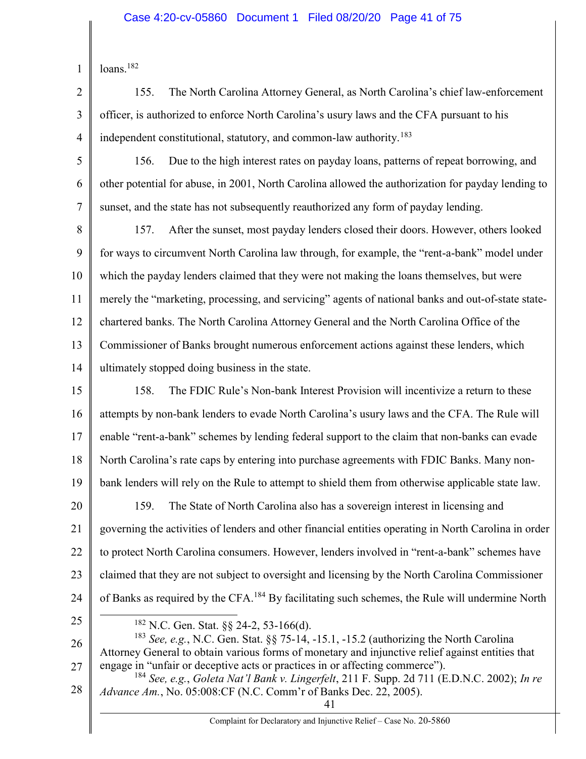loans.[182]

155. The North Carolina Attorney General, as North Carolina's chief law-enforcement officer, is authorized to enforce North Carolina's usury laws and the CFA pursuant to his independent constitutional, statutory, and common-law authority.[183]

156. Due to the high interest rates on payday loans, patterns of repeat borrowing, and other potential for abuse, in 2001, North Carolina allowed the authorization for payday lending to sunset, and the state has not subsequently reauthorized any form of payday lending.

157. After the sunset, most payday lenders closed their doors. However, others looked for ways to circumvent North Carolina law through, for example, the "rent-a-bank" model under which the payday lenders claimed that they were not making the loans themselves, but were merely the "marketing, processing, and servicing" agents of national banks and out-of-state state-chartered banks. The North Carolina Attorney General and the North Carolina Office of the Commissioner of Banks brought numerous enforcement actions against these lenders, which ultimately stopped doing business in the state.

158. The FDIC Rule's Non-bank Interest Provision will incentivize a return to these attempts by non-bank lenders to evade North Carolina's usury laws and the CFA. The Rule will enable "rent-a-bank" schemes by lending federal support to the claim that non-banks can evade North Carolina's rate caps by entering into purchase agreements with FDIC Banks. Many non-bank lenders will rely on the Rule to attempt to shield them from otherwise applicable state law.

159. The State of North Carolina also has a sovereign interest in licensing and governing the activities of lenders and other financial entities operating in North Carolina in order to protect North Carolina consumers. However, lenders involved in "rent-a-bank" schemes have claimed that they are not subject to oversight and licensing by the North Carolina Commissioner of Banks as required by the CFA.[184] By facilitating such schemes, the Rule will undermine North

---

[182] N.C. Gen. Stat. §§ 24-2, 53-166(d).

[183] *See, e.g.*, N.C. Gen. Stat. §§ 75-14, -15.1, -15.2 (authorizing the North Carolina Attorney General to obtain various forms of monetary and injunctive relief against entities that engage in "unfair or deceptive acts or practices in or affecting commerce").

[184] *See, e.g.*, *Goleta Nat'l Bank v. Lingerfelt*, 211 F. Supp. 2d 711 (E.D.N.C. 2002); *In re Advance Am.*, No. 05:008:CF (N.C. Comm'r of Banks Dec. 22, 2005).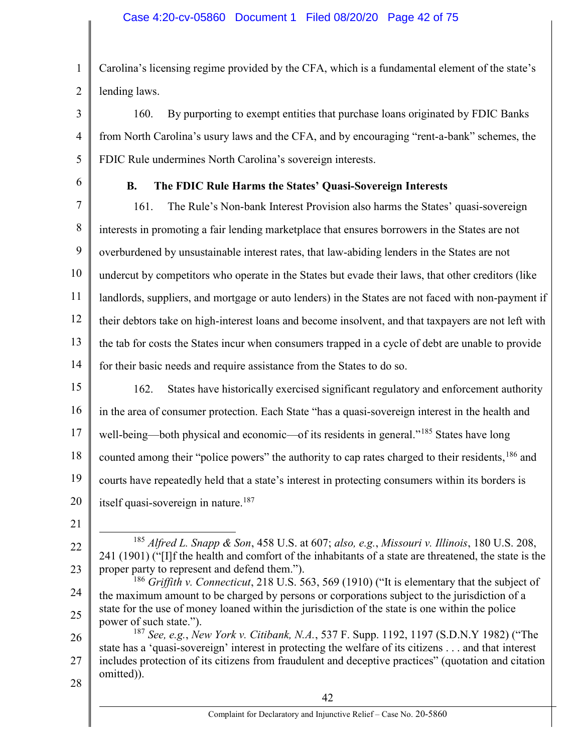Carolina's licensing regime provided by the CFA, which is a fundamental element of the state's lending laws.

160. By purporting to exempt entities that purchase loans originated by FDIC Banks from North Carolina's usury laws and the CFA, and by encouraging "rent-a-bank" schemes, the FDIC Rule undermines North Carolina's sovereign interests.

### B. The FDIC Rule Harms the States' Quasi-Sovereign Interests

161. The Rule's Non-bank Interest Provision also harms the States' quasi-sovereign interests in promoting a fair lending marketplace that ensures borrowers in the States are not overburdened by unsustainable interest rates, that law-abiding lenders in the States are not undercut by competitors who operate in the States but evade their laws, that other creditors (like landlords, suppliers, and mortgage or auto lenders) in the States are not faced with non-payment if their debtors take on high-interest loans and become insolvent, and that taxpayers are not left with the tab for costs the States incur when consumers trapped in a cycle of debt are unable to provide for their basic needs and require assistance from the States to do so.

162. States have historically exercised significant regulatory and enforcement authority in the area of consumer protection. Each State "has a quasi-sovereign interest in the health and well-being—both physical and economic—of its residents in general."[185] States have long counted among their "police powers" the authority to cap rates charged to their residents,[186] and courts have repeatedly held that a state's interest in protecting consumers within its borders is itself quasi-sovereign in nature.[187]

---

[185] *Alfred L. Snapp & Son*, 458 U.S. at 607; *also, e.g.*, *Missouri v. Illinois*, 180 U.S. 208, 241 (1901) ("[I]f the health and comfort of the inhabitants of a state are threatened, the state is the proper party to represent and defend them.").

[186] *Griffith v. Connecticut*, 218 U.S. 563, 569 (1910) ("It is elementary that the subject of the maximum amount to be charged by persons or corporations subject to the jurisdiction of a state for the use of money loaned within the jurisdiction of the state is one within the police power of such state.").

[187] *See, e.g.*, *New York v. Citibank, N.A.*, 537 F. Supp. 1192, 1197 (S.D.N.Y 1982) ("The state has a 'quasi-sovereign' interest in protecting the welfare of its citizens . . . and that interest includes protection of its citizens from fraudulent and deceptive practices" (quotation and citation omitted)).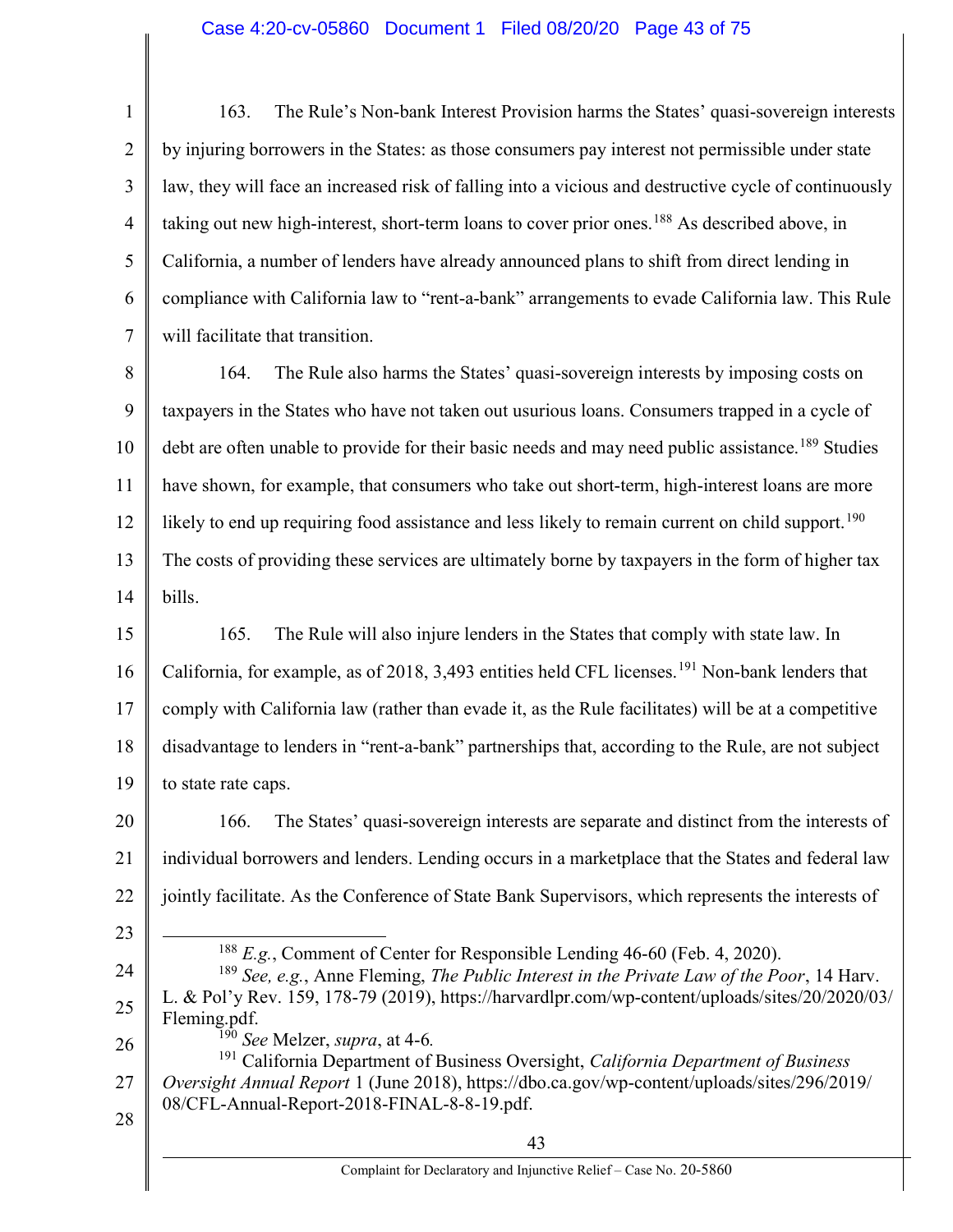163. The Rule's Non-bank Interest Provision harms the States' quasi-sovereign interests by injuring borrowers in the States: as those consumers pay interest not permissible under state law, they will face an increased risk of falling into a vicious and destructive cycle of continuously taking out new high-interest, short-term loans to cover prior ones.[188] As described above, in California, a number of lenders have already announced plans to shift from direct lending in compliance with California law to "rent-a-bank" arrangements to evade California law. This Rule will facilitate that transition.

164. The Rule also harms the States' quasi-sovereign interests by imposing costs on taxpayers in the States who have not taken out usurious loans. Consumers trapped in a cycle of debt are often unable to provide for their basic needs and may need public assistance.[189] Studies have shown, for example, that consumers who take out short-term, high-interest loans are more likely to end up requiring food assistance and less likely to remain current on child support.[190] The costs of providing these services are ultimately borne by taxpayers in the form of higher tax bills.

165. The Rule will also injure lenders in the States that comply with state law. In California, for example, as of 2018, 3,493 entities held CFL licenses.[191] Non-bank lenders that comply with California law (rather than evade it, as the Rule facilitates) will be at a competitive disadvantage to lenders in "rent-a-bank" partnerships that, according to the Rule, are not subject to state rate caps.

166. The States' quasi-sovereign interests are separate and distinct from the interests of individual borrowers and lenders. Lending occurs in a marketplace that the States and federal law jointly facilitate. As the Conference of State Bank Supervisors, which represents the interests of

---

[188] *E.g.*, Comment of Center for Responsible Lending 46-60 (Feb. 4, 2020).

[189] *See, e.g.*, Anne Fleming, *The Public Interest in the Private Law of the Poor*, 14 Harv. L. & Pol'y Rev. 159, 178-79 (2019), https://harvardlpr.com/wp-content/uploads/sites/20/2020/03/Fleming.pdf.

[190] *See* Melzer, *supra*, at 4-6.

[191] California Department of Business Oversight, *California Department of Business Oversight Annual Report* 1 (June 2018), https://dbo.ca.gov/wp-content/uploads/sites/296/2019/08/CFL-Annual-Report-2018-FINAL-8-8-19.pdf.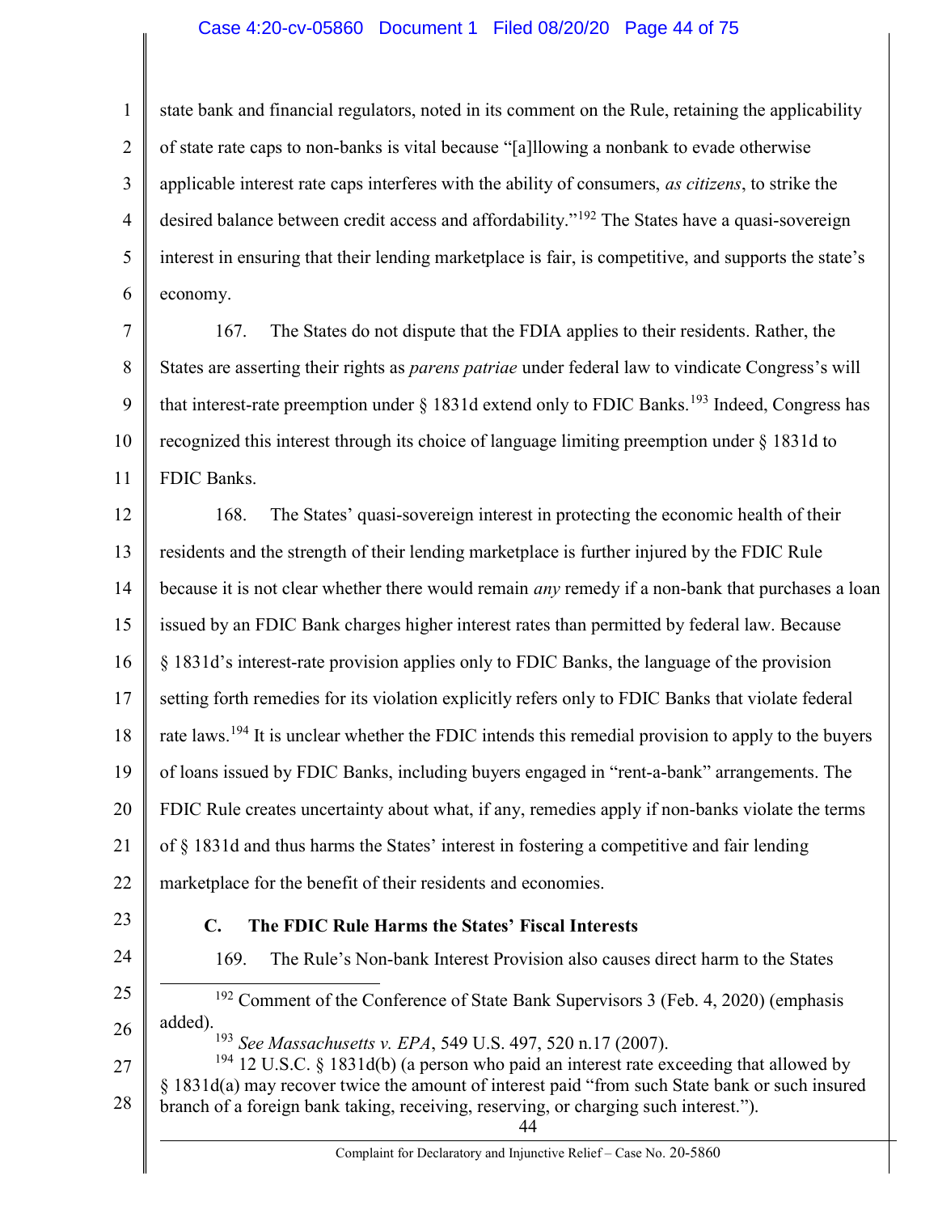state bank and financial regulators, noted in its comment on the Rule, retaining the applicability of state rate caps to non-banks is vital because "[a]llowing a nonbank to evade otherwise applicable interest rate caps interferes with the ability of consumers, *as citizens*, to strike the desired balance between credit access and affordability."[192] The States have a quasi-sovereign interest in ensuring that their lending marketplace is fair, is competitive, and supports the state's economy.

167. The States do not dispute that the FDIA applies to their residents. Rather, the States are asserting their rights as *parens patriae* under federal law to vindicate Congress's will that interest-rate preemption under § 1831d extend only to FDIC Banks.[193] Indeed, Congress has recognized this interest through its choice of language limiting preemption under § 1831d to FDIC Banks.

168. The States' quasi-sovereign interest in protecting the economic health of their residents and the strength of their lending marketplace is further injured by the FDIC Rule because it is not clear whether there would remain *any* remedy if a non-bank that purchases a loan issued by an FDIC Bank charges higher interest rates than permitted by federal law. Because § 1831d's interest-rate provision applies only to FDIC Banks, the language of the provision setting forth remedies for its violation explicitly refers only to FDIC Banks that violate federal rate laws.[194] It is unclear whether the FDIC intends this remedial provision to apply to the buyers of loans issued by FDIC Banks, including buyers engaged in "rent-a-bank" arrangements. The FDIC Rule creates uncertainty about what, if any, remedies apply if non-banks violate the terms of § 1831d and thus harms the States' interest in fostering a competitive and fair lending marketplace for the benefit of their residents and economies.

### C. The FDIC Rule Harms the States' Fiscal Interests

169. The Rule's Non-bank Interest Provision also causes direct harm to the States

---

[192] Comment of the Conference of State Bank Supervisors 3 (Feb. 4, 2020) (emphasis added).

[193] *See Massachusetts v. EPA*, 549 U.S. 497, 520 n.17 (2007).

[194] 12 U.S.C. § 1831d(b) (a person who paid an interest rate exceeding that allowed by § 1831d(a) may recover twice the amount of interest paid "from such State bank or such insured branch of a foreign bank taking, receiving, reserving, or charging such interest.").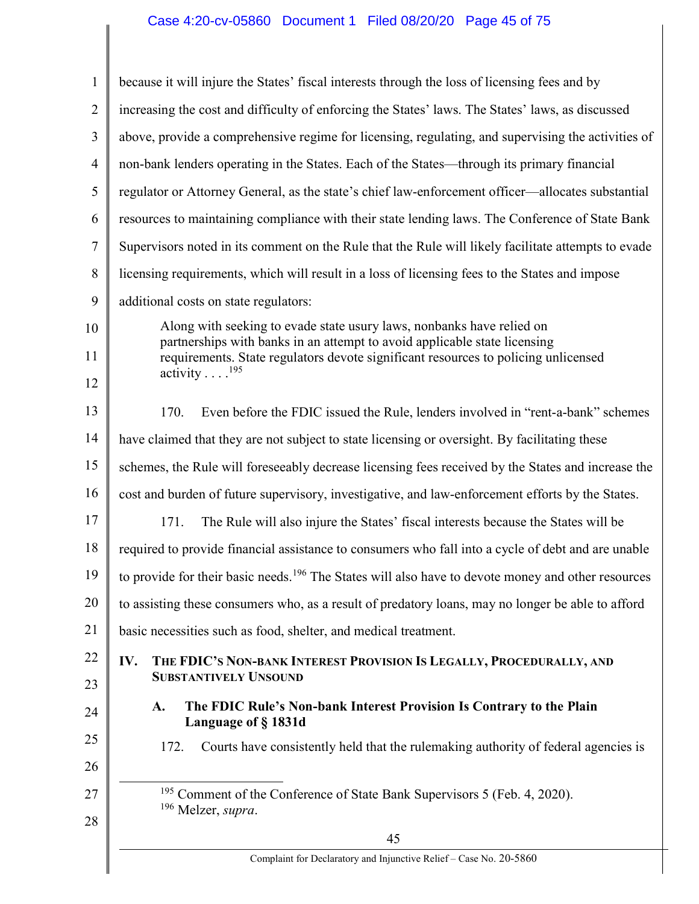because it will injure the States' fiscal interests through the loss of licensing fees and by increasing the cost and difficulty of enforcing the States' laws. The States' laws, as discussed above, provide a comprehensive regime for licensing, regulating, and supervising the activities of non-bank lenders operating in the States. Each of the States—through its primary financial regulator or Attorney General, as the state's chief law-enforcement officer—allocates substantial resources to maintaining compliance with their state lending laws. The Conference of State Bank Supervisors noted in its comment on the Rule that the Rule will likely facilitate attempts to evade licensing requirements, which will result in a loss of licensing fees to the States and impose additional costs on state regulators:

> Along with seeking to evade state usury laws, nonbanks have relied on partnerships with banks in an attempt to avoid applicable state licensing requirements. State regulators devote significant resources to policing unlicensed activity . . . .[195]

170. Even before the FDIC issued the Rule, lenders involved in "rent-a-bank" schemes have claimed that they are not subject to state licensing or oversight. By facilitating these schemes, the Rule will foreseeably decrease licensing fees received by the States and increase the cost and burden of future supervisory, investigative, and law-enforcement efforts by the States.

171. The Rule will also injure the States' fiscal interests because the States will be required to provide financial assistance to consumers who fall into a cycle of debt and are unable to provide for their basic needs.[196] The States will also have to devote money and other resources to assisting these consumers who, as a result of predatory loans, may no longer be able to afford basic necessities such as food, shelter, and medical treatment.

## IV. The FDIC's Non-bank Interest Provision Is Legally, Procedurally, and Substantively Unsound

### A. The FDIC Rule's Non-bank Interest Provision Is Contrary to the Plain Language of § 1831d

172. Courts have consistently held that the rulemaking authority of federal agencies is

---

[195] Comment of the Conference of State Bank Supervisors 5 (Feb. 4, 2020).

[196] Melzer, *supra*.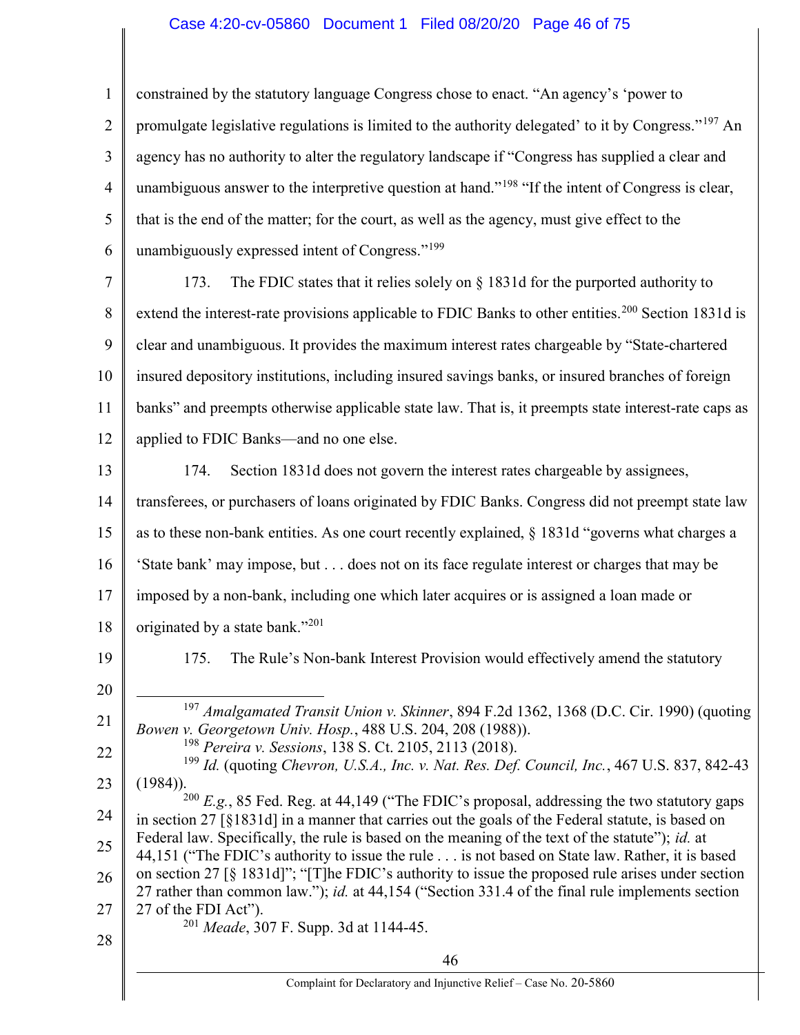constrained by the statutory language Congress chose to enact. "An agency's 'power to promulgate legislative regulations is limited to the authority delegated' to it by Congress."[197] An agency has no authority to alter the regulatory landscape if "Congress has supplied a clear and unambiguous answer to the interpretive question at hand."[198] "If the intent of Congress is clear, that is the end of the matter; for the court, as well as the agency, must give effect to the unambiguously expressed intent of Congress."[199]

173. The FDIC states that it relies solely on § 1831d for the purported authority to extend the interest-rate provisions applicable to FDIC Banks to other entities.[200] Section 1831d is clear and unambiguous. It provides the maximum interest rates chargeable by "State-chartered insured depository institutions, including insured savings banks, or insured branches of foreign banks" and preempts otherwise applicable state law. That is, it preempts state interest-rate caps as applied to FDIC Banks—and no one else.

174. Section 1831d does not govern the interest rates chargeable by assignees, transferees, or purchasers of loans originated by FDIC Banks. Congress did not preempt state law as to these non-bank entities. As one court recently explained, § 1831d "governs what charges a 'State bank' may impose, but . . . does not on its face regulate interest or charges that may be imposed by a non-bank, including one which later acquires or is assigned a loan made or originated by a state bank."[201]

175. The Rule's Non-bank Interest Provision would effectively amend the statutory

---

[197] *Amalgamated Transit Union v. Skinner*, 894 F.2d 1362, 1368 (D.C. Cir. 1990) (quoting *Bowen v. Georgetown Univ. Hosp.*, 488 U.S. 204, 208 (1988)).

[198] *Pereira v. Sessions*, 138 S. Ct. 2105, 2113 (2018).

[199] *Id.* (quoting *Chevron, U.S.A., Inc. v. Nat. Res. Def. Council, Inc.*, 467 U.S. 837, 842-43 (1984)).

[200] *E.g.*, 85 Fed. Reg. at 44,149 ("The FDIC's proposal, addressing the two statutory gaps in section 27 [§1831d] in a manner that carries out the goals of the Federal statute, is based on Federal law. Specifically, the rule is based on the meaning of the text of the statute"); *id.* at 44,151 ("The FDIC's authority to issue the rule . . . is not based on State law. Rather, it is based on section 27 [§ 1831d]"; "[T]he FDIC's authority to issue the proposed rule arises under section 27 rather than common law."); *id.* at 44,154 ("Section 331.4 of the final rule implements section 27 of the FDI Act").

[201] *Meade*, 307 F. Supp. 3d at 1144-45.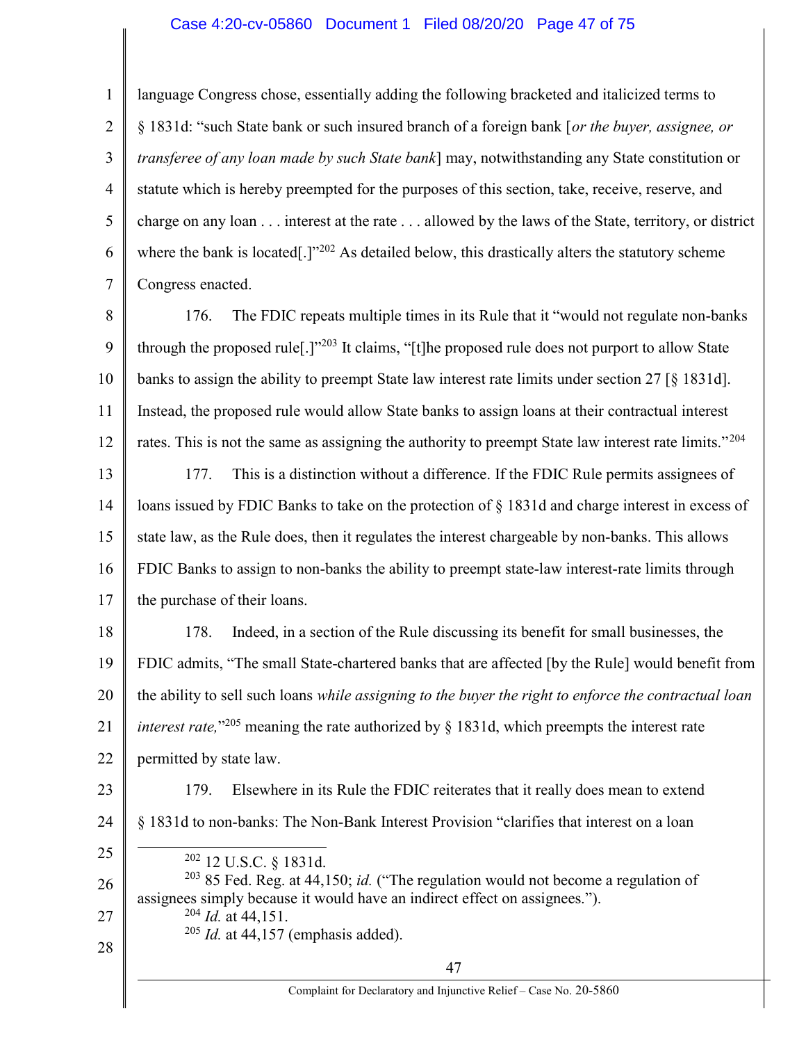language Congress chose, essentially adding the following bracketed and italicized terms to § 1831d: "such State bank or such insured branch of a foreign bank [*or the buyer, assignee, or transferee of any loan made by such State bank*] may, notwithstanding any State constitution or statute which is hereby preempted for the purposes of this section, take, receive, reserve, and charge on any loan . . . interest at the rate . . . allowed by the laws of the State, territory, or district where the bank is located[.]"[202] As detailed below, this drastically alters the statutory scheme Congress enacted.

176. The FDIC repeats multiple times in its Rule that it "would not regulate non-banks through the proposed rule[.]"[203] It claims, "[t]he proposed rule does not purport to allow State banks to assign the ability to preempt State law interest rate limits under section 27 [§ 1831d]. Instead, the proposed rule would allow State banks to assign loans at their contractual interest rates. This is not the same as assigning the authority to preempt State law interest rate limits."[204]

177. This is a distinction without a difference. If the FDIC Rule permits assignees of loans issued by FDIC Banks to take on the protection of § 1831d and charge interest in excess of state law, as the Rule does, then it regulates the interest chargeable by non-banks. This allows FDIC Banks to assign to non-banks the ability to preempt state-law interest-rate limits through the purchase of their loans.

178. Indeed, in a section of the Rule discussing its benefit for small businesses, the FDIC admits, "The small State-chartered banks that are affected [by the Rule] would benefit from the ability to sell such loans *while assigning to the buyer the right to enforce the contractual loan interest rate,*"[205] meaning the rate authorized by § 1831d, which preempts the interest rate permitted by state law.

179. Elsewhere in its Rule the FDIC reiterates that it really does mean to extend § 1831d to non-banks: The Non-Bank Interest Provision "clarifies that interest on a loan

---

[202] 12 U.S.C. § 1831d.

[203] 85 Fed. Reg. at 44,150; *id.* ("The regulation would not become a regulation of assignees simply because it would have an indirect effect on assignees.").

[204] *Id.* at 44,151.

[205] *Id.* at 44,157 (emphasis added).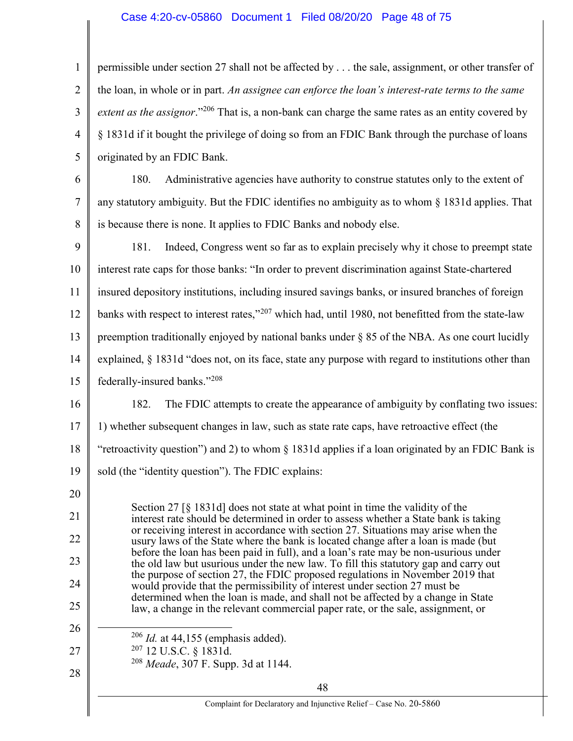permissible under section 27 shall not be affected by . . . the sale, assignment, or other transfer of the loan, in whole or in part. *An assignee can enforce the loan's interest-rate terms to the same extent as the assignor*."[206] That is, a non-bank can charge the same rates as an entity covered by § 1831d if it bought the privilege of doing so from an FDIC Bank through the purchase of loans originated by an FDIC Bank.

180. Administrative agencies have authority to construe statutes only to the extent of any statutory ambiguity. But the FDIC identifies no ambiguity as to whom § 1831d applies. That is because there is none. It applies to FDIC Banks and nobody else.

181. Indeed, Congress went so far as to explain precisely why it chose to preempt state interest rate caps for those banks: "In order to prevent discrimination against State-chartered insured depository institutions, including insured savings banks, or insured branches of foreign banks with respect to interest rates,"[207] which had, until 1980, not benefitted from the state-law preemption traditionally enjoyed by national banks under § 85 of the NBA. As one court lucidly explained, § 1831d "does not, on its face, state any purpose with regard to institutions other than federally-insured banks."[208]

182. The FDIC attempts to create the appearance of ambiguity by conflating two issues: 1) whether subsequent changes in law, such as state rate caps, have retroactive effect (the "retroactivity question") and 2) to whom § 1831d applies if a loan originated by an FDIC Bank is sold (the "identity question"). The FDIC explains:

> Section 27 [§ 1831d] does not state at what point in time the validity of the interest rate should be determined in order to assess whether a State bank is taking or receiving interest in accordance with section 27. Situations may arise when the usury laws of the State where the bank is located change after a loan is made (but before the loan has been paid in full), and a loan's rate may be non-usurious under the old law but usurious under the new law. To fill this statutory gap and carry out the purpose of section 27, the FDIC proposed regulations in November 2019 that would provide that the permissibility of interest under section 27 must be determined when the loan is made, and shall not be affected by a change in State law, a change in the relevant commercial paper rate, or the sale, assignment, or

---

[206] *Id.* at 44,155 (emphasis added).
[207] 12 U.S.C. § 1831d.
[208] *Meade*, 307 F. Supp. 3d at 1144.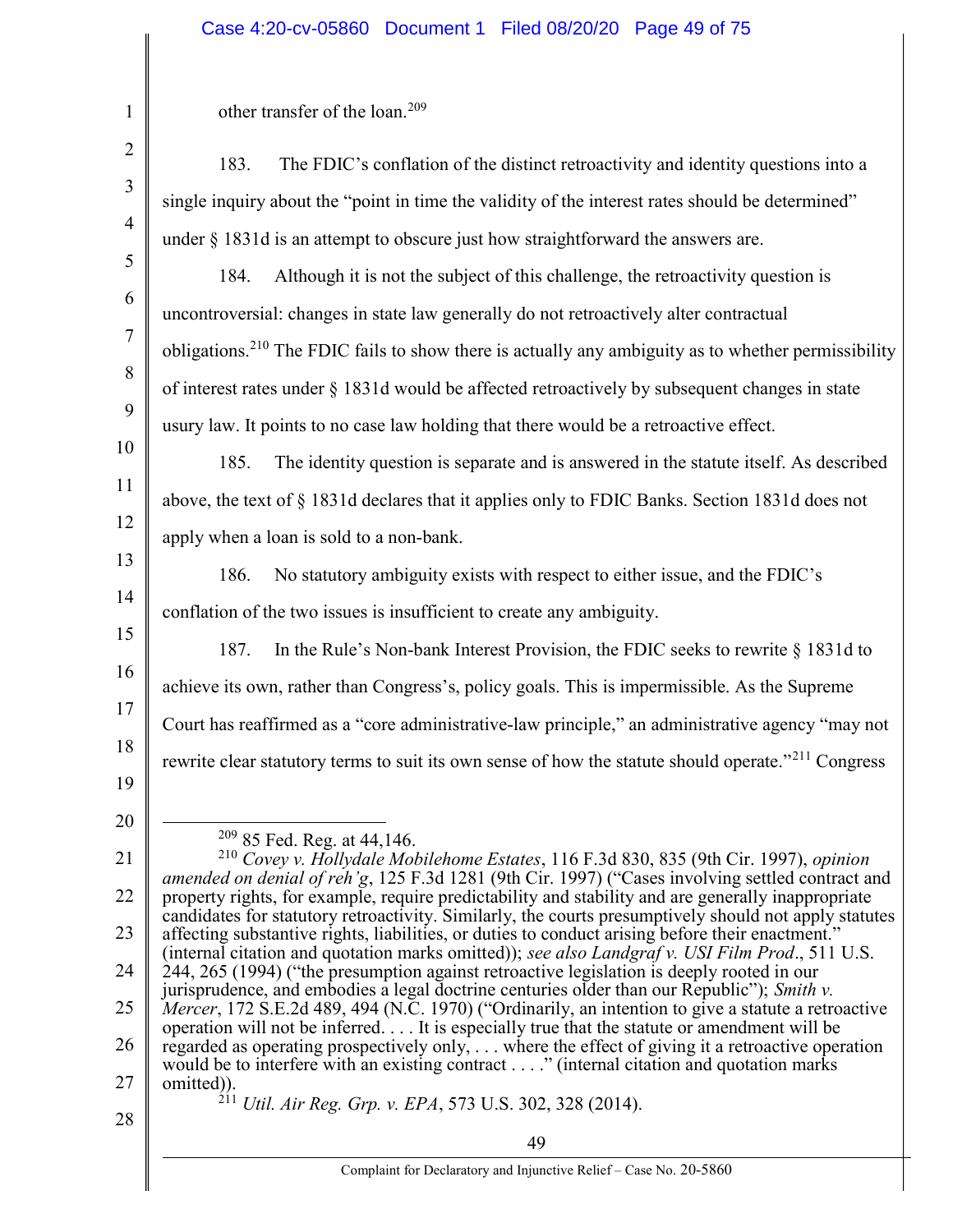other transfer of the loan.[209]

183. The FDIC's conflation of the distinct retroactivity and identity questions into a single inquiry about the "point in time the validity of the interest rates should be determined" under § 1831d is an attempt to obscure just how straightforward the answers are.

184. Although it is not the subject of this challenge, the retroactivity question is uncontroversial: changes in state law generally do not retroactively alter contractual obligations.[210] The FDIC fails to show there is actually any ambiguity as to whether permissibility of interest rates under § 1831d would be affected retroactively by subsequent changes in state usury law. It points to no case law holding that there would be a retroactive effect.

185. The identity question is separate and is answered in the statute itself. As described above, the text of § 1831d declares that it applies only to FDIC Banks. Section 1831d does not apply when a loan is sold to a non-bank.

186. No statutory ambiguity exists with respect to either issue, and the FDIC's conflation of the two issues is insufficient to create any ambiguity.

187. In the Rule's Non-bank Interest Provision, the FDIC seeks to rewrite § 1831d to achieve its own, rather than Congress's, policy goals. This is impermissible. As the Supreme Court has reaffirmed as a "core administrative-law principle," an administrative agency "may not rewrite clear statutory terms to suit its own sense of how the statute should operate."[211] Congress

---

[209] 85 Fed. Reg. at 44,146.

[210] *Covey v. Hollydale Mobilehome Estates*, 116 F.3d 830, 835 (9th Cir. 1997), *opinion amended on denial of reh'g*, 125 F.3d 1281 (9th Cir. 1997) ("Cases involving settled contract and property rights, for example, require predictability and stability and are generally inappropriate candidates for statutory retroactivity. Similarly, the courts presumptively should not apply statutes affecting substantive rights, liabilities, or duties to conduct arising before their enactment." (internal citation and quotation marks omitted)); *see also Landgraf v. USI Film Prod*., 511 U.S. 244, 265 (1994) ("the presumption against retroactive legislation is deeply rooted in our jurisprudence, and embodies a legal doctrine centuries older than our Republic"); *Smith v. Mercer*, 172 S.E.2d 489, 494 (N.C. 1970) ("Ordinarily, an intention to give a statute a retroactive operation will not be inferred. . . . It is especially true that the statute or amendment will be regarded as operating prospectively only, . . . where the effect of giving it a retroactive operation would be to interfere with an existing contract . . . ." (internal citation and quotation marks omitted)).

[211] *Util. Air Reg. Grp. v. EPA*, 573 U.S. 302, 328 (2014).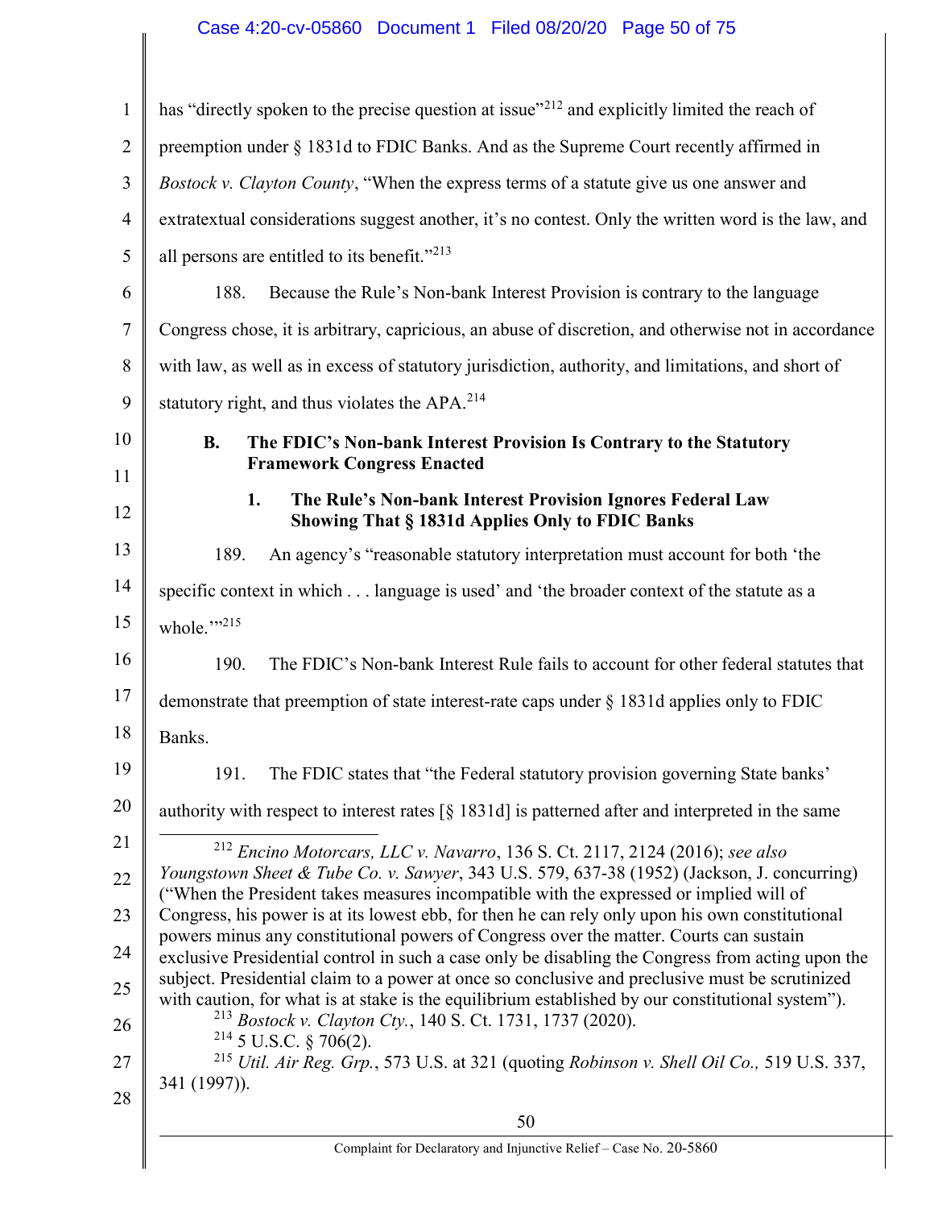has "directly spoken to the precise question at issue"[212] and explicitly limited the reach of preemption under § 1831d to FDIC Banks. And as the Supreme Court recently affirmed in *Bostock v. Clayton County*, "When the express terms of a statute give us one answer and extratextual considerations suggest another, it's no contest. Only the written word is the law, and all persons are entitled to its benefit."[213]

188. Because the Rule's Non-bank Interest Provision is contrary to the language Congress chose, it is arbitrary, capricious, an abuse of discretion, and otherwise not in accordance with law, as well as in excess of statutory jurisdiction, authority, and limitations, and short of statutory right, and thus violates the APA.[214]

### B. The FDIC's Non-bank Interest Provision Is Contrary to the Statutory Framework Congress Enacted

#### 1. The Rule's Non-bank Interest Provision Ignores Federal Law Showing That § 1831d Applies Only to FDIC Banks

189. An agency's "reasonable statutory interpretation must account for both 'the specific context in which . . . language is used' and 'the broader context of the statute as a whole.'"[215]

190. The FDIC's Non-bank Interest Rule fails to account for other federal statutes that demonstrate that preemption of state interest-rate caps under § 1831d applies only to FDIC Banks.

191. The FDIC states that "the Federal statutory provision governing State banks' authority with respect to interest rates [§ 1831d] is patterned after and interpreted in the same

---

[212] *Encino Motorcars, LLC v. Navarro*, 136 S. Ct. 2117, 2124 (2016); *see also Youngstown Sheet & Tube Co. v. Sawyer*, 343 U.S. 579, 637-38 (1952) (Jackson, J. concurring) ("When the President takes measures incompatible with the expressed or implied will of Congress, his power is at its lowest ebb, for then he can rely only upon his own constitutional powers minus any constitutional powers of Congress over the matter. Courts can sustain exclusive Presidential control in such a case only be disabling the Congress from acting upon the subject. Presidential claim to a power at once so conclusive and preclusive must be scrutinized with caution, for what is at stake is the equilibrium established by our constitutional system").

[213] *Bostock v. Clayton Cty.*, 140 S. Ct. 1731, 1737 (2020).

[214] 5 U.S.C. § 706(2).

[215] *Util. Air Reg. Grp.*, 573 U.S. at 321 (quoting *Robinson v. Shell Oil Co.,* 519 U.S. 337, 341 (1997)).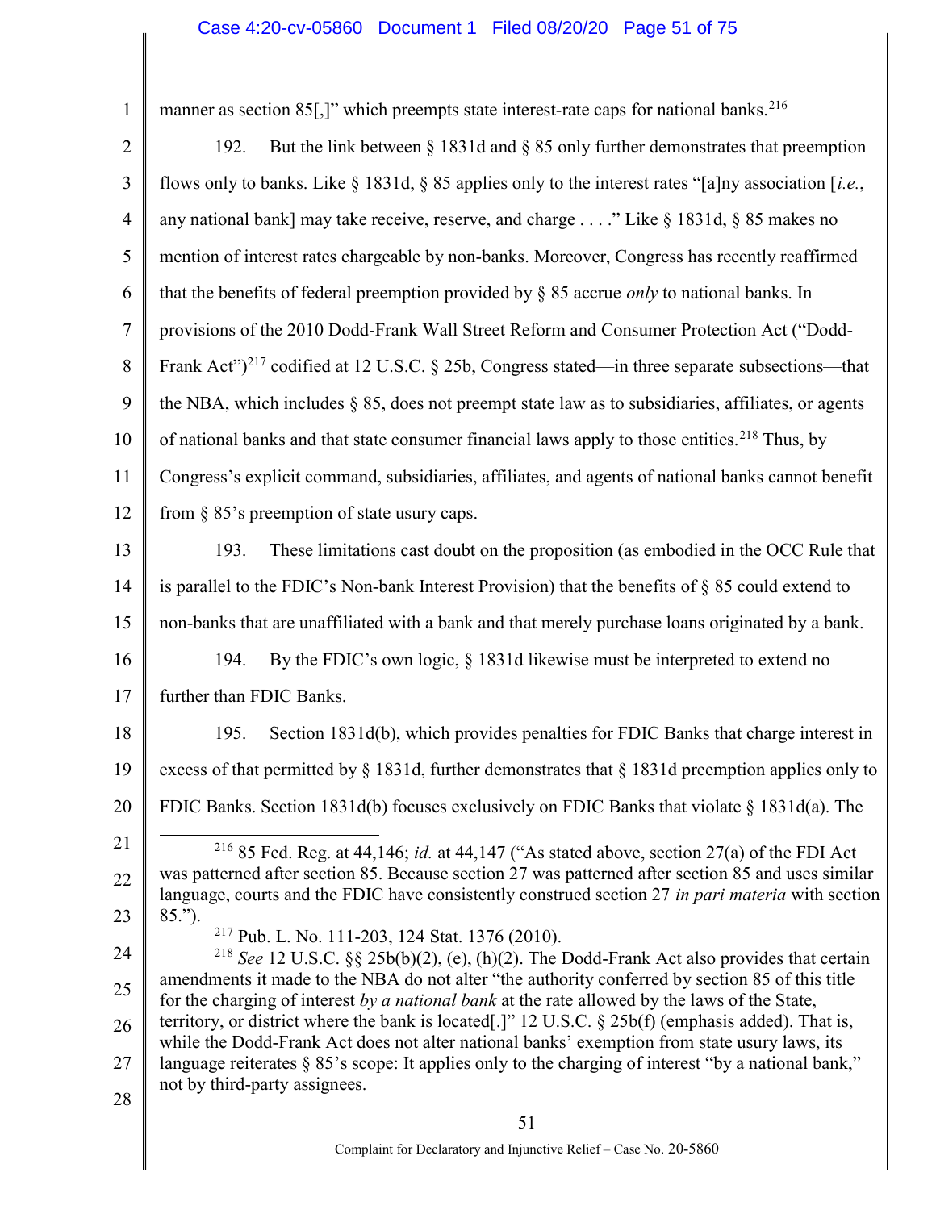manner as section 85[,]" which preempts state interest-rate caps for national banks.[216]

192. But the link between § 1831d and § 85 only further demonstrates that preemption flows only to banks. Like § 1831d, § 85 applies only to the interest rates "[a]ny association [*i.e.*, any national bank] may take receive, reserve, and charge . . . ." Like § 1831d, § 85 makes no mention of interest rates chargeable by non-banks. Moreover, Congress has recently reaffirmed that the benefits of federal preemption provided by § 85 accrue *only* to national banks. In provisions of the 2010 Dodd-Frank Wall Street Reform and Consumer Protection Act ("Dodd-Frank Act")[217] codified at 12 U.S.C. § 25b, Congress stated—in three separate subsections—that the NBA, which includes § 85, does not preempt state law as to subsidiaries, affiliates, or agents of national banks and that state consumer financial laws apply to those entities.[218] Thus, by Congress's explicit command, subsidiaries, affiliates, and agents of national banks cannot benefit from § 85's preemption of state usury caps.

193. These limitations cast doubt on the proposition (as embodied in the OCC Rule that is parallel to the FDIC's Non-bank Interest Provision) that the benefits of § 85 could extend to non-banks that are unaffiliated with a bank and that merely purchase loans originated by a bank.

194. By the FDIC's own logic, § 1831d likewise must be interpreted to extend no further than FDIC Banks.

195. Section 1831d(b), which provides penalties for FDIC Banks that charge interest in excess of that permitted by § 1831d, further demonstrates that § 1831d preemption applies only to FDIC Banks. Section 1831d(b) focuses exclusively on FDIC Banks that violate § 1831d(a). The

---

[216] 85 Fed. Reg. at 44,146; *id.* at 44,147 ("As stated above, section 27(a) of the FDI Act was patterned after section 85. Because section 27 was patterned after section 85 and uses similar language, courts and the FDIC have consistently construed section 27 *in pari materia* with section 85.").

[217] Pub. L. No. 111-203, 124 Stat. 1376 (2010).

[218] *See* 12 U.S.C. §§ 25b(b)(2), (e), (h)(2). The Dodd-Frank Act also provides that certain amendments it made to the NBA do not alter "the authority conferred by section 85 of this title for the charging of interest *by a national bank* at the rate allowed by the laws of the State, territory, or district where the bank is located[.]" 12 U.S.C. § 25b(f) (emphasis added). That is, while the Dodd-Frank Act does not alter national banks' exemption from state usury laws, its language reiterates § 85's scope: It applies only to the charging of interest "by a national bank," not by third-party assignees.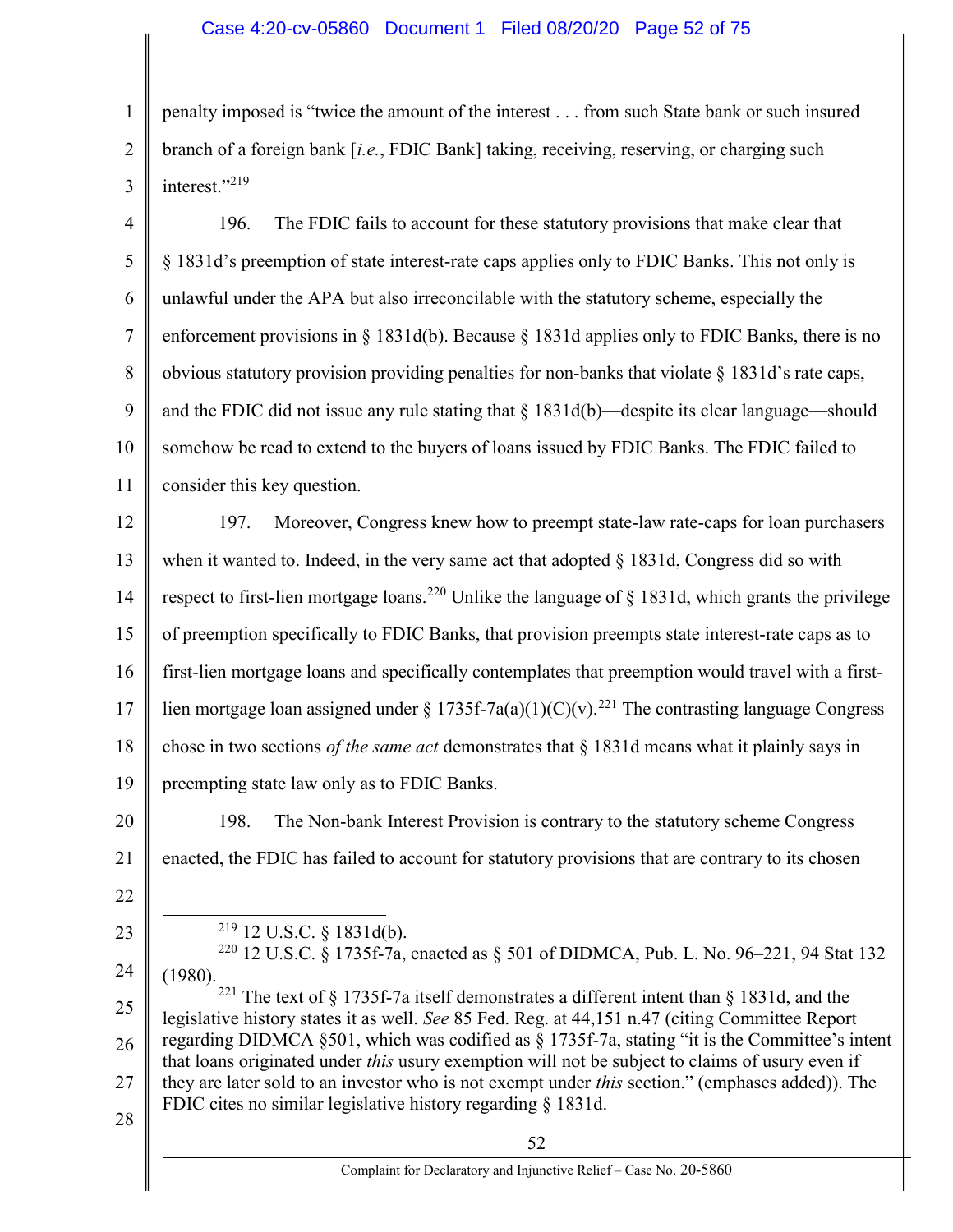penalty imposed is "twice the amount of the interest . . . from such State bank or such insured branch of a foreign bank [*i.e.*, FDIC Bank] taking, receiving, reserving, or charging such interest."[219]

196. The FDIC fails to account for these statutory provisions that make clear that § 1831d's preemption of state interest-rate caps applies only to FDIC Banks. This not only is unlawful under the APA but also irreconcilable with the statutory scheme, especially the enforcement provisions in § 1831d(b). Because § 1831d applies only to FDIC Banks, there is no obvious statutory provision providing penalties for non-banks that violate § 1831d's rate caps, and the FDIC did not issue any rule stating that § 1831d(b)—despite its clear language—should somehow be read to extend to the buyers of loans issued by FDIC Banks. The FDIC failed to consider this key question.

197. Moreover, Congress knew how to preempt state-law rate-caps for loan purchasers when it wanted to. Indeed, in the very same act that adopted § 1831d, Congress did so with respect to first-lien mortgage loans.[220] Unlike the language of § 1831d, which grants the privilege of preemption specifically to FDIC Banks, that provision preempts state interest-rate caps as to first-lien mortgage loans and specifically contemplates that preemption would travel with a first-lien mortgage loan assigned under § 1735f-7a(a)(1)(C)(v).[221] The contrasting language Congress chose in two sections *of the same act* demonstrates that § 1831d means what it plainly says in preempting state law only as to FDIC Banks.

198. The Non-bank Interest Provision is contrary to the statutory scheme Congress enacted, the FDIC has failed to account for statutory provisions that are contrary to its chosen

---

[219] 12 U.S.C. § 1831d(b).

[220] 12 U.S.C. § 1735f-7a, enacted as § 501 of DIDMCA, Pub. L. No. 96–221, 94 Stat 132 (1980).

[221] The text of § 1735f-7a itself demonstrates a different intent than § 1831d, and the legislative history states it as well. *See* 85 Fed. Reg. at 44,151 n.47 (citing Committee Report regarding DIDMCA §501, which was codified as § 1735f-7a, stating "it is the Committee's intent that loans originated under *this* usury exemption will not be subject to claims of usury even if they are later sold to an investor who is not exempt under *this* section." (emphases added)). The FDIC cites no similar legislative history regarding § 1831d.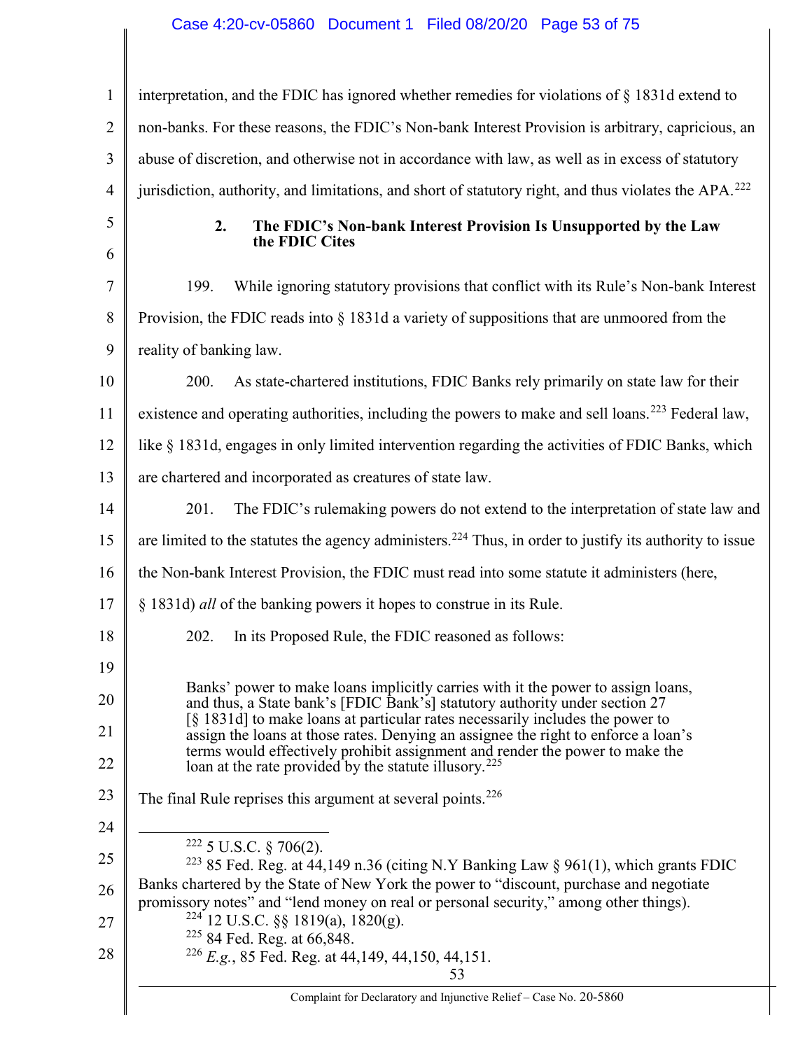interpretation, and the FDIC has ignored whether remedies for violations of § 1831d extend to non-banks. For these reasons, the FDIC's Non-bank Interest Provision is arbitrary, capricious, an abuse of discretion, and otherwise not in accordance with law, as well as in excess of statutory jurisdiction, authority, and limitations, and short of statutory right, and thus violates the APA.[222]

### 2. The FDIC's Non-bank Interest Provision Is Unsupported by the Law the FDIC Cites

199. While ignoring statutory provisions that conflict with its Rule's Non-bank Interest Provision, the FDIC reads into § 1831d a variety of suppositions that are unmoored from the reality of banking law.

200. As state-chartered institutions, FDIC Banks rely primarily on state law for their existence and operating authorities, including the powers to make and sell loans.[223] Federal law, like § 1831d, engages in only limited intervention regarding the activities of FDIC Banks, which are chartered and incorporated as creatures of state law.

201. The FDIC's rulemaking powers do not extend to the interpretation of state law and are limited to the statutes the agency administers.[224] Thus, in order to justify its authority to issue the Non-bank Interest Provision, the FDIC must read into some statute it administers (here, § 1831d) *all* of the banking powers it hopes to construe in its Rule.

202. In its Proposed Rule, the FDIC reasoned as follows:

> Banks' power to make loans implicitly carries with it the power to assign loans, and thus, a State bank's [FDIC Bank's] statutory authority under section 27 [§ 1831d] to make loans at particular rates necessarily includes the power to assign the loans at those rates. Denying an assignee the right to enforce a loan's terms would effectively prohibit assignment and render the power to make the loan at the rate provided by the statute illusory.[225]

The final Rule reprises this argument at several points.[226]

---

[222] 5 U.S.C. § 706(2).

[223] 85 Fed. Reg. at 44,149 n.36 (citing N.Y Banking Law § 961(1), which grants FDIC Banks chartered by the State of New York the power to "discount, purchase and negotiate promissory notes" and "lend money on real or personal security," among other things).

[224] 12 U.S.C. §§ 1819(a), 1820(g).

[225] 84 Fed. Reg. at 66,848.

[226] *E.g.*, 85 Fed. Reg. at 44,149, 44,150, 44,151.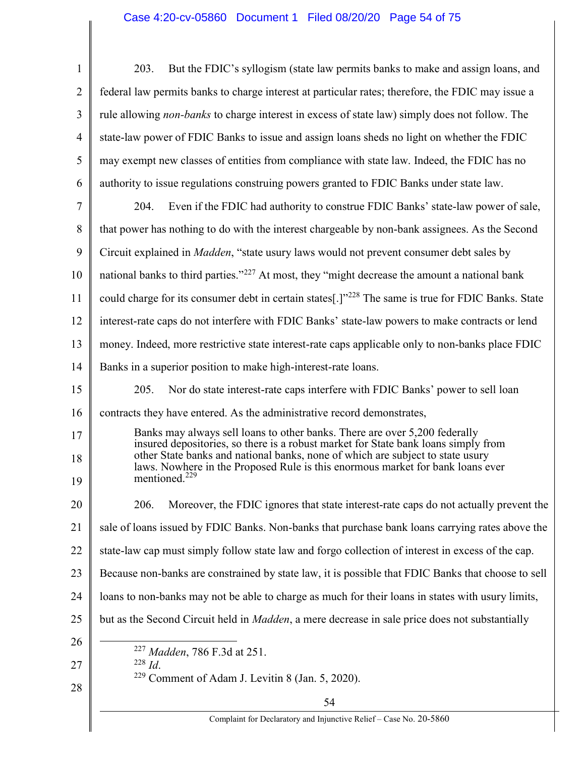203. But the FDIC's syllogism (state law permits banks to make and assign loans, and federal law permits banks to charge interest at particular rates; therefore, the FDIC may issue a rule allowing *non-banks* to charge interest in excess of state law) simply does not follow. The state-law power of FDIC Banks to issue and assign loans sheds no light on whether the FDIC may exempt new classes of entities from compliance with state law. Indeed, the FDIC has no authority to issue regulations construing powers granted to FDIC Banks under state law.

204. Even if the FDIC had authority to construe FDIC Banks' state-law power of sale, that power has nothing to do with the interest chargeable by non-bank assignees. As the Second Circuit explained in *Madden*, "state usury laws would not prevent consumer debt sales by national banks to third parties."[227] At most, they "might decrease the amount a national bank could charge for its consumer debt in certain states[.]"[228] The same is true for FDIC Banks. State interest-rate caps do not interfere with FDIC Banks' state-law powers to make contracts or lend money. Indeed, more restrictive state interest-rate caps applicable only to non-banks place FDIC Banks in a superior position to make high-interest-rate loans.

205. Nor do state interest-rate caps interfere with FDIC Banks' power to sell loan contracts they have entered. As the administrative record demonstrates,

> Banks may always sell loans to other banks. There are over 5,200 federally insured depositories, so there is a robust market for State bank loans simply from other State banks and national banks, none of which are subject to state usury laws. Nowhere in the Proposed Rule is this enormous market for bank loans ever mentioned.[229]

206. Moreover, the FDIC ignores that state interest-rate caps do not actually prevent the sale of loans issued by FDIC Banks. Non-banks that purchase bank loans carrying rates above the state-law cap must simply follow state law and forgo collection of interest in excess of the cap. Because non-banks are constrained by state law, it is possible that FDIC Banks that choose to sell loans to non-banks may not be able to charge as much for their loans in states with usury limits, but as the Second Circuit held in *Madden*, a mere decrease in sale price does not substantially

---

[227] *Madden*, 786 F.3d at 251.

[228] *Id*.

[229] Comment of Adam J. Levitin 8 (Jan. 5, 2020).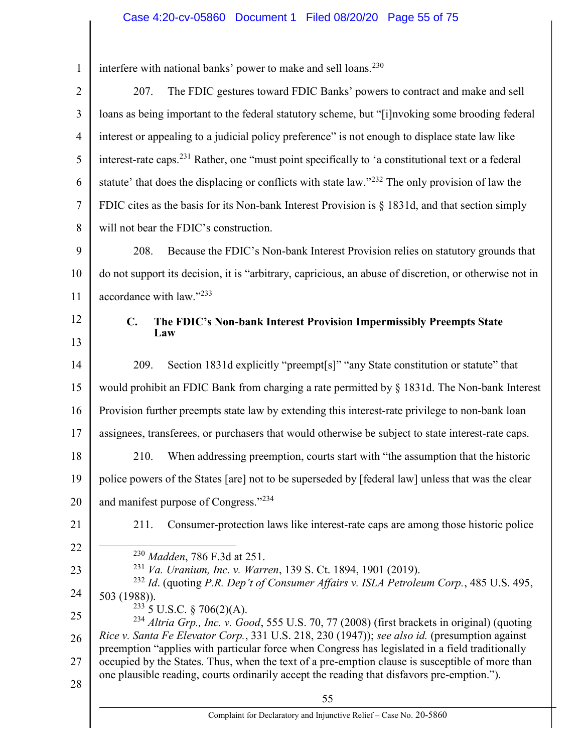interfere with national banks' power to make and sell loans.[230]

207. The FDIC gestures toward FDIC Banks' powers to contract and make and sell loans as being important to the federal statutory scheme, but "[i]nvoking some brooding federal interest or appealing to a judicial policy preference" is not enough to displace state law like interest-rate caps.[231] Rather, one "must point specifically to 'a constitutional text or a federal statute' that does the displacing or conflicts with state law."[232] The only provision of law the FDIC cites as the basis for its Non-bank Interest Provision is § 1831d, and that section simply will not bear the FDIC's construction.

208. Because the FDIC's Non-bank Interest Provision relies on statutory grounds that do not support its decision, it is "arbitrary, capricious, an abuse of discretion, or otherwise not in accordance with law."[233]

### C. The FDIC's Non-bank Interest Provision Impermissibly Preempts State Law

209. Section 1831d explicitly "preempt[s]" "any State constitution or statute" that would prohibit an FDIC Bank from charging a rate permitted by § 1831d. The Non-bank Interest Provision further preempts state law by extending this interest-rate privilege to non-bank loan assignees, transferees, or purchasers that would otherwise be subject to state interest-rate caps.

210. When addressing preemption, courts start with "the assumption that the historic police powers of the States [are] not to be superseded by [federal law] unless that was the clear and manifest purpose of Congress."[234]

211. Consumer-protection laws like interest-rate caps are among those historic police

---

[230] *Madden*, 786 F.3d at 251.

[231] *Va. Uranium, Inc. v. Warren*, 139 S. Ct. 1894, 1901 (2019).

[232] *Id*. (quoting *P.R. Dep't of Consumer Affairs v. ISLA Petroleum Corp.*, 485 U.S. 495, 503 (1988)).

[233] 5 U.S.C. § 706(2)(A).

[234] *Altria Grp., Inc. v. Good*, 555 U.S. 70, 77 (2008) (first brackets in original) (quoting *Rice v. Santa Fe Elevator Corp.*, 331 U.S. 218, 230 (1947)); *see also id.* (presumption against preemption "applies with particular force when Congress has legislated in a field traditionally occupied by the States. Thus, when the text of a pre-emption clause is susceptible of more than one plausible reading, courts ordinarily accept the reading that disfavors pre-emption.").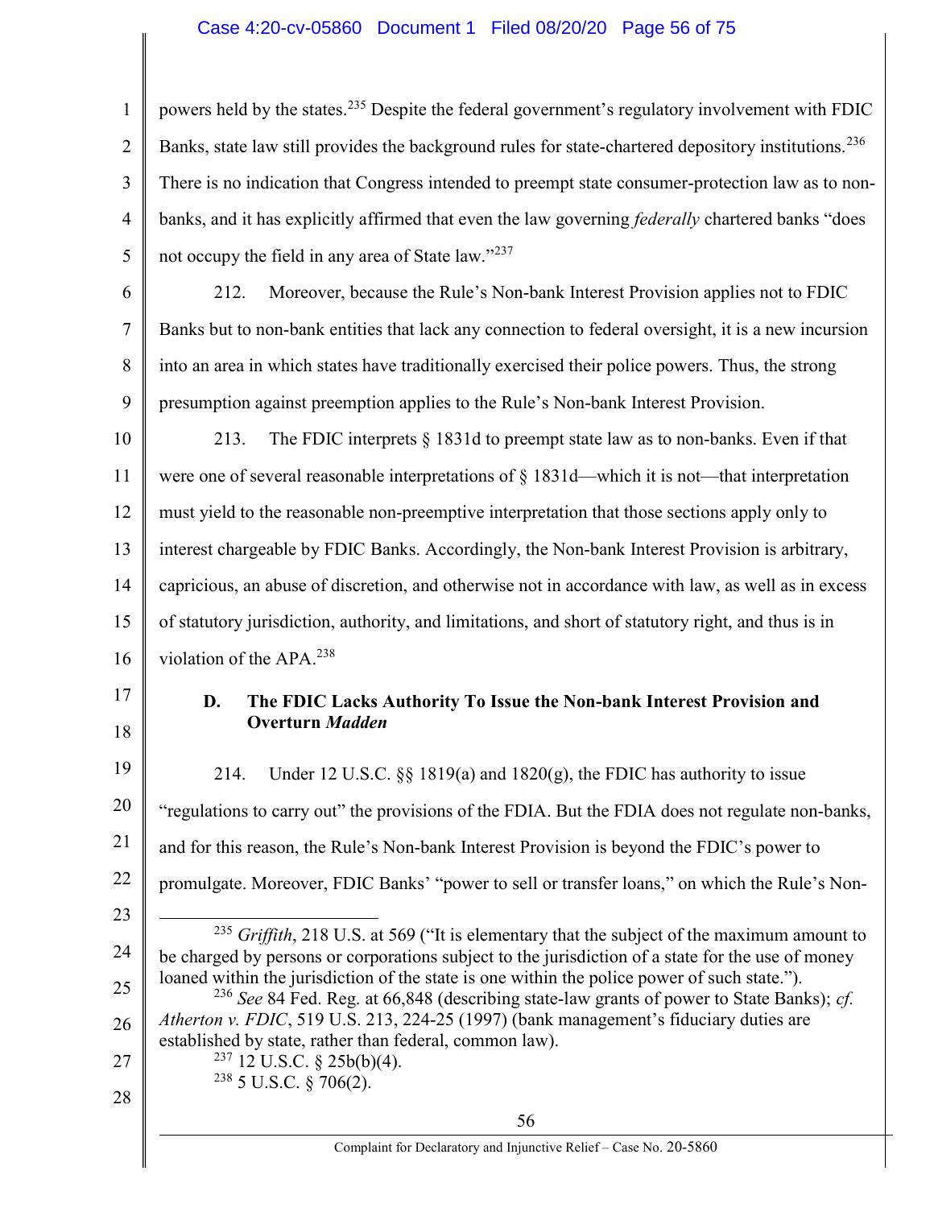powers held by the states.[235] Despite the federal government's regulatory involvement with FDIC Banks, state law still provides the background rules for state-chartered depository institutions.[236] There is no indication that Congress intended to preempt state consumer-protection law as to non-banks, and it has explicitly affirmed that even the law governing *federally* chartered banks "does not occupy the field in any area of State law."[237]

212. Moreover, because the Rule's Non-bank Interest Provision applies not to FDIC Banks but to non-bank entities that lack any connection to federal oversight, it is a new incursion into an area in which states have traditionally exercised their police powers. Thus, the strong presumption against preemption applies to the Rule's Non-bank Interest Provision.

213. The FDIC interprets § 1831d to preempt state law as to non-banks. Even if that were one of several reasonable interpretations of § 1831d—which it is not—that interpretation must yield to the reasonable non-preemptive interpretation that those sections apply only to interest chargeable by FDIC Banks. Accordingly, the Non-bank Interest Provision is arbitrary, capricious, an abuse of discretion, and otherwise not in accordance with law, as well as in excess of statutory jurisdiction, authority, and limitations, and short of statutory right, and thus is in violation of the APA.[238]

### D. The FDIC Lacks Authority To Issue the Non-bank Interest Provision and Overturn *Madden*

214. Under 12 U.S.C. §§ 1819(a) and 1820(g), the FDIC has authority to issue "regulations to carry out" the provisions of the FDIA. But the FDIA does not regulate non-banks, and for this reason, the Rule's Non-bank Interest Provision is beyond the FDIC's power to promulgate. Moreover, FDIC Banks' "power to sell or transfer loans," on which the Rule's Non-

---

[235] *Griffith*, 218 U.S. at 569 ("It is elementary that the subject of the maximum amount to be charged by persons or corporations subject to the jurisdiction of a state for the use of money loaned within the jurisdiction of the state is one within the police power of such state.").

[236] *See* 84 Fed. Reg. at 66,848 (describing state-law grants of power to State Banks); *cf. Atherton v. FDIC*, 519 U.S. 213, 224-25 (1997) (bank management's fiduciary duties are established by state, rather than federal, common law).

[237] 12 U.S.C. § 25b(b)(4).

[238] 5 U.S.C. § 706(2).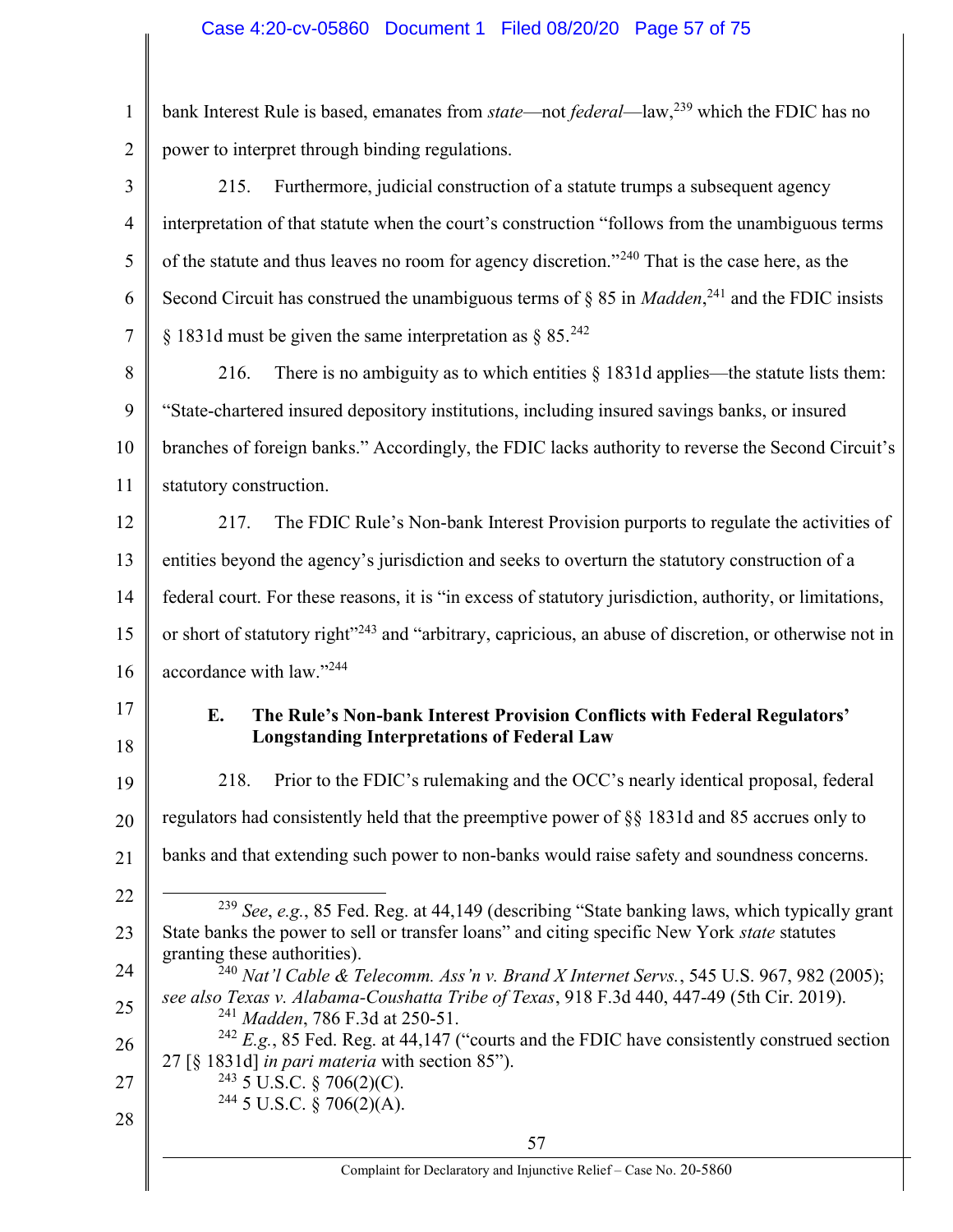bank Interest Rule is based, emanates from *state*—not *federal*—law,[239] which the FDIC has no power to interpret through binding regulations.

215. Furthermore, judicial construction of a statute trumps a subsequent agency interpretation of that statute when the court's construction "follows from the unambiguous terms of the statute and thus leaves no room for agency discretion."[240] That is the case here, as the Second Circuit has construed the unambiguous terms of § 85 in *Madden*,[241] and the FDIC insists § 1831d must be given the same interpretation as § 85.[242]

216. There is no ambiguity as to which entities § 1831d applies—the statute lists them: "State-chartered insured depository institutions, including insured savings banks, or insured branches of foreign banks." Accordingly, the FDIC lacks authority to reverse the Second Circuit's statutory construction.

217. The FDIC Rule's Non-bank Interest Provision purports to regulate the activities of entities beyond the agency's jurisdiction and seeks to overturn the statutory construction of a federal court. For these reasons, it is "in excess of statutory jurisdiction, authority, or limitations, or short of statutory right"[243] and "arbitrary, capricious, an abuse of discretion, or otherwise not in accordance with law."[244]

### E. The Rule's Non-bank Interest Provision Conflicts with Federal Regulators' Longstanding Interpretations of Federal Law

218. Prior to the FDIC's rulemaking and the OCC's nearly identical proposal, federal regulators had consistently held that the preemptive power of §§ 1831d and 85 accrues only to banks and that extending such power to non-banks would raise safety and soundness concerns.

---

[239] *See*, *e.g.*, 85 Fed. Reg. at 44,149 (describing "State banking laws, which typically grant State banks the power to sell or transfer loans" and citing specific New York *state* statutes granting these authorities).

[240] *Nat'l Cable & Telecomm. Ass'n v. Brand X Internet Servs.*, 545 U.S. 967, 982 (2005); *see also Texas v. Alabama-Coushatta Tribe of Texas*, 918 F.3d 440, 447-49 (5th Cir. 2019).

[241] *Madden*, 786 F.3d at 250-51.

[242] *E.g.*, 85 Fed. Reg. at 44,147 ("courts and the FDIC have consistently construed section 27 [§ 1831d] *in pari materia* with section 85").

[243] 5 U.S.C. § 706(2)(C).

[244] 5 U.S.C. § 706(2)(A).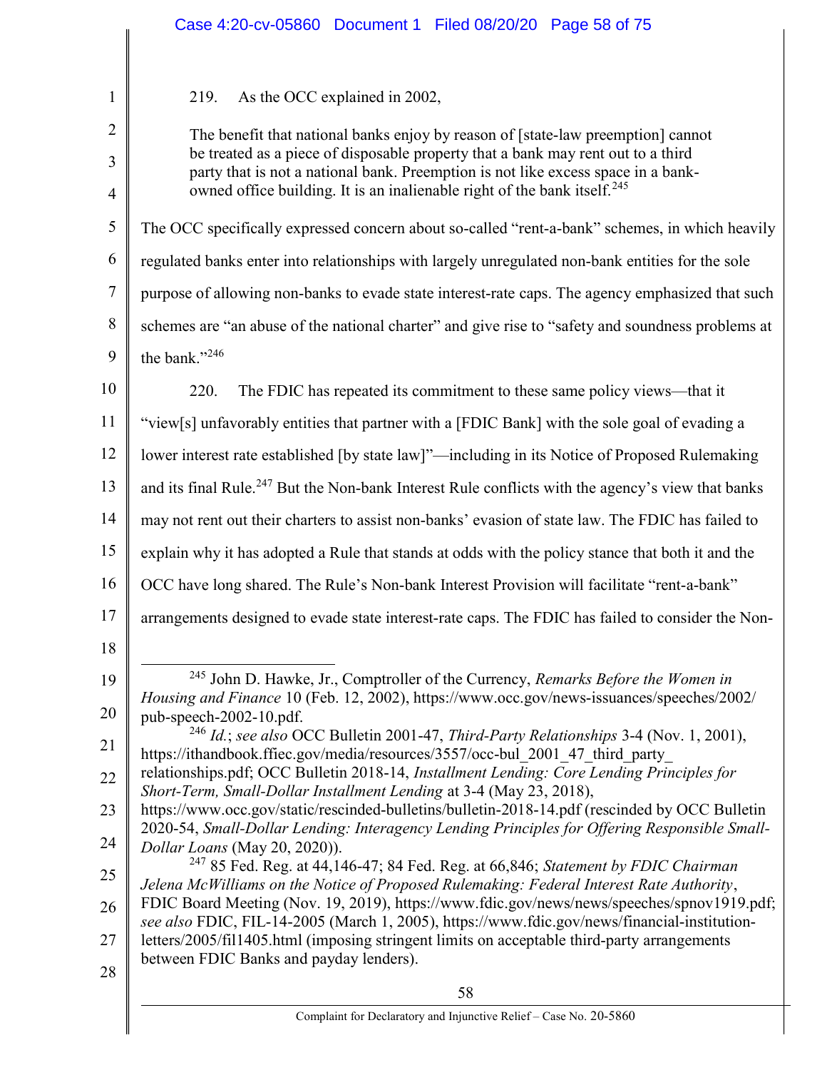219. As the OCC explained in 2002,

> The benefit that national banks enjoy by reason of [state-law preemption] cannot be treated as a piece of disposable property that a bank may rent out to a third party that is not a national bank. Preemption is not like excess space in a bank-owned office building. It is an inalienable right of the bank itself.[245]

The OCC specifically expressed concern about so-called "rent-a-bank" schemes, in which heavily regulated banks enter into relationships with largely unregulated non-bank entities for the sole purpose of allowing non-banks to evade state interest-rate caps. The agency emphasized that such schemes are "an abuse of the national charter" and give rise to "safety and soundness problems at the bank."[246]

220. The FDIC has repeated its commitment to these same policy views—that it "view[s] unfavorably entities that partner with a [FDIC Bank] with the sole goal of evading a lower interest rate established [by state law]"—including in its Notice of Proposed Rulemaking and its final Rule.[247] But the Non-bank Interest Rule conflicts with the agency's view that banks may not rent out their charters to assist non-banks' evasion of state law. The FDIC has failed to explain why it has adopted a Rule that stands at odds with the policy stance that both it and the OCC have long shared. The Rule's Non-bank Interest Provision will facilitate "rent-a-bank" arrangements designed to evade state interest-rate caps. The FDIC has failed to consider the Non-

---

[245] John D. Hawke, Jr., Comptroller of the Currency, *Remarks Before the Women in Housing and Finance* 10 (Feb. 12, 2002), https://www.occ.gov/news-issuances/speeches/2002/pub-speech-2002-10.pdf.

[246] *Id.*; *see also* OCC Bulletin 2001-47, *Third-Party Relationships* 3-4 (Nov. 1, 2001), https://ithandbook.ffiec.gov/media/resources/3557/occ-bul_2001_47_third_party_relationships.pdf; OCC Bulletin 2018-14, *Installment Lending: Core Lending Principles for Short-Term, Small-Dollar Installment Lending* at 3-4 (May 23, 2018), https://www.occ.gov/static/rescinded-bulletins/bulletin-2018-14.pdf (rescinded by OCC Bulletin 2020-54, *Small-Dollar Lending: Interagency Lending Principles for Offering Responsible Small-Dollar Loans* (May 20, 2020)).

[247] 85 Fed. Reg. at 44,146-47; 84 Fed. Reg. at 66,846; *Statement by FDIC Chairman Jelena McWilliams on the Notice of Proposed Rulemaking: Federal Interest Rate Authority*, FDIC Board Meeting (Nov. 19, 2019), https://www.fdic.gov/news/news/speeches/spnov1919.pdf; *see also* FDIC, FIL-14-2005 (March 1, 2005), https://www.fdic.gov/news/news/financial-institution-letters/2005/fil1405.html (imposing stringent limits on acceptable third-party arrangements between FDIC Banks and payday lenders).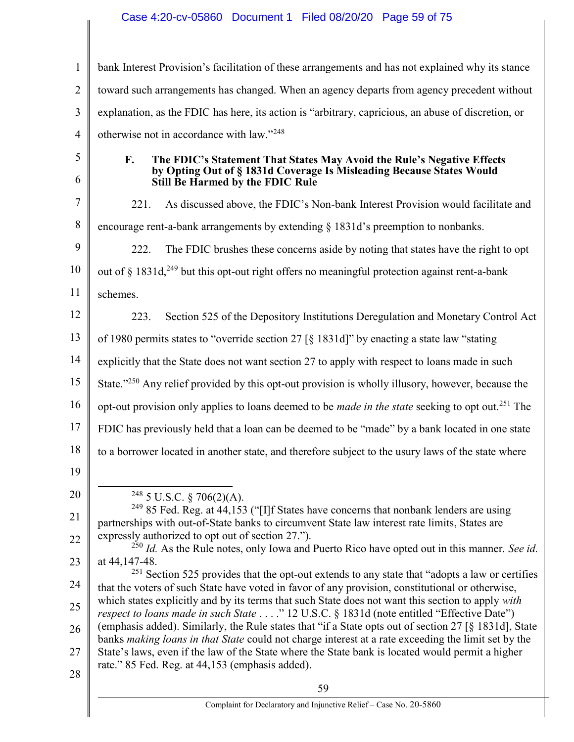bank Interest Provision's facilitation of these arrangements and has not explained why its stance toward such arrangements has changed. When an agency departs from agency precedent without explanation, as the FDIC has here, its action is "arbitrary, capricious, an abuse of discretion, or otherwise not in accordance with law."[248]

### F. The FDIC's Statement That States May Avoid the Rule's Negative Effects by Opting Out of § 1831d Coverage Is Misleading Because States Would Still Be Harmed by the FDIC Rule

221. As discussed above, the FDIC's Non-bank Interest Provision would facilitate and encourage rent-a-bank arrangements by extending § 1831d's preemption to nonbanks.

222. The FDIC brushes these concerns aside by noting that states have the right to opt out of § 1831d,[249] but this opt-out right offers no meaningful protection against rent-a-bank schemes.

223. Section 525 of the Depository Institutions Deregulation and Monetary Control Act of 1980 permits states to "override section 27 [§ 1831d]" by enacting a state law "stating explicitly that the State does not want section 27 to apply with respect to loans made in such State."[250] Any relief provided by this opt-out provision is wholly illusory, however, because the opt-out provision only applies to loans deemed to be *made in the state* seeking to opt out.[251] The FDIC has previously held that a loan can be deemed to be "made" by a bank located in one state to a borrower located in another state, and therefore subject to the usury laws of the state where

---

[248] 5 U.S.C. § 706(2)(A).

[249] 85 Fed. Reg. at 44,153 ("[I]f States have concerns that nonbank lenders are using partnerships with out-of-State banks to circumvent State law interest rate limits, States are expressly authorized to opt out of section 27.").

[250] *Id.* As the Rule notes, only Iowa and Puerto Rico have opted out in this manner. *See id.* at 44,147-48.

[251] Section 525 provides that the opt-out extends to any state that "adopts a law or certifies that the voters of such State have voted in favor of any provision, constitutional or otherwise, which states explicitly and by its terms that such State does not want this section to apply *with respect to loans made in such State* . . . ." 12 U.S.C. § 1831d (note entitled "Effective Date") (emphasis added). Similarly, the Rule states that "if a State opts out of section 27 [§ 1831d], State banks *making loans in that State* could not charge interest at a rate exceeding the limit set by the State's laws, even if the law of the State where the State bank is located would permit a higher rate." 85 Fed. Reg. at 44,153 (emphasis added).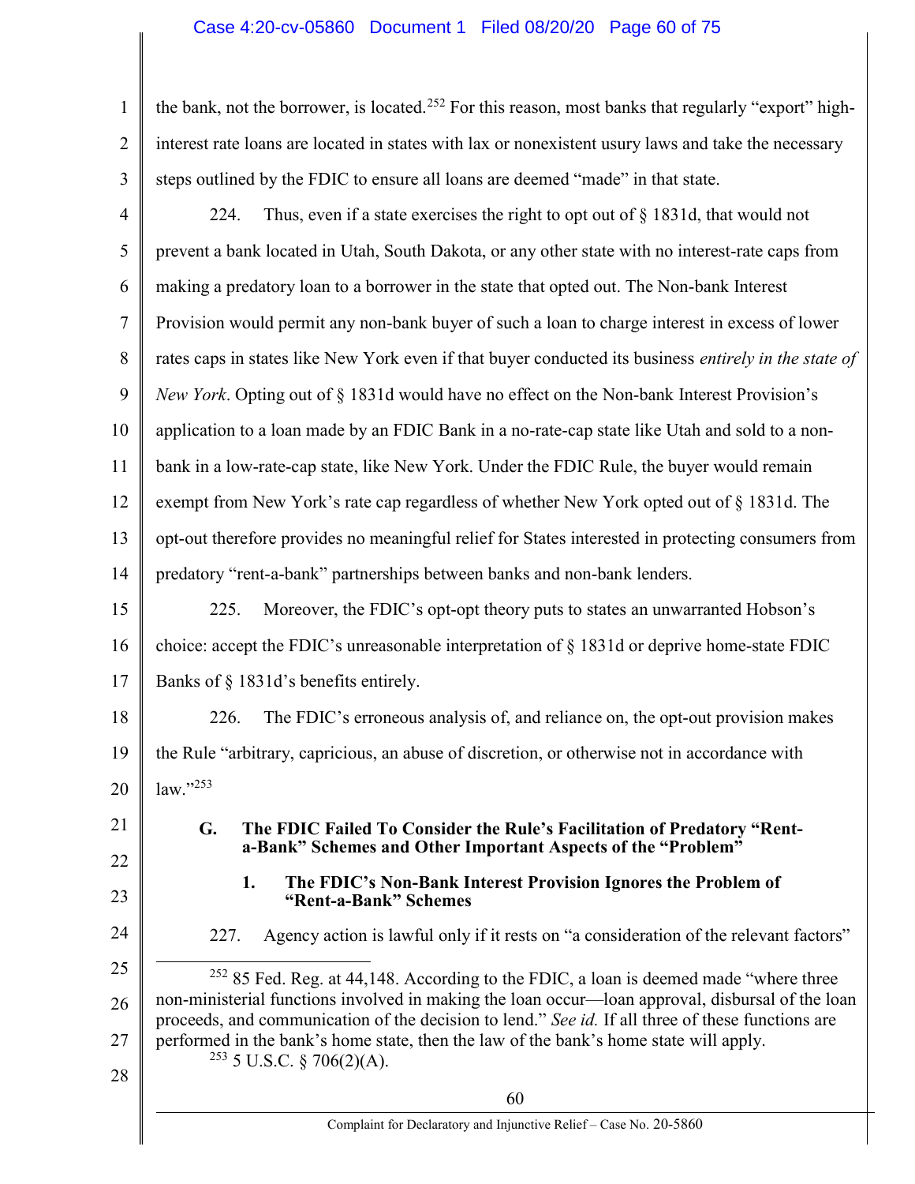the bank, not the borrower, is located.[252] For this reason, most banks that regularly "export" high-interest rate loans are located in states with lax or nonexistent usury laws and take the necessary steps outlined by the FDIC to ensure all loans are deemed "made" in that state.

224. Thus, even if a state exercises the right to opt out of § 1831d, that would not prevent a bank located in Utah, South Dakota, or any other state with no interest-rate caps from making a predatory loan to a borrower in the state that opted out. The Non-bank Interest Provision would permit any non-bank buyer of such a loan to charge interest in excess of lower rates caps in states like New York even if that buyer conducted its business *entirely in the state of New York*. Opting out of § 1831d would have no effect on the Non-bank Interest Provision's application to a loan made by an FDIC Bank in a no-rate-cap state like Utah and sold to a non-bank in a low-rate-cap state, like New York. Under the FDIC Rule, the buyer would remain exempt from New York's rate cap regardless of whether New York opted out of § 1831d. The opt-out therefore provides no meaningful relief for States interested in protecting consumers from predatory "rent-a-bank" partnerships between banks and non-bank lenders.

225. Moreover, the FDIC's opt-opt theory puts to states an unwarranted Hobson's choice: accept the FDIC's unreasonable interpretation of § 1831d or deprive home-state FDIC Banks of § 1831d's benefits entirely.

226. The FDIC's erroneous analysis of, and reliance on, the opt-out provision makes the Rule "arbitrary, capricious, an abuse of discretion, or otherwise not in accordance with law."[253]

### G. The FDIC Failed To Consider the Rule's Facilitation of Predatory "Rent-a-Bank" Schemes and Other Important Aspects of the "Problem"

#### 1. The FDIC's Non-Bank Interest Provision Ignores the Problem of "Rent-a-Bank" Schemes

227. Agency action is lawful only if it rests on "a consideration of the relevant factors"

---

[252] 85 Fed. Reg. at 44,148. According to the FDIC, a loan is deemed made "where three non-ministerial functions involved in making the loan occur—loan approval, disbursal of the loan proceeds, and communication of the decision to lend." *See id.* If all three of these functions are performed in the bank's home state, then the law of the bank's home state will apply.

[253] 5 U.S.C. § 706(2)(A).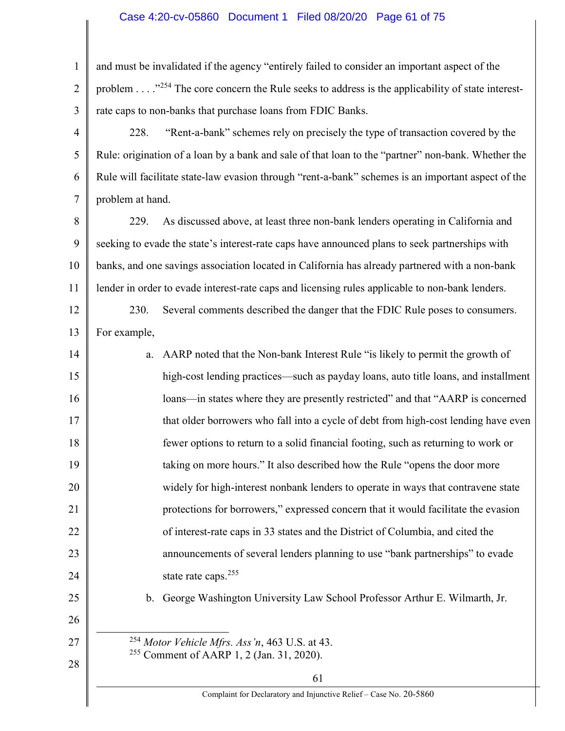and must be invalidated if the agency "entirely failed to consider an important aspect of the problem . . . ."[254] The core concern the Rule seeks to address is the applicability of state interest-rate caps to non-banks that purchase loans from FDIC Banks.

228. "Rent-a-bank" schemes rely on precisely the type of transaction covered by the Rule: origination of a loan by a bank and sale of that loan to the "partner" non-bank. Whether the Rule will facilitate state-law evasion through "rent-a-bank" schemes is an important aspect of the problem at hand.

229. As discussed above, at least three non-bank lenders operating in California and seeking to evade the state's interest-rate caps have announced plans to seek partnerships with banks, and one savings association located in California has already partnered with a non-bank lender in order to evade interest-rate caps and licensing rules applicable to non-bank lenders.

230. Several comments described the danger that the FDIC Rule poses to consumers. For example,

a. AARP noted that the Non-bank Interest Rule "is likely to permit the growth of high-cost lending practices—such as payday loans, auto title loans, and installment loans—in states where they are presently restricted" and that "AARP is concerned that older borrowers who fall into a cycle of debt from high-cost lending have even fewer options to return to a solid financial footing, such as returning to work or taking on more hours." It also described how the Rule "opens the door more widely for high-interest nonbank lenders to operate in ways that contravene state protections for borrowers," expressed concern that it would facilitate the evasion of interest-rate caps in 33 states and the District of Columbia, and cited the announcements of several lenders planning to use "bank partnerships" to evade state rate caps.[255]

b. George Washington University Law School Professor Arthur E. Wilmarth, Jr.

---

[254] *Motor Vehicle Mfrs. Ass'n*, 463 U.S. at 43.

[255] Comment of AARP 1, 2 (Jan. 31, 2020).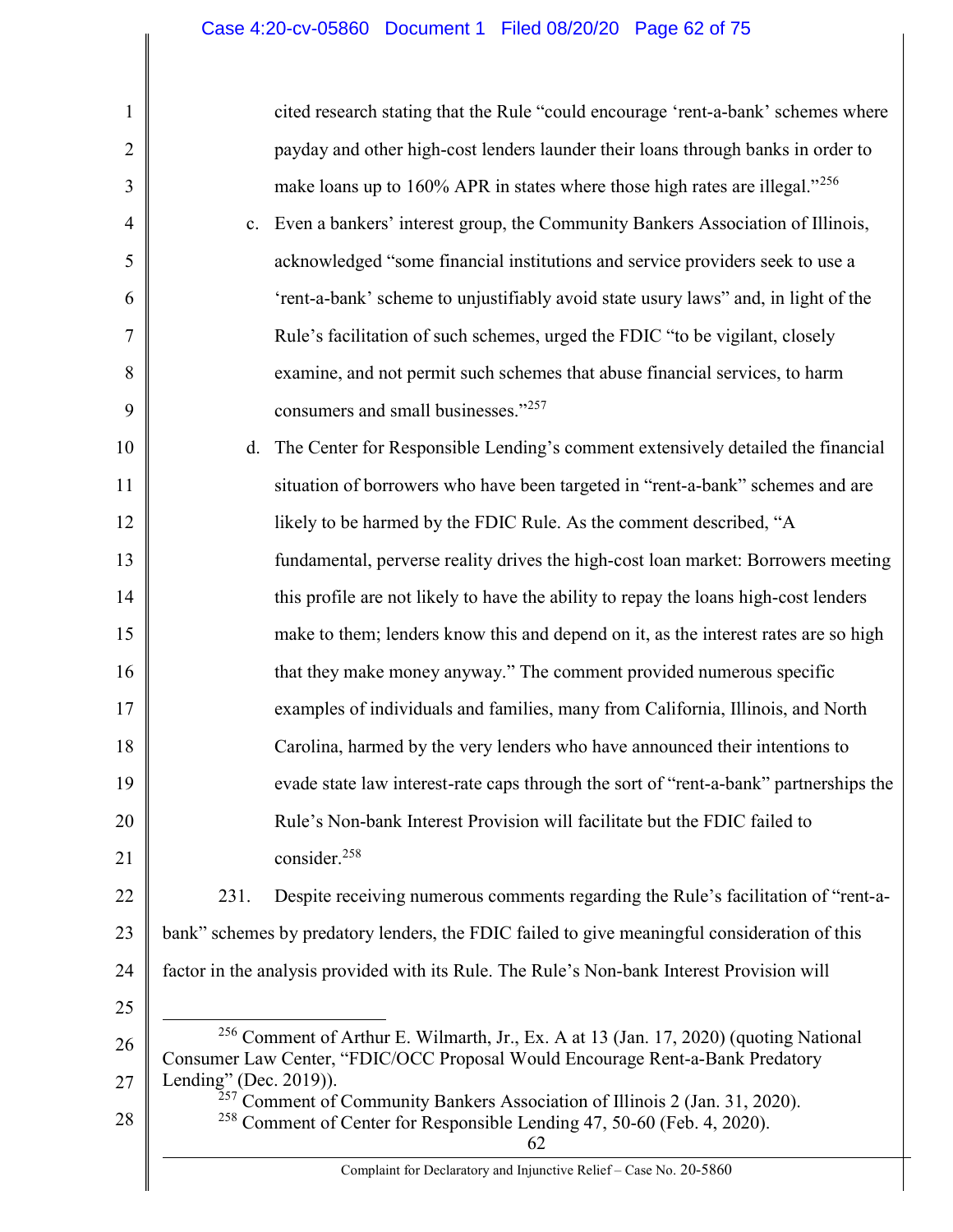cited research stating that the Rule "could encourage 'rent-a-bank' schemes where payday and other high-cost lenders launder their loans through banks in order to make loans up to 160% APR in states where those high rates are illegal."[256]

c. Even a bankers' interest group, the Community Bankers Association of Illinois, acknowledged "some financial institutions and service providers seek to use a 'rent-a-bank' scheme to unjustifiably avoid state usury laws" and, in light of the Rule's facilitation of such schemes, urged the FDIC "to be vigilant, closely examine, and not permit such schemes that abuse financial services, to harm consumers and small businesses."[257]

d. The Center for Responsible Lending's comment extensively detailed the financial situation of borrowers who have been targeted in "rent-a-bank" schemes and are likely to be harmed by the FDIC Rule. As the comment described, "A fundamental, perverse reality drives the high-cost loan market: Borrowers meeting this profile are not likely to have the ability to repay the loans high-cost lenders make to them; lenders know this and depend on it, as the interest rates are so high that they make money anyway." The comment provided numerous specific examples of individuals and families, many from California, Illinois, and North Carolina, harmed by the very lenders who have announced their intentions to evade state law interest-rate caps through the sort of "rent-a-bank" partnerships the Rule's Non-bank Interest Provision will facilitate but the FDIC failed to consider.[258]

231. Despite receiving numerous comments regarding the Rule's facilitation of "rent-a-bank" schemes by predatory lenders, the FDIC failed to give meaningful consideration of this factor in the analysis provided with its Rule. The Rule's Non-bank Interest Provision will

---

[256] Comment of Arthur E. Wilmarth, Jr., Ex. A at 13 (Jan. 17, 2020) (quoting National Consumer Law Center, "FDIC/OCC Proposal Would Encourage Rent-a-Bank Predatory Lending" (Dec. 2019)).

[257] Comment of Community Bankers Association of Illinois 2 (Jan. 31, 2020).

[258] Comment of Center for Responsible Lending 47, 50-60 (Feb. 4, 2020).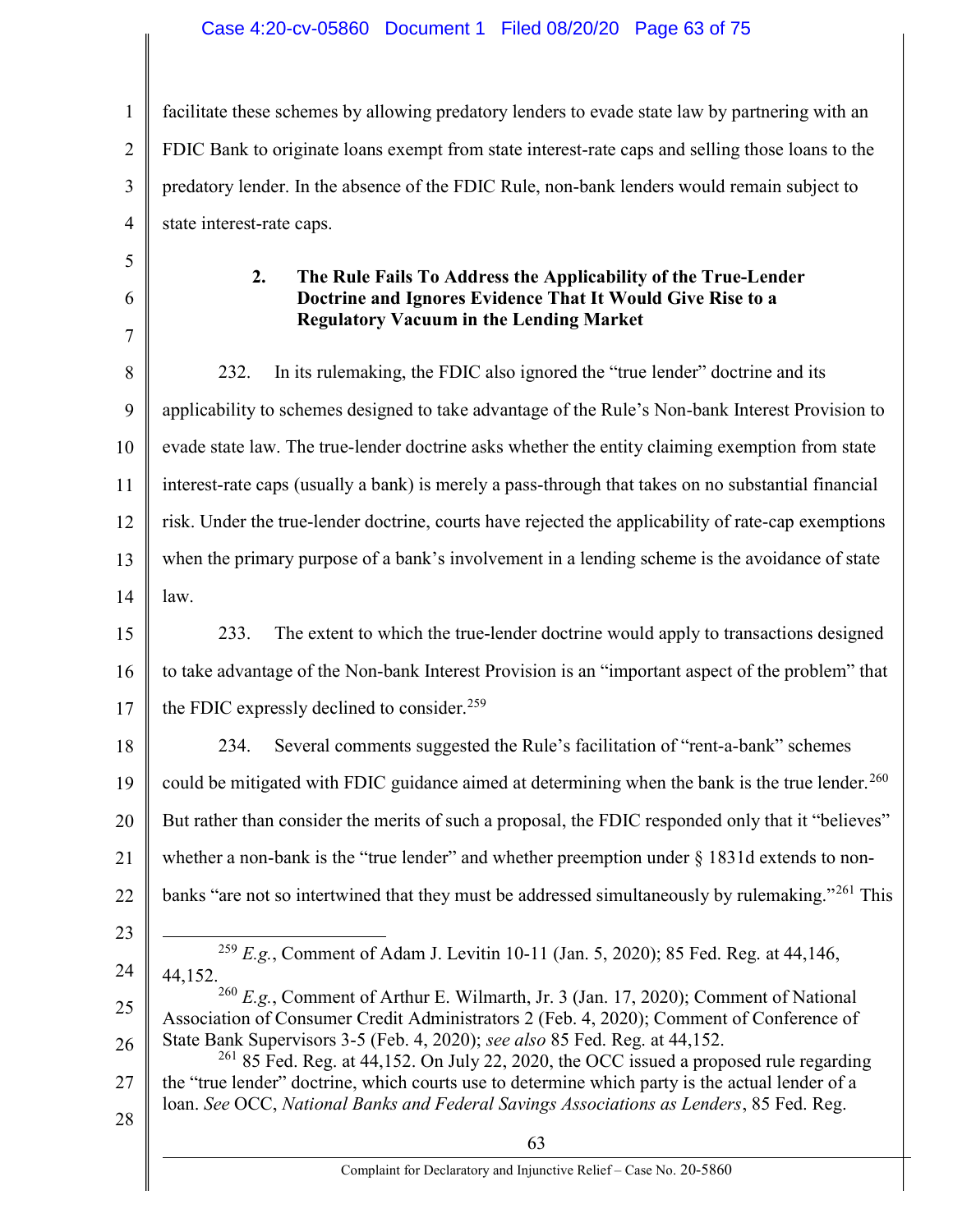facilitate these schemes by allowing predatory lenders to evade state law by partnering with an FDIC Bank to originate loans exempt from state interest-rate caps and selling those loans to the predatory lender. In the absence of the FDIC Rule, non-bank lenders would remain subject to state interest-rate caps.

#### 2. The Rule Fails To Address the Applicability of the True-Lender Doctrine and Ignores Evidence That It Would Give Rise to a Regulatory Vacuum in the Lending Market

232. In its rulemaking, the FDIC also ignored the "true lender" doctrine and its applicability to schemes designed to take advantage of the Rule's Non-bank Interest Provision to evade state law. The true-lender doctrine asks whether the entity claiming exemption from state interest-rate caps (usually a bank) is merely a pass-through that takes on no substantial financial risk. Under the true-lender doctrine, courts have rejected the applicability of rate-cap exemptions when the primary purpose of a bank's involvement in a lending scheme is the avoidance of state law.

233. The extent to which the true-lender doctrine would apply to transactions designed to take advantage of the Non-bank Interest Provision is an "important aspect of the problem" that the FDIC expressly declined to consider.[259]

234. Several comments suggested the Rule's facilitation of "rent-a-bank" schemes could be mitigated with FDIC guidance aimed at determining when the bank is the true lender.[260] But rather than consider the merits of such a proposal, the FDIC responded only that it "believes" whether a non-bank is the "true lender" and whether preemption under § 1831d extends to non-banks "are not so intertwined that they must be addressed simultaneously by rulemaking."[261] This

---

[259] *E.g.*, Comment of Adam J. Levitin 10-11 (Jan. 5, 2020); 85 Fed. Reg. at 44,146, 44,152.

[260] *E.g.*, Comment of Arthur E. Wilmarth, Jr. 3 (Jan. 17, 2020); Comment of National Association of Consumer Credit Administrators 2 (Feb. 4, 2020); Comment of Conference of State Bank Supervisors 3-5 (Feb. 4, 2020); *see also* 85 Fed. Reg. at 44,152.

[261] 85 Fed. Reg. at 44,152. On July 22, 2020, the OCC issued a proposed rule regarding the "true lender" doctrine, which courts use to determine which party is the actual lender of a loan. *See* OCC, *National Banks and Federal Savings Associations as Lenders*, 85 Fed. Reg.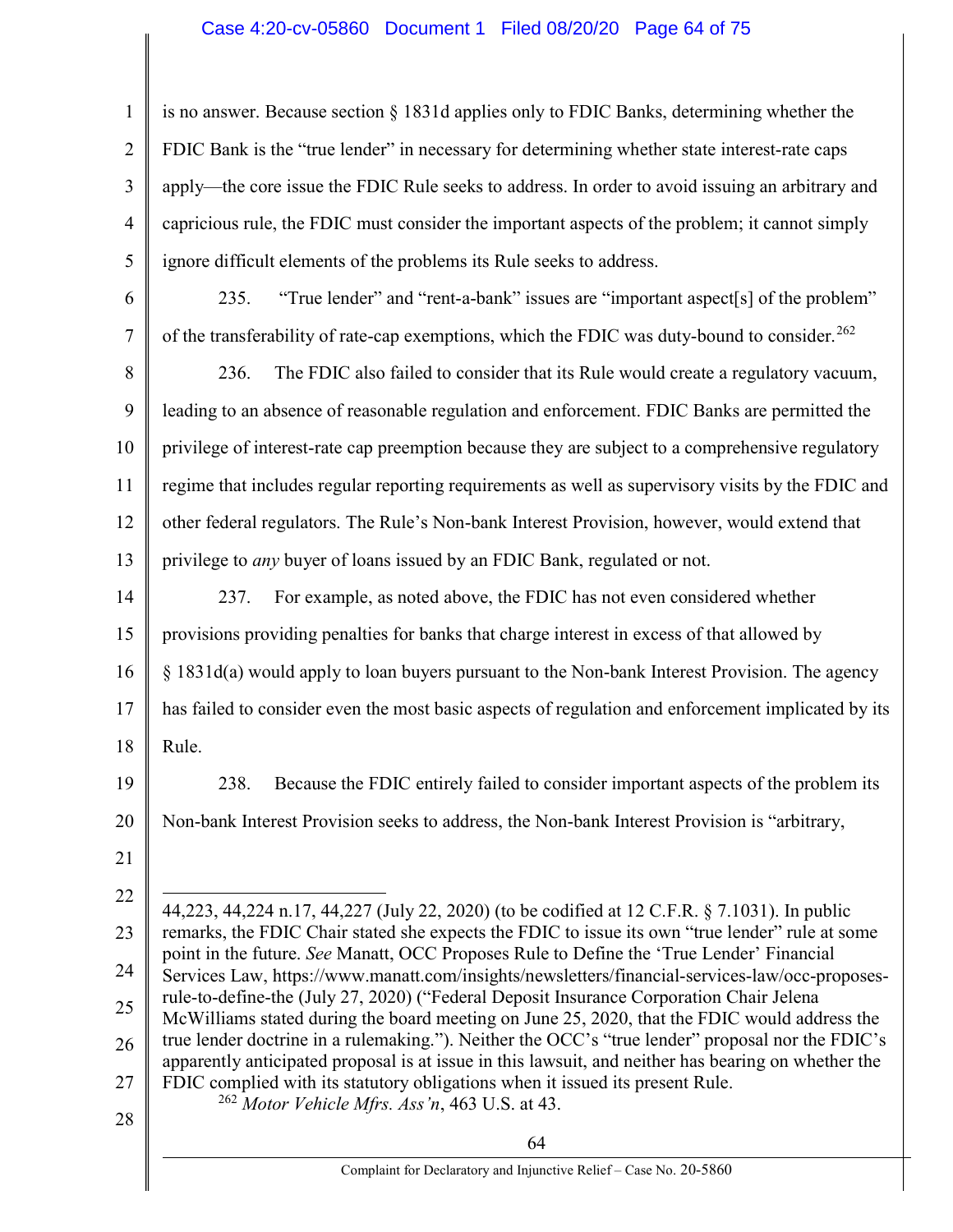is no answer. Because section § 1831d applies only to FDIC Banks, determining whether the FDIC Bank is the "true lender" in necessary for determining whether state interest-rate caps apply—the core issue the FDIC Rule seeks to address. In order to avoid issuing an arbitrary and capricious rule, the FDIC must consider the important aspects of the problem; it cannot simply ignore difficult elements of the problems its Rule seeks to address.

235. "True lender" and "rent-a-bank" issues are "important aspect[s] of the problem" of the transferability of rate-cap exemptions, which the FDIC was duty-bound to consider.[262]

236. The FDIC also failed to consider that its Rule would create a regulatory vacuum, leading to an absence of reasonable regulation and enforcement. FDIC Banks are permitted the privilege of interest-rate cap preemption because they are subject to a comprehensive regulatory regime that includes regular reporting requirements as well as supervisory visits by the FDIC and other federal regulators. The Rule's Non-bank Interest Provision, however, would extend that privilege to *any* buyer of loans issued by an FDIC Bank, regulated or not.

237. For example, as noted above, the FDIC has not even considered whether provisions providing penalties for banks that charge interest in excess of that allowed by § 1831d(a) would apply to loan buyers pursuant to the Non-bank Interest Provision. The agency has failed to consider even the most basic aspects of regulation and enforcement implicated by its Rule.

238. Because the FDIC entirely failed to consider important aspects of the problem its Non-bank Interest Provision seeks to address, the Non-bank Interest Provision is "arbitrary,

---

44,223, 44,224 n.17, 44,227 (July 22, 2020) (to be codified at 12 C.F.R. § 7.1031). In public remarks, the FDIC Chair stated she expects the FDIC to issue its own "true lender" rule at some point in the future. *See* Manatt, OCC Proposes Rule to Define the 'True Lender' Financial Services Law, https://www.manatt.com/insights/newsletters/financial-services-law/occ-proposes-rule-to-define-the (July 27, 2020) ("Federal Deposit Insurance Corporation Chair Jelena McWilliams stated during the board meeting on June 25, 2020, that the FDIC would address the true lender doctrine in a rulemaking."). Neither the OCC's "true lender" proposal nor the FDIC's apparently anticipated proposal is at issue in this lawsuit, and neither has bearing on whether the FDIC complied with its statutory obligations when it issued its present Rule.

[262] *Motor Vehicle Mfrs. Ass'n*, 463 U.S. at 43.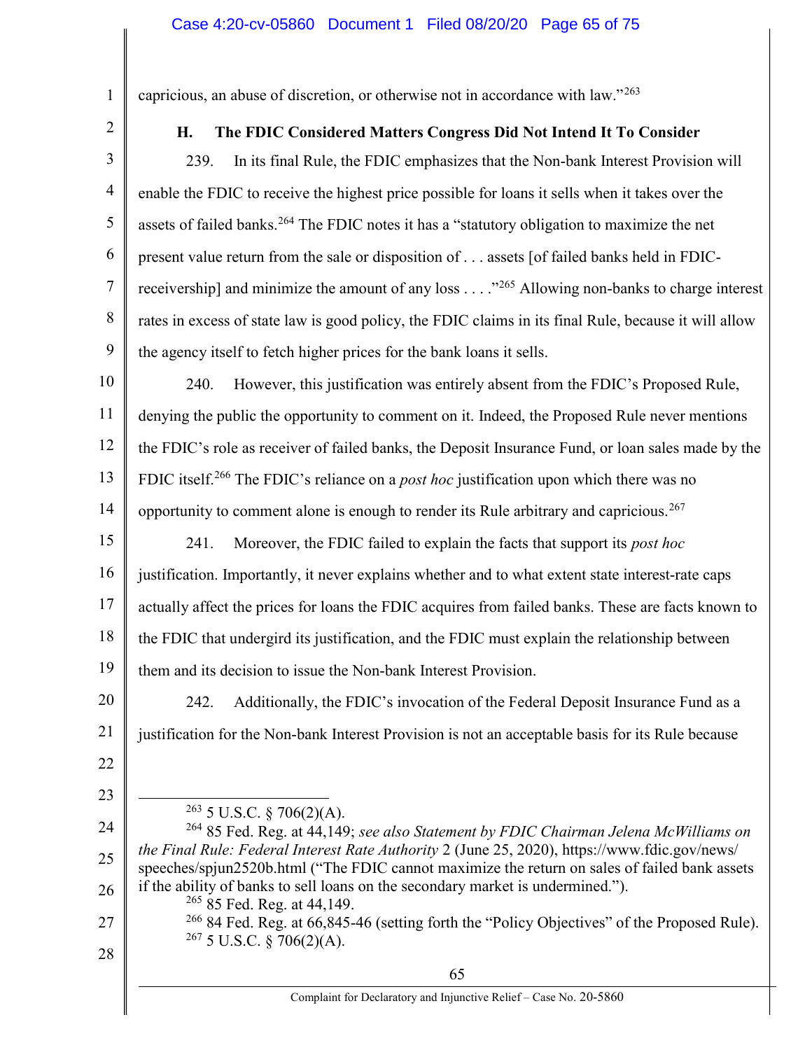capricious, an abuse of discretion, or otherwise not in accordance with law."[263]

### H. The FDIC Considered Matters Congress Did Not Intend It To Consider

239. In its final Rule, the FDIC emphasizes that the Non-bank Interest Provision will enable the FDIC to receive the highest price possible for loans it sells when it takes over the assets of failed banks.[264] The FDIC notes it has a "statutory obligation to maximize the net present value return from the sale or disposition of . . . assets [of failed banks held in FDIC-receivership] and minimize the amount of any loss . . . ."[265] Allowing non-banks to charge interest rates in excess of state law is good policy, the FDIC claims in its final Rule, because it will allow the agency itself to fetch higher prices for the bank loans it sells.

240. However, this justification was entirely absent from the FDIC's Proposed Rule, denying the public the opportunity to comment on it. Indeed, the Proposed Rule never mentions the FDIC's role as receiver of failed banks, the Deposit Insurance Fund, or loan sales made by the FDIC itself.[266] The FDIC's reliance on a *post hoc* justification upon which there was no opportunity to comment alone is enough to render its Rule arbitrary and capricious.[267]

241. Moreover, the FDIC failed to explain the facts that support its *post hoc* justification. Importantly, it never explains whether and to what extent state interest-rate caps actually affect the prices for loans the FDIC acquires from failed banks. These are facts known to the FDIC that undergird its justification, and the FDIC must explain the relationship between them and its decision to issue the Non-bank Interest Provision.

242. Additionally, the FDIC's invocation of the Federal Deposit Insurance Fund as a justification for the Non-bank Interest Provision is not an acceptable basis for its Rule because

---

[263] 5 U.S.C. § 706(2)(A).

[264] 85 Fed. Reg. at 44,149; *see also Statement by FDIC Chairman Jelena McWilliams on the Final Rule: Federal Interest Rate Authority* 2 (June 25, 2020), https://www.fdic.gov/news/speeches/spjun2520b.html ("The FDIC cannot maximize the return on sales of failed bank assets if the ability of banks to sell loans on the secondary market is undermined.").

[265] 85 Fed. Reg. at 44,149.

[266] 84 Fed. Reg. at 66,845-46 (setting forth the "Policy Objectives" of the Proposed Rule).

[267] 5 U.S.C. § 706(2)(A).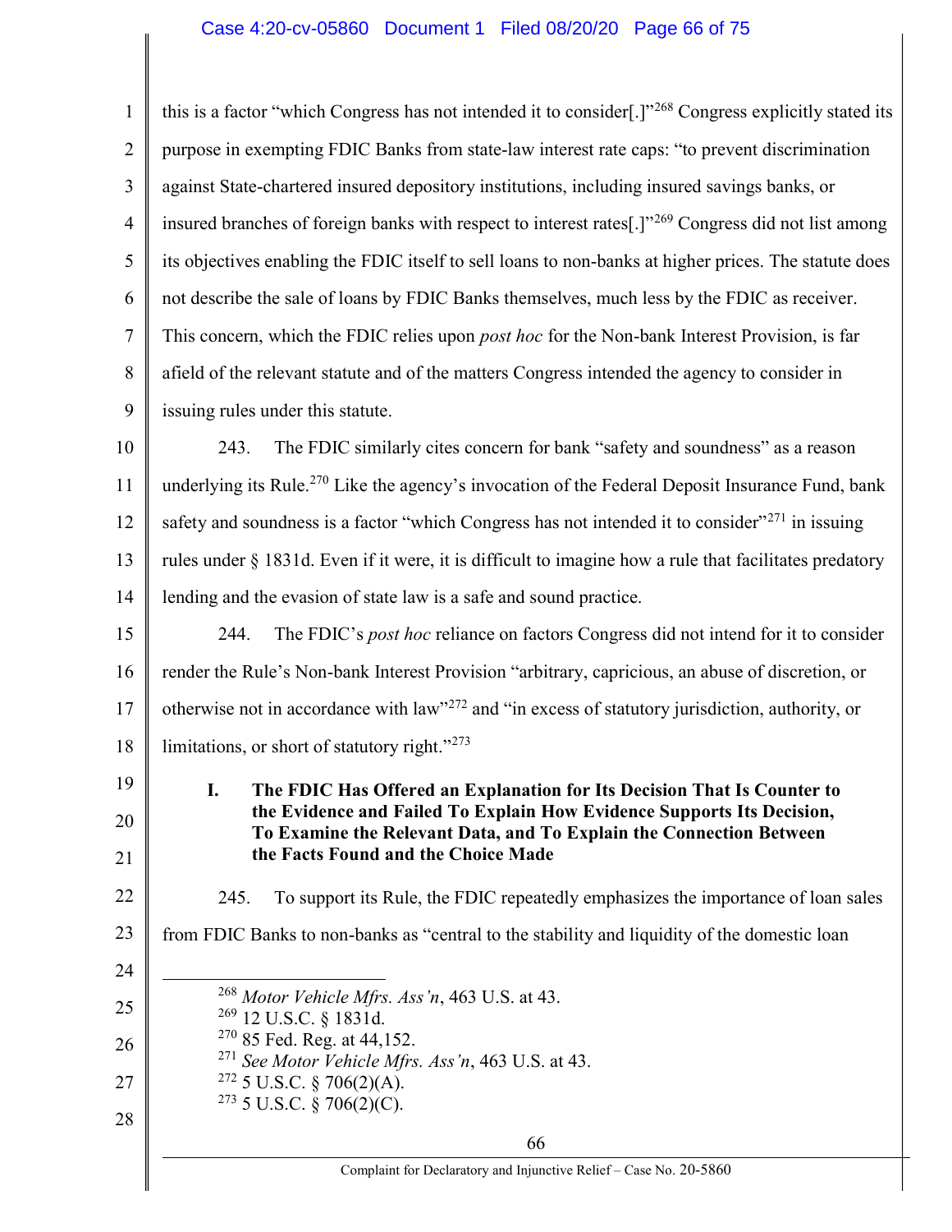this is a factor "which Congress has not intended it to consider[.]"[268] Congress explicitly stated its purpose in exempting FDIC Banks from state-law interest rate caps: "to prevent discrimination against State-chartered insured depository institutions, including insured savings banks, or insured branches of foreign banks with respect to interest rates[.]"[269] Congress did not list among its objectives enabling the FDIC itself to sell loans to non-banks at higher prices. The statute does not describe the sale of loans by FDIC Banks themselves, much less by the FDIC as receiver. This concern, which the FDIC relies upon *post hoc* for the Non-bank Interest Provision, is far afield of the relevant statute and of the matters Congress intended the agency to consider in issuing rules under this statute.

243. The FDIC similarly cites concern for bank "safety and soundness" as a reason underlying its Rule.[270] Like the agency's invocation of the Federal Deposit Insurance Fund, bank safety and soundness is a factor "which Congress has not intended it to consider"[271] in issuing rules under § 1831d. Even if it were, it is difficult to imagine how a rule that facilitates predatory lending and the evasion of state law is a safe and sound practice.

244. The FDIC's *post hoc* reliance on factors Congress did not intend for it to consider render the Rule's Non-bank Interest Provision "arbitrary, capricious, an abuse of discretion, or otherwise not in accordance with law"[272] and "in excess of statutory jurisdiction, authority, or limitations, or short of statutory right."[273]

### I. The FDIC Has Offered an Explanation for Its Decision That Is Counter to the Evidence and Failed To Explain How Evidence Supports Its Decision, To Examine the Relevant Data, and To Explain the Connection Between the Facts Found and the Choice Made

245. To support its Rule, the FDIC repeatedly emphasizes the importance of loan sales from FDIC Banks to non-banks as "central to the stability and liquidity of the domestic loan

---

[268] *Motor Vehicle Mfrs. Ass'n*, 463 U.S. at 43.
[269] 12 U.S.C. § 1831d.
[270] 85 Fed. Reg. at 44,152.
[271] *See Motor Vehicle Mfrs. Ass'n*, 463 U.S. at 43.
[272] 5 U.S.C. § 706(2)(A).
[273] 5 U.S.C. § 706(2)(C).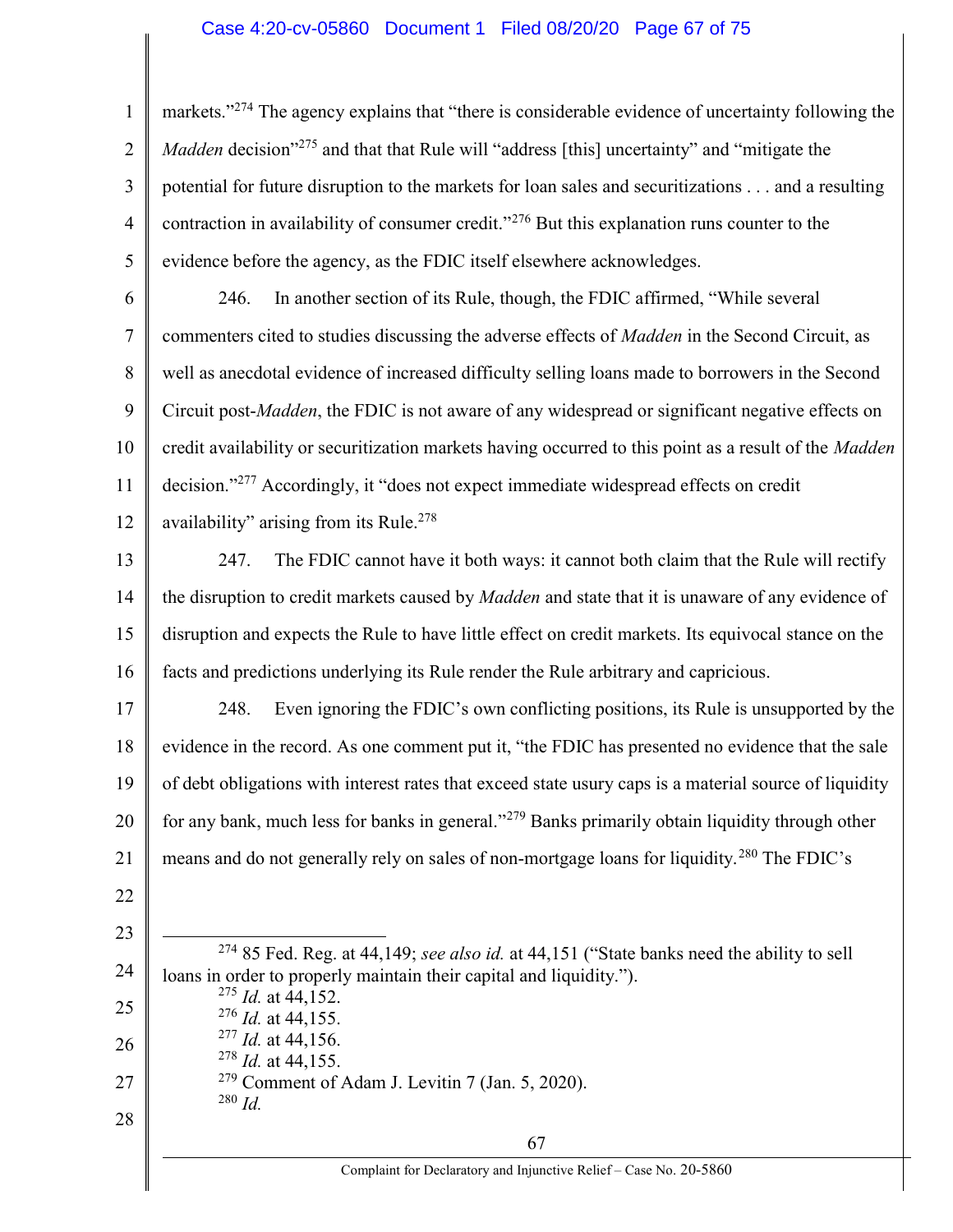markets."[274] The agency explains that "there is considerable evidence of uncertainty following the *Madden* decision"[275] and that that Rule will "address [this] uncertainty" and "mitigate the potential for future disruption to the markets for loan sales and securitizations . . . and a resulting contraction in availability of consumer credit."[276] But this explanation runs counter to the evidence before the agency, as the FDIC itself elsewhere acknowledges.

246. In another section of its Rule, though, the FDIC affirmed, "While several commenters cited to studies discussing the adverse effects of *Madden* in the Second Circuit, as well as anecdotal evidence of increased difficulty selling loans made to borrowers in the Second Circuit post-*Madden*, the FDIC is not aware of any widespread or significant negative effects on credit availability or securitization markets having occurred to this point as a result of the *Madden* decision."[277] Accordingly, it "does not expect immediate widespread effects on credit availability" arising from its Rule.[278]

247. The FDIC cannot have it both ways: it cannot both claim that the Rule will rectify the disruption to credit markets caused by *Madden* and state that it is unaware of any evidence of disruption and expects the Rule to have little effect on credit markets. Its equivocal stance on the facts and predictions underlying its Rule render the Rule arbitrary and capricious.

248. Even ignoring the FDIC's own conflicting positions, its Rule is unsupported by the evidence in the record. As one comment put it, "the FDIC has presented no evidence that the sale of debt obligations with interest rates that exceed state usury caps is a material source of liquidity for any bank, much less for banks in general."[279] Banks primarily obtain liquidity through other means and do not generally rely on sales of non-mortgage loans for liquidity.[280] The FDIC's

---

[274] 85 Fed. Reg. at 44,149; *see also id.* at 44,151 ("State banks need the ability to sell loans in order to properly maintain their capital and liquidity.").

[275] *Id.* at 44,152.

[276] *Id.* at 44,155.

[277] *Id.* at 44,156.

[278] *Id.* at 44,155.

[279] Comment of Adam J. Levitin 7 (Jan. 5, 2020).

[280] *Id.*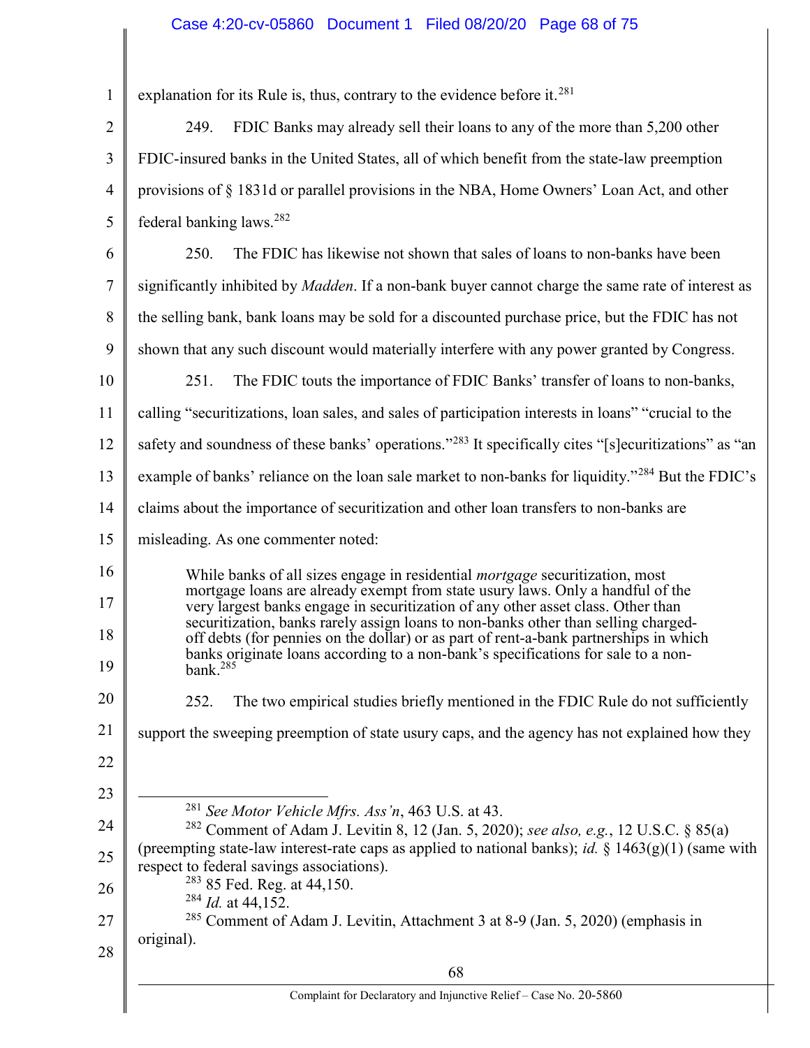explanation for its Rule is, thus, contrary to the evidence before it.[281]

249. FDIC Banks may already sell their loans to any of the more than 5,200 other FDIC-insured banks in the United States, all of which benefit from the state-law preemption provisions of § 1831d or parallel provisions in the NBA, Home Owners' Loan Act, and other federal banking laws.[282]

250. The FDIC has likewise not shown that sales of loans to non-banks have been significantly inhibited by *Madden*. If a non-bank buyer cannot charge the same rate of interest as the selling bank, bank loans may be sold for a discounted purchase price, but the FDIC has not shown that any such discount would materially interfere with any power granted by Congress.

251. The FDIC touts the importance of FDIC Banks' transfer of loans to non-banks, calling "securitizations, loan sales, and sales of participation interests in loans" "crucial to the safety and soundness of these banks' operations."[283] It specifically cites "[s]ecuritizations" as "an example of banks' reliance on the loan sale market to non-banks for liquidity."[284] But the FDIC's claims about the importance of securitization and other loan transfers to non-banks are misleading. As one commenter noted:

> While banks of all sizes engage in residential *mortgage* securitization, most mortgage loans are already exempt from state usury laws. Only a handful of the very largest banks engage in securitization of any other asset class. Other than securitization, banks rarely assign loans to non-banks other than selling charged-off debts (for pennies on the dollar) or as part of rent-a-bank partnerships in which banks originate loans according to a non-bank's specifications for sale to a non-bank.[285]

252. The two empirical studies briefly mentioned in the FDIC Rule do not sufficiently support the sweeping preemption of state usury caps, and the agency has not explained how they

---

[281] *See Motor Vehicle Mfrs. Ass'n*, 463 U.S. at 43.

[282] Comment of Adam J. Levitin 8, 12 (Jan. 5, 2020); *see also, e.g.*, 12 U.S.C. § 85(a) (preempting state-law interest-rate caps as applied to national banks); *id.* § 1463(g)(1) (same with respect to federal savings associations).

[283] 85 Fed. Reg. at 44,150.

[284] *Id.* at 44,152.

[285] Comment of Adam J. Levitin, Attachment 3 at 8-9 (Jan. 5, 2020) (emphasis in original).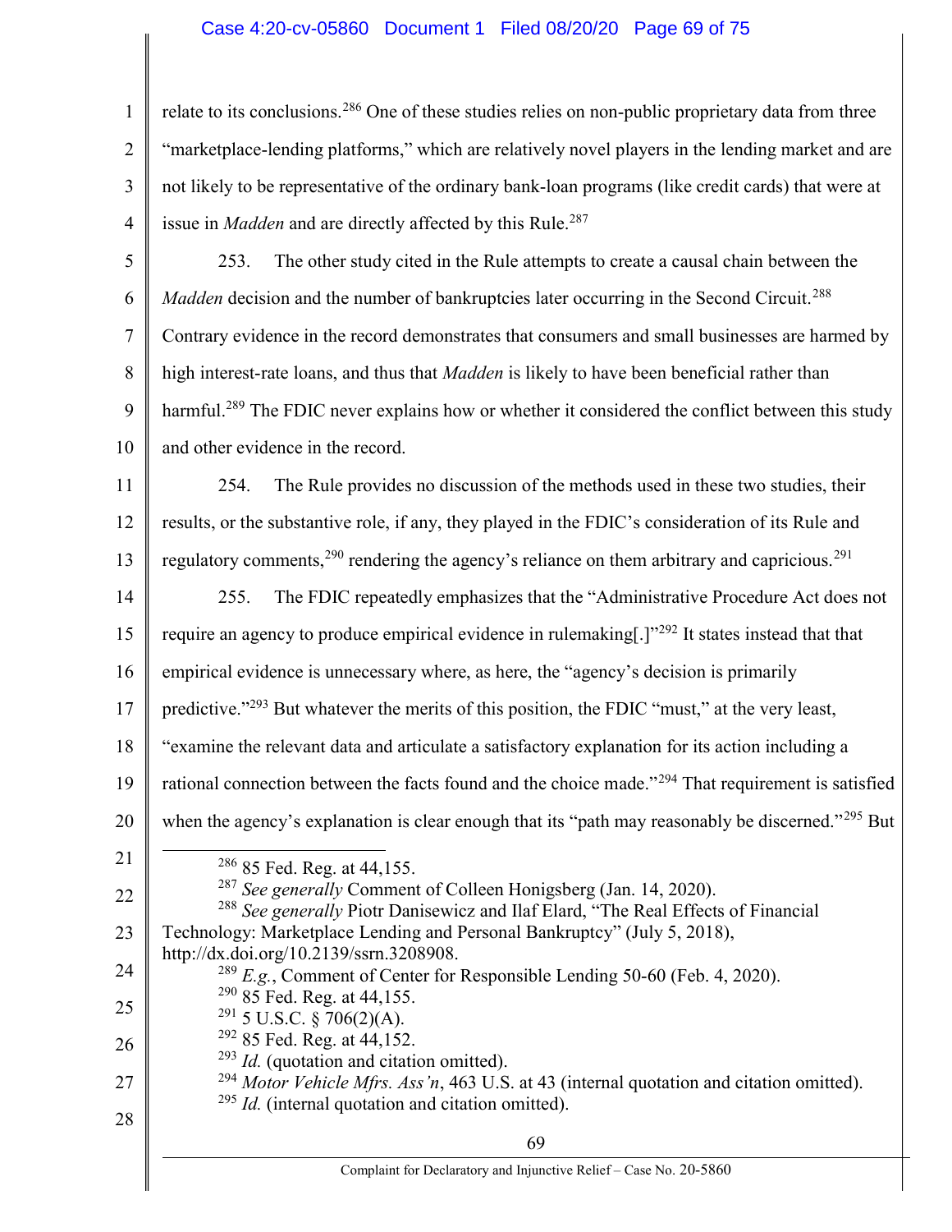relate to its conclusions.[286] One of these studies relies on non-public proprietary data from three "marketplace-lending platforms," which are relatively novel players in the lending market and are not likely to be representative of the ordinary bank-loan programs (like credit cards) that were at issue in *Madden* and are directly affected by this Rule.[287]

253. The other study cited in the Rule attempts to create a causal chain between the *Madden* decision and the number of bankruptcies later occurring in the Second Circuit.[288] Contrary evidence in the record demonstrates that consumers and small businesses are harmed by high interest-rate loans, and thus that *Madden* is likely to have been beneficial rather than harmful.[289] The FDIC never explains how or whether it considered the conflict between this study and other evidence in the record.

254. The Rule provides no discussion of the methods used in these two studies, their results, or the substantive role, if any, they played in the FDIC's consideration of its Rule and regulatory comments,[290] rendering the agency's reliance on them arbitrary and capricious.[291]

255. The FDIC repeatedly emphasizes that the "Administrative Procedure Act does not require an agency to produce empirical evidence in rulemaking[.]"[292] It states instead that that empirical evidence is unnecessary where, as here, the "agency's decision is primarily predictive."[293] But whatever the merits of this position, the FDIC "must," at the very least, "examine the relevant data and articulate a satisfactory explanation for its action including a rational connection between the facts found and the choice made."[294] That requirement is satisfied when the agency's explanation is clear enough that its "path may reasonably be discerned."[295] But

---

[286] 85 Fed. Reg. at 44,155.

[287] *See generally* Comment of Colleen Honigsberg (Jan. 14, 2020).

[288] *See generally* Piotr Danisewicz and Ilaf Elard, "The Real Effects of Financial Technology: Marketplace Lending and Personal Bankruptcy" (July 5, 2018), http://dx.doi.org/10.2139/ssrn.3208908.

[289] *E.g.*, Comment of Center for Responsible Lending 50-60 (Feb. 4, 2020).

[290] 85 Fed. Reg. at 44,155.

[291] 5 U.S.C. § 706(2)(A).

[292] 85 Fed. Reg. at 44,152.

[293] *Id.* (quotation and citation omitted).

[294] *Motor Vehicle Mfrs. Ass'n*, 463 U.S. at 43 (internal quotation and citation omitted).

[295] *Id.* (internal quotation and citation omitted).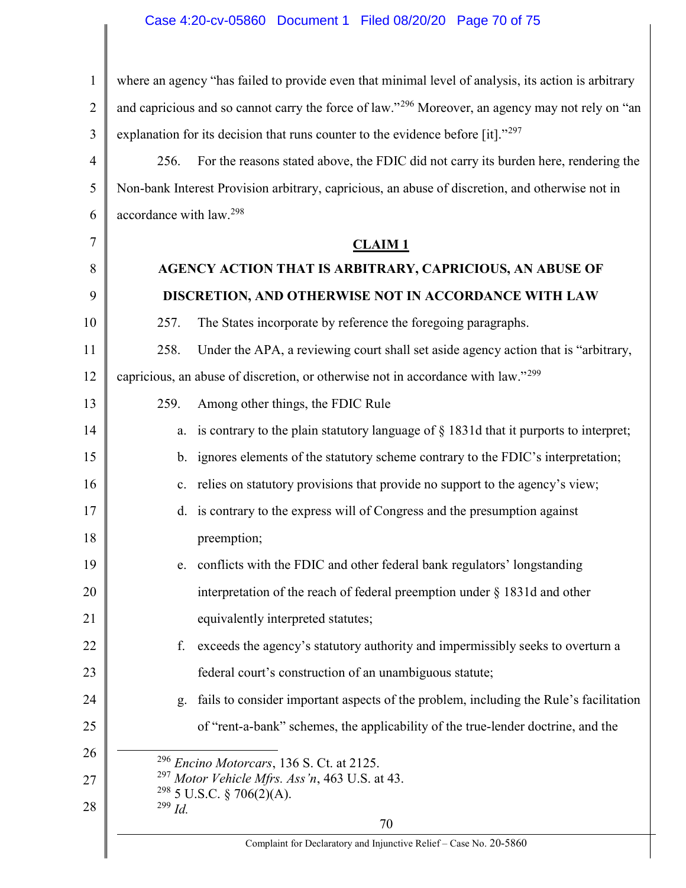where an agency "has failed to provide even that minimal level of analysis, its action is arbitrary and capricious and so cannot carry the force of law."[296] Moreover, an agency may not rely on "an explanation for its decision that runs counter to the evidence before [it]."[297]

256. For the reasons stated above, the FDIC did not carry its burden here, rendering the Non-bank Interest Provision arbitrary, capricious, an abuse of discretion, and otherwise not in accordance with law.[298]

## CLAIM 1

## AGENCY ACTION THAT IS ARBITRARY, CAPRICIOUS, AN ABUSE OF DISCRETION, AND OTHERWISE NOT IN ACCORDANCE WITH LAW

257. The States incorporate by reference the foregoing paragraphs.

258. Under the APA, a reviewing court shall set aside agency action that is "arbitrary, capricious, an abuse of discretion, or otherwise not in accordance with law."[299]

259. Among other things, the FDIC Rule

a. is contrary to the plain statutory language of § 1831d that it purports to interpret;

b. ignores elements of the statutory scheme contrary to the FDIC's interpretation;

c. relies on statutory provisions that provide no support to the agency's view;

d. is contrary to the express will of Congress and the presumption against preemption;

e. conflicts with the FDIC and other federal bank regulators' longstanding interpretation of the reach of federal preemption under § 1831d and other equivalently interpreted statutes;

f. exceeds the agency's statutory authority and impermissibly seeks to overturn a federal court's construction of an unambiguous statute;

g. fails to consider important aspects of the problem, including the Rule's facilitation of "rent-a-bank" schemes, the applicability of the true-lender doctrine, and the

---

[296] *Encino Motorcars*, 136 S. Ct. at 2125.

[297] *Motor Vehicle Mfrs. Ass'n*, 463 U.S. at 43.

[298] 5 U.S.C. § 706(2)(A).

[299] *Id.*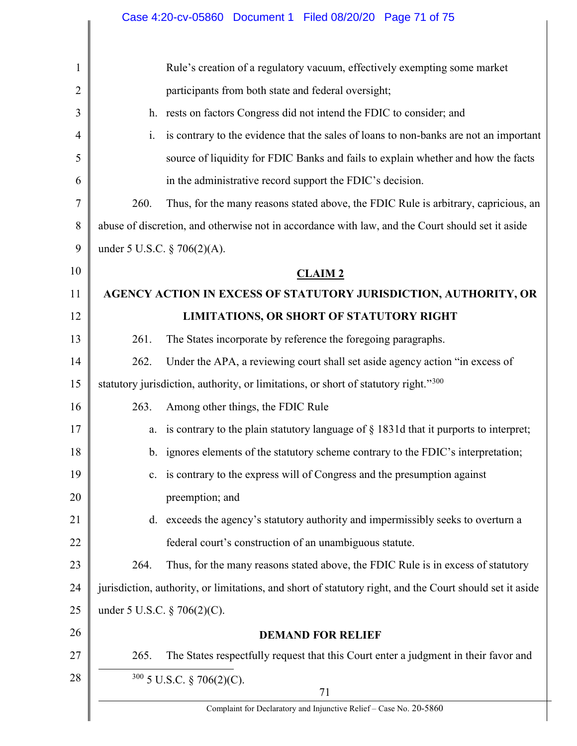Rule's creation of a regulatory vacuum, effectively exempting some market participants from both state and federal oversight;

h. rests on factors Congress did not intend the FDIC to consider; and

i. is contrary to the evidence that the sales of loans to non-banks are not an important source of liquidity for FDIC Banks and fails to explain whether and how the facts in the administrative record support the FDIC's decision.

260. Thus, for the many reasons stated above, the FDIC Rule is arbitrary, capricious, an abuse of discretion, and otherwise not in accordance with law, and the Court should set it aside under 5 U.S.C. § 706(2)(A).

## CLAIM 2

## AGENCY ACTION IN EXCESS OF STATUTORY JURISDICTION, AUTHORITY, OR LIMITATIONS, OR SHORT OF STATUTORY RIGHT

261. The States incorporate by reference the foregoing paragraphs.

262. Under the APA, a reviewing court shall set aside agency action "in excess of statutory jurisdiction, authority, or limitations, or short of statutory right."[300]

263. Among other things, the FDIC Rule

a. is contrary to the plain statutory language of § 1831d that it purports to interpret;

b. ignores elements of the statutory scheme contrary to the FDIC's interpretation;

c. is contrary to the express will of Congress and the presumption against preemption; and

d. exceeds the agency's statutory authority and impermissibly seeks to overturn a federal court's construction of an unambiguous statute.

264. Thus, for the many reasons stated above, the FDIC Rule is in excess of statutory jurisdiction, authority, or limitations, and short of statutory right, and the Court should set it aside under 5 U.S.C. § 706(2)(C).

## DEMAND FOR RELIEF

265. The States respectfully request that this Court enter a judgment in their favor and

[300] 5 U.S.C. § 706(2)(C).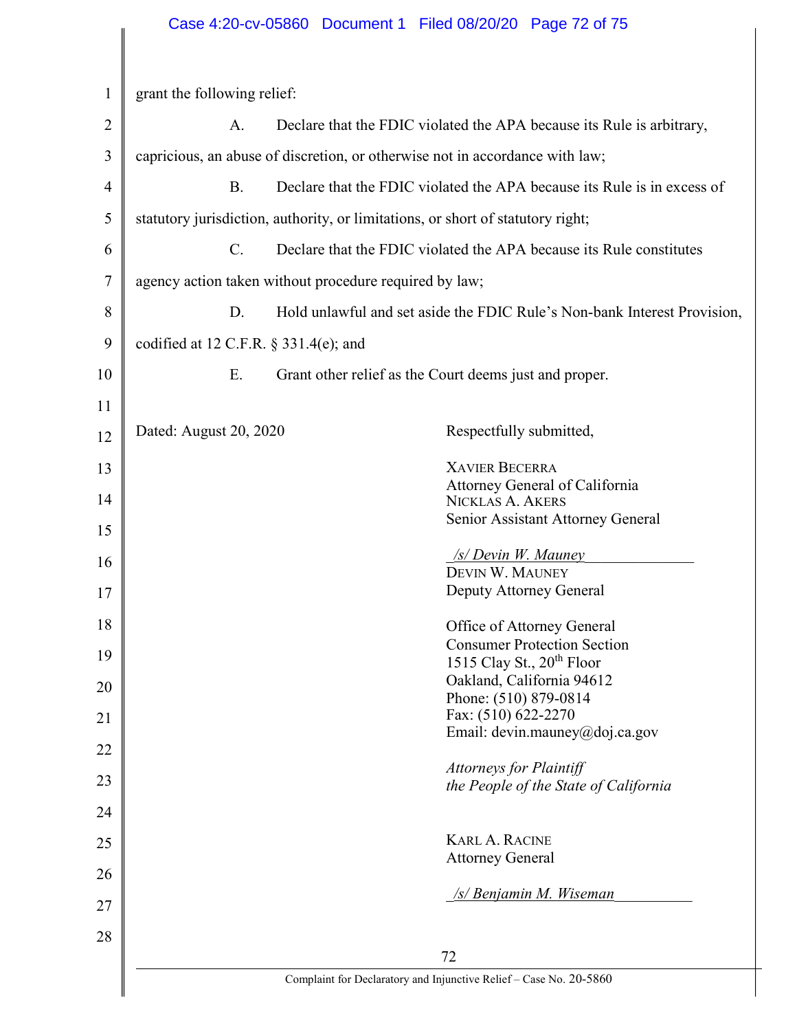grant the following relief:

A. Declare that the FDIC violated the APA because its Rule is arbitrary, capricious, an abuse of discretion, or otherwise not in accordance with law;

B. Declare that the FDIC violated the APA because its Rule is in excess of statutory jurisdiction, authority, or limitations, or short of statutory right;

C. Declare that the FDIC violated the APA because its Rule constitutes agency action taken without procedure required by law;

D. Hold unlawful and set aside the FDIC Rule's Non-bank Interest Provision, codified at 12 C.F.R. § 331.4(e); and

E. Grant other relief as the Court deems just and proper.

Dated: August 20, 2020

Respectfully submitted,

XAVIER BECERRA
Attorney General of California
NICKLAS A. AKERS
Senior Assistant Attorney General

*/s/ Devin W. Mauney*
DEVIN W. MAUNEY
Deputy Attorney General

Office of Attorney General
Consumer Protection Section
1515 Clay St., 20th Floor
Oakland, California 94612
Phone: (510) 879-0814
Fax: (510) 622-2270
Email: devin.mauney@doj.ca.gov

*Attorneys for Plaintiff the People of the State of California*

KARL A. RACINE
Attorney General

*/s/ Benjamin M. Wiseman*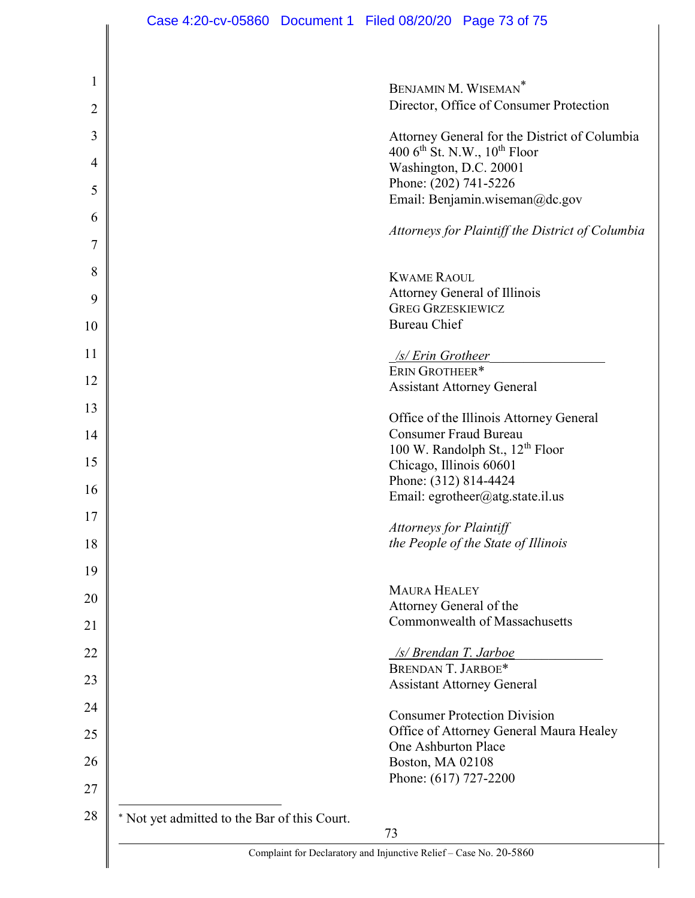BENJAMIN M. WISEMAN*
Director, Office of Consumer Protection

Attorney General for the District of Columbia
400 6th St. N.W., 10th Floor
Washington, D.C. 20001
Phone: (202) 741-5226
Email: Benjamin.wiseman@dc.gov

*Attorneys for Plaintiff the District of Columbia*

KWAME RAOUL
Attorney General of Illinois
GREG GRZESKIEWICZ
Bureau Chief

*/s/ Erin Grotheer*
ERIN GROTHEER*
Assistant Attorney General

Office of the Illinois Attorney General
Consumer Fraud Bureau
100 W. Randolph St., 12th Floor
Chicago, Illinois 60601
Phone: (312) 814-4424
Email: egrotheer@atg.state.il.us

*Attorneys for Plaintiff the People of the State of Illinois*

MAURA HEALEY
Attorney General of the
Commonwealth of Massachusetts

*/s/ Brendan T. Jarboe*
BRENDAN T. JARBOE*
Assistant Attorney General

Consumer Protection Division
Office of Attorney General Maura Healey
One Ashburton Place
Boston, MA 02108
Phone: (617) 727-2200

* Not yet admitted to the Bar of this Court.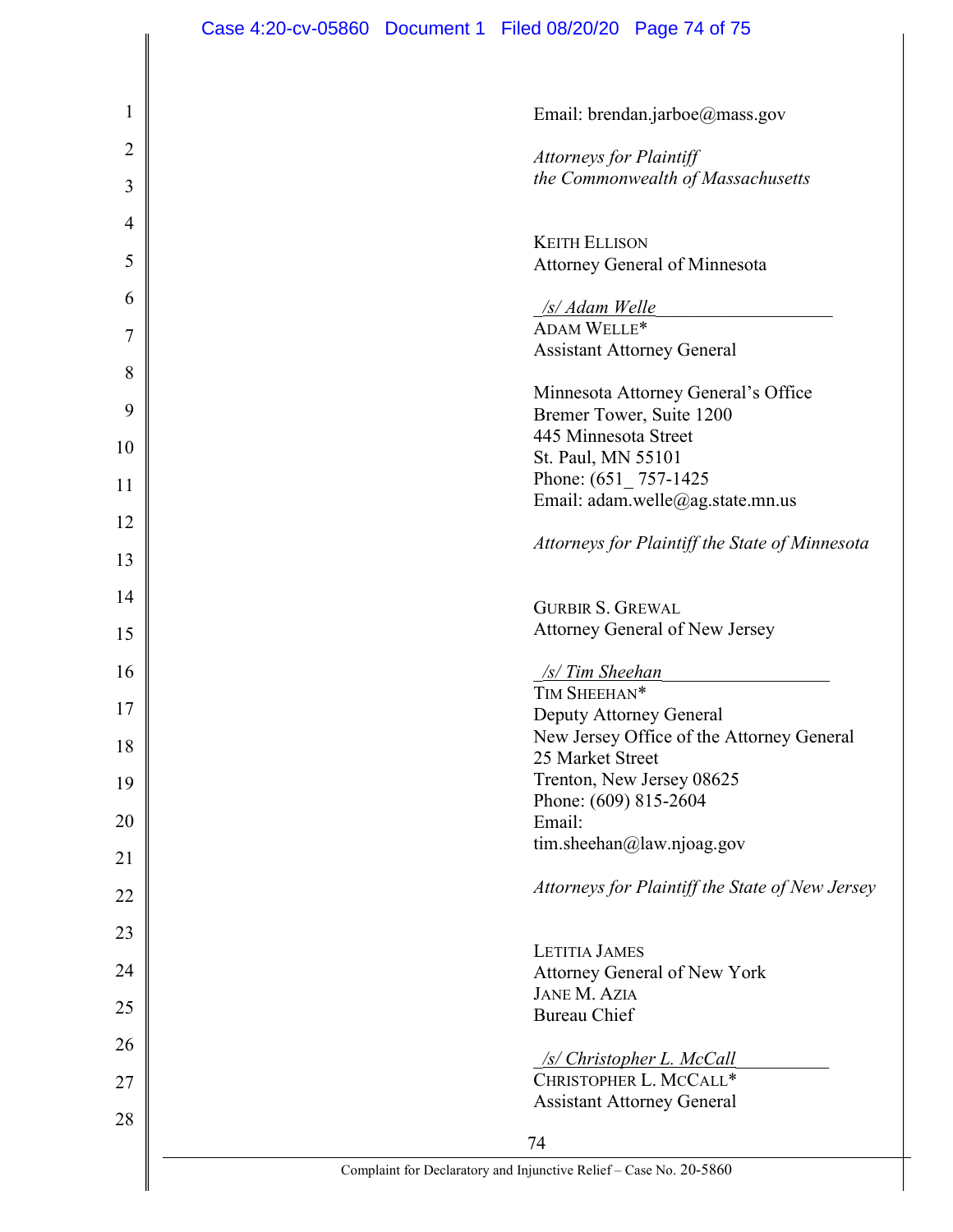Email: brendan.jarboe@mass.gov

*Attorneys for Plaintiff*
*the Commonwealth of Massachusetts*

KEITH ELLISON
Attorney General of Minnesota

*/s/ Adam Welle*
ADAM WELLE*
Assistant Attorney General

Minnesota Attorney General's Office
Bremer Tower, Suite 1200
445 Minnesota Street
St. Paul, MN 55101
Phone: (651_ 757-1425
Email: adam.welle@ag.state.mn.us

*Attorneys for Plaintiff the State of Minnesota*

GURBIR S. GREWAL
Attorney General of New Jersey

*/s/ Tim Sheehan*
TIM SHEEHAN*
Deputy Attorney General
New Jersey Office of the Attorney General
25 Market Street
Trenton, New Jersey 08625
Phone: (609) 815-2604
Email:
tim.sheehan@law.njoag.gov

*Attorneys for Plaintiff the State of New Jersey*

LETITIA JAMES
Attorney General of New York
JANE M. AZIA
Bureau Chief

*/s/ Christopher L. McCall*
CHRISTOPHER L. MCCALL*
Assistant Attorney General

Complaint for Declaratory and Injunctive Relief – Case No. 20-5860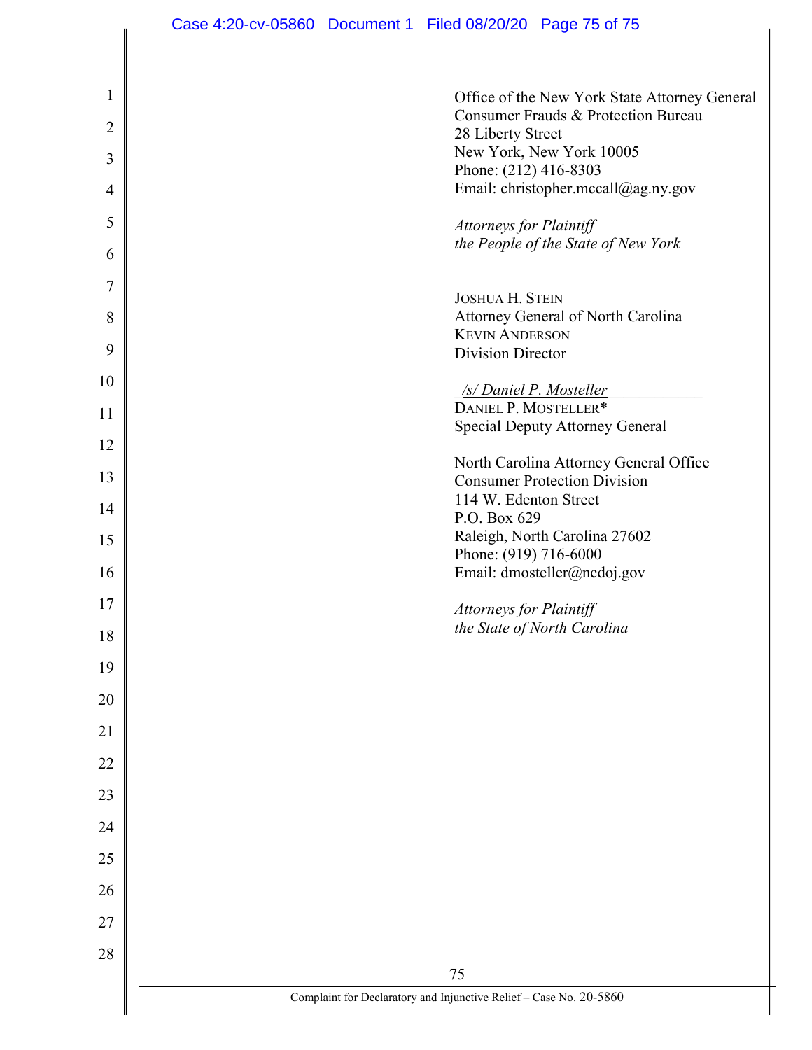Office of the New York State Attorney General
Consumer Frauds & Protection Bureau
28 Liberty Street
New York, New York 10005
Phone: (212) 416-8303
Email: christopher.mccall@ag.ny.gov

*Attorneys for Plaintiff*
*the People of the State of New York*

JOSHUA H. STEIN
Attorney General of North Carolina
KEVIN ANDERSON
Division Director

*/s/ Daniel P. Mosteller*
DANIEL P. MOSTELLER*
Special Deputy Attorney General

North Carolina Attorney General Office
Consumer Protection Division
114 W. Edenton Street
P.O. Box 629
Raleigh, North Carolina 27602
Phone: (919) 716-6000
Email: dmosteller@ncdoj.gov

*Attorneys for Plaintiff*
*the State of North Carolina*